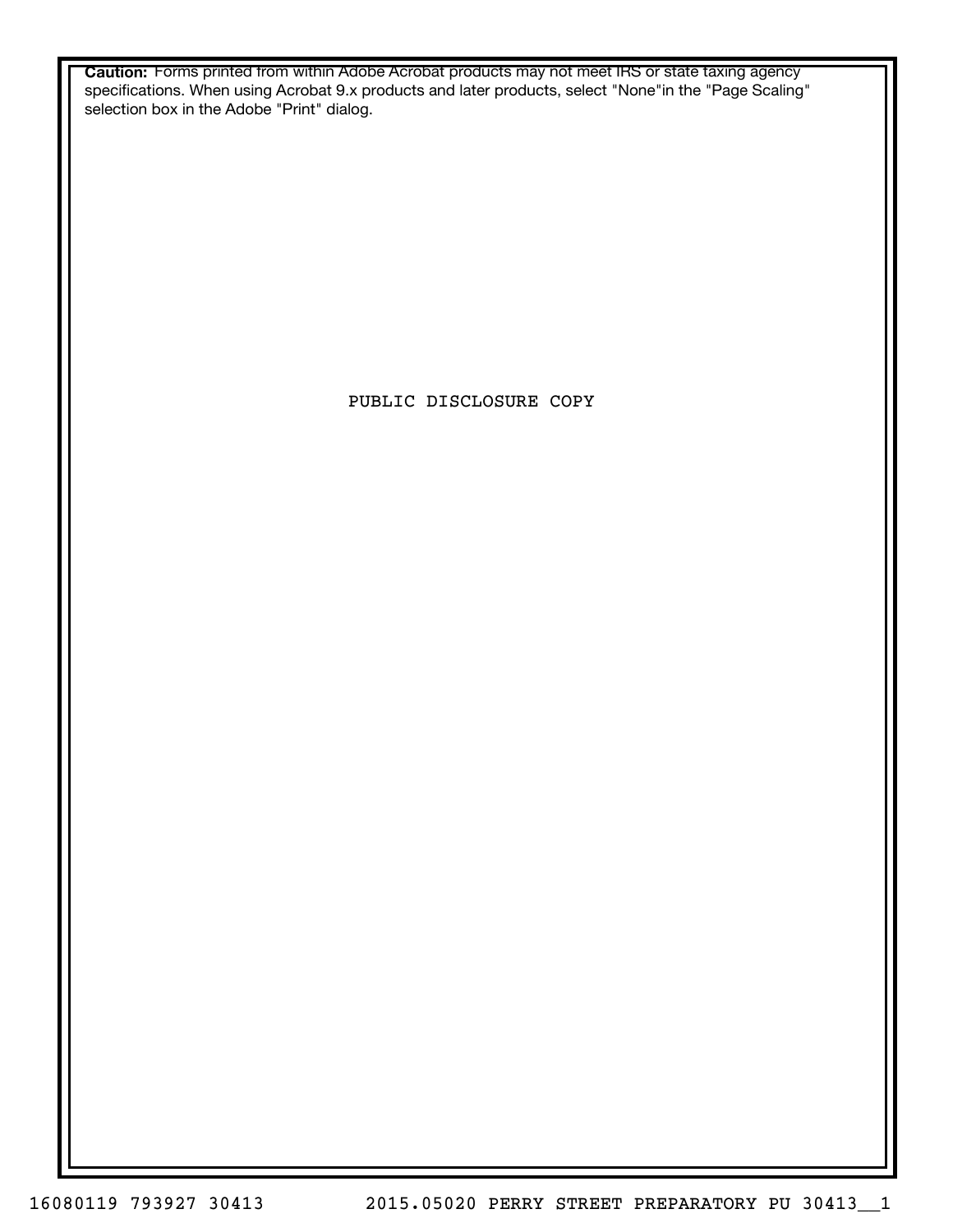**Caution:** Forms printed from within Adobe Acrobat products may not meet IRS or state taxing agency specifications. When using Acrobat 9.x products and later products, select "None"in the "Page Scaling" selection box in the Adobe "Print" dialog.

PUBLIC DISCLOSURE COPY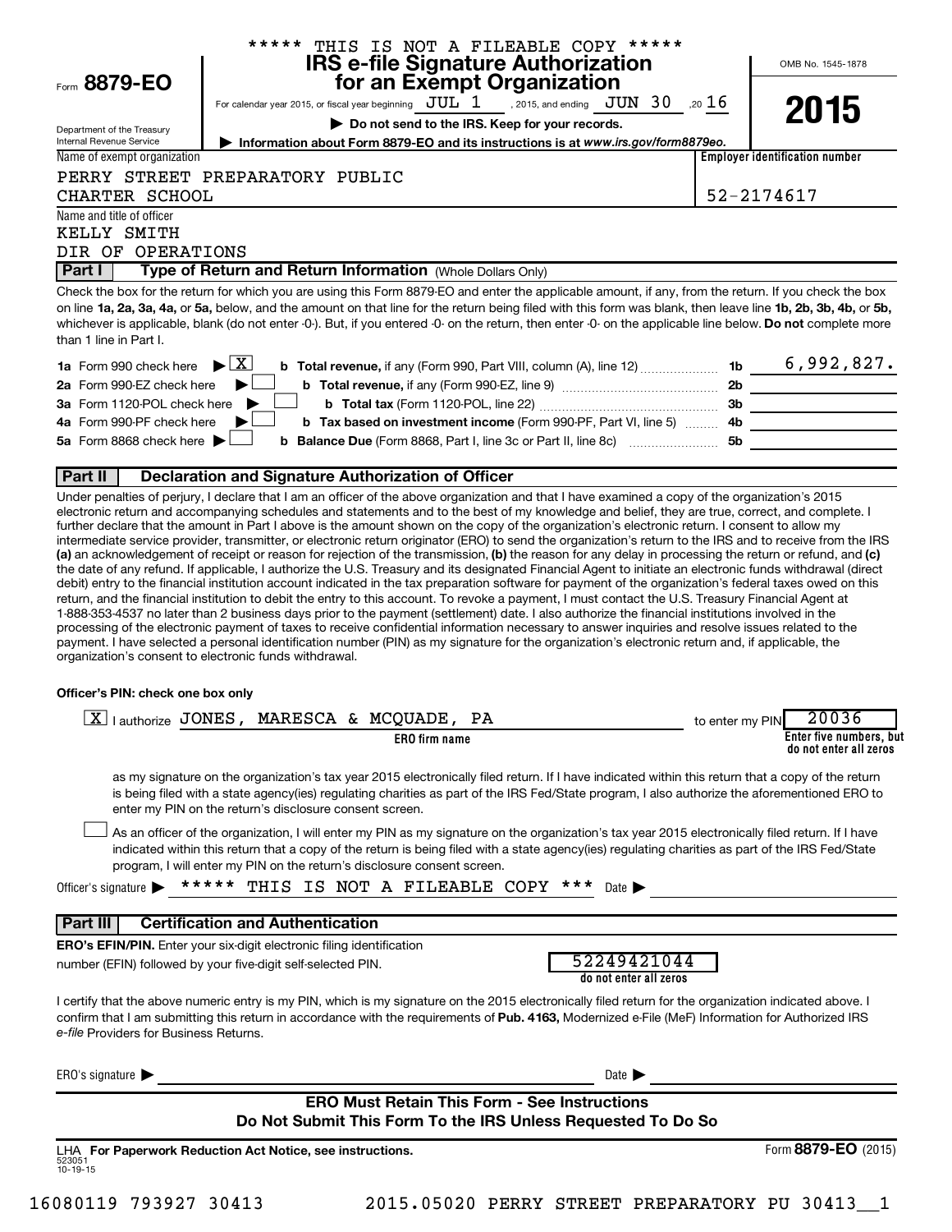***** THIS IS NOT A FILEABLE COPY *****

Form **8879-EO**

Department of the Treasury
Internal Revenue Service

# IRS e-file Signature Authorization for an Exempt Organization

For calendar year 2015, or fiscal year beginning JUL 1, 2015, and ending JUN 30, 20 16

▶ **Do not send to the IRS. Keep for your records.**

▶ **Information about Form 8879-EO and its instructions is at** ***www.irs.gov/form8879eo.***

OMB No. 1545-1878

**2015**

Name of exempt organization: PERRY STREET PREPARATORY PUBLIC CHARTER SCHOOL

**Employer identification number:** 52-2174617

Name and title of officer: KELLY SMITH, DIR OF OPERATIONS

## Part I — Type of Return and Return Information (Whole Dollars Only)

Check the box for the return for which you are using this Form 8879-EO and enter the applicable amount, if any, from the return. If you check the box on line **1a, 2a, 3a, 4a,** or **5a,** below, and the amount on that line for the return being filed with this form was blank, then leave line **1b, 2b, 3b, 4b,** or **5b,** whichever is applicable, blank (do not enter -0-). But, if you entered -0- on the return, then enter -0- on the applicable line below. **Do not** complete more than 1 line in Part I.

| | | | |
|---|---|---|---|
| **1a** Form 990 check here ▶ [X] | **b Total revenue,** if any (Form 990, Part VIII, column (A), line 12) | 1b | 6,992,827. |
| **2a** Form 990-EZ check here ▶ [ ] | **b Total revenue,** if any (Form 990-EZ, line 9) | 2b | |
| **3a** Form 1120-POL check here ▶ [ ] | **b Total tax** (Form 1120-POL, line 22) | 3b | |
| **4a** Form 990-PF check here ▶ [ ] | **b Tax based on investment income** (Form 990-PF, Part VI, line 5) | 4b | |
| **5a** Form 8868 check here ▶ [ ] | **b Balance Due** (Form 8868, Part I, line 3c or Part II, line 8c) | 5b | |

## Part II — Declaration and Signature Authorization of Officer

Under penalties of perjury, I declare that I am an officer of the above organization and that I have examined a copy of the organization's 2015 electronic return and accompanying schedules and statements and to the best of my knowledge and belief, they are true, correct, and complete. I further declare that the amount in Part I above is the amount shown on the copy of the organization's electronic return. I consent to allow my intermediate service provider, transmitter, or electronic return originator (ERO) to send the organization's return to the IRS and to receive from the IRS **(a)** an acknowledgement of receipt or reason for rejection of the transmission, **(b)** the reason for any delay in processing the return or refund, and **(c)** the date of any refund. If applicable, I authorize the U.S. Treasury and its designated Financial Agent to initiate an electronic funds withdrawal (direct debit) entry to the financial institution account indicated in the tax preparation software for payment of the organization's federal taxes owed on this return, and the financial institution to debit the entry to this account. To revoke a payment, I must contact the U.S. Treasury Financial Agent at 1-888-353-4537 no later than 2 business days prior to the payment (settlement) date. I also authorize the financial institutions involved in the processing of the electronic payment of taxes to receive confidential information necessary to answer inquiries and resolve issues related to the payment. I have selected a personal identification number (PIN) as my signature for the organization's electronic return and, if applicable, the organization's consent to electronic funds withdrawal.

**Officer's PIN: check one box only**

[X] I authorize JONES, MARESCA & MCQUADE, PA (ERO firm name) to enter my PIN 20036 (Enter five numbers, but do not enter all zeros)

as my signature on the organization's tax year 2015 electronically filed return. If I have indicated within this return that a copy of the return is being filed with a state agency(ies) regulating charities as part of the IRS Fed/State program, I also authorize the aforementioned ERO to enter my PIN on the return's disclosure consent screen.

[ ] As an officer of the organization, I will enter my PIN as my signature on the organization's tax year 2015 electronically filed return. If I have indicated within this return that a copy of the return is being filed with a state agency(ies) regulating charities as part of the IRS Fed/State program, I will enter my PIN on the return's disclosure consent screen.

Officer's signature ▶ ***** THIS IS NOT A FILEABLE COPY *** Date ▶

## Part III — Certification and Authentication

**ERO's EFIN/PIN.** Enter your six-digit electronic filing identification number (EFIN) followed by your five-digit self-selected PIN. 52249421044 (do not enter all zeros)

I certify that the above numeric entry is my PIN, which is my signature on the 2015 electronically filed return for the organization indicated above. I confirm that I am submitting this return in accordance with the requirements of **Pub. 4163,** Modernized e-File (MeF) Information for Authorized IRS *e-file* Providers for Business Returns.

ERO's signature ▶ Date ▶

**ERO Must Retain This Form - See Instructions**
**Do Not Submit This Form To the IRS Unless Requested To Do So**

LHA **For Paperwork Reduction Act Notice, see instructions.** Form **8879-EO** (2015)

523051 10-19-15

16080119 793927 30413 2015.05020 PERRY STREET PREPARATORY PU 30413__1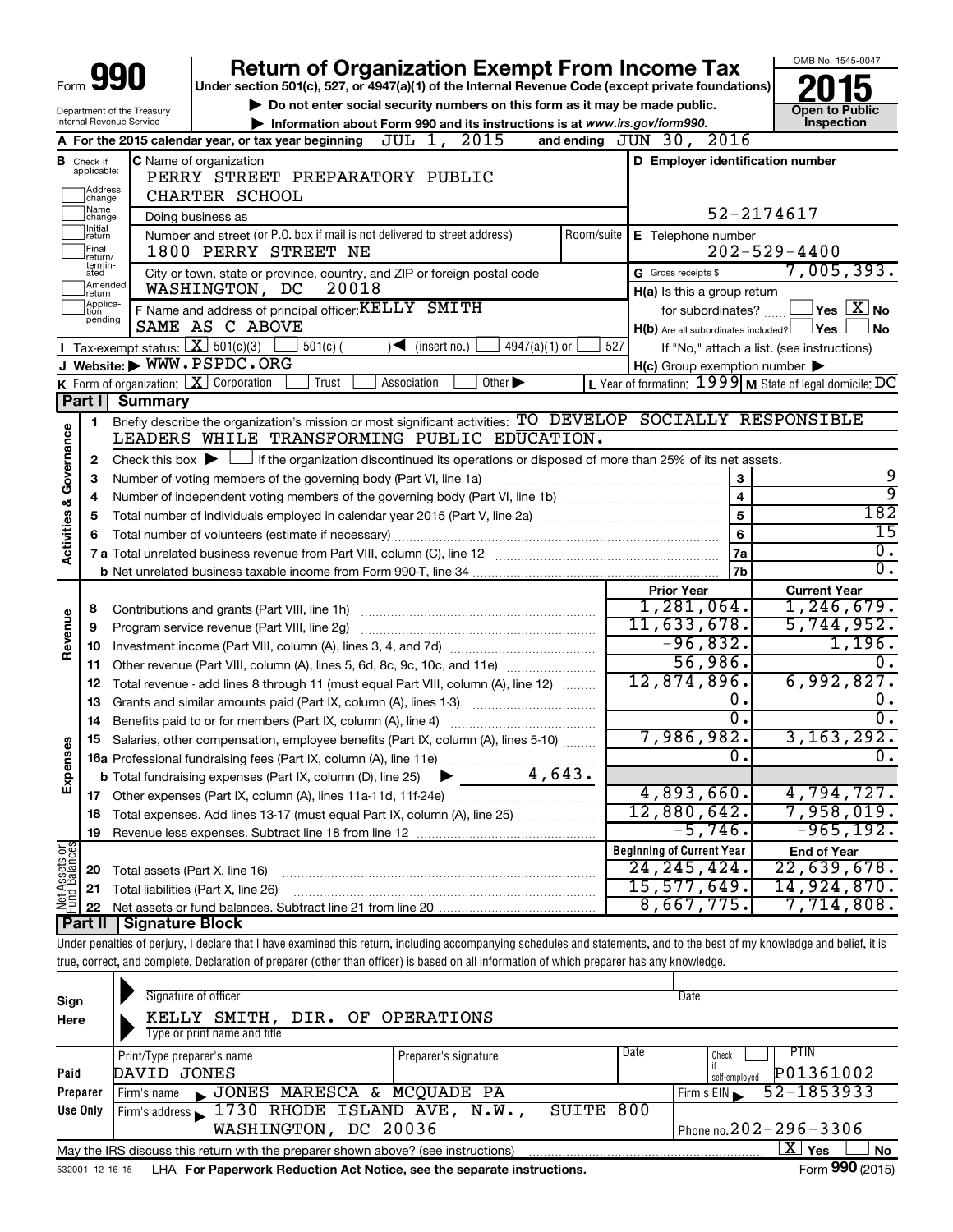# Form 990 — Return of Organization Exempt From Income Tax — 2015

Under section 501(c), 527, or 4947(a)(1) of the Internal Revenue Code (except private foundations)

▶ Do not enter social security numbers on this form as it may be made public.

▶ Information about Form 990 and its instructions is at www.irs.gov/form990.

Department of the Treasury, Internal Revenue Service

OMB No. 1545-0047 — Open to Public Inspection

**A** For the 2015 calendar year, or tax year beginning JUL 1, 2015 and ending JUN 30, 2016

**B** Check if applicable: Address change / Name change / Initial return / Final return/terminated / Amended return / Application pending

**C** Name of organization: PERRY STREET PREPARATORY PUBLIC CHARTER SCHOOL

Doing business as

Number and street (or P.O. box if mail is not delivered to street address): 1800 PERRY STREET NE — Room/suite

City or town, state or province, country, and ZIP or foreign postal code: WASHINGTON, DC 20018

**D** Employer identification number: 52-2174617

**E** Telephone number: 202-529-4400

**G** Gross receipts $ 7,005,393.

**F** Name and address of principal officer: KELLY SMITH, SAME AS C ABOVE

**H(a)** Is this a group return for subordinates? ☐ Yes ☒ No

**H(b)** Are all subordinates included? ☐ Yes ☐ No — If "No," attach a list. (see instructions)

**H(c)** Group exemption number ▶

**I** Tax-exempt status: ☒ 501(c)(3) ☐ 501(c) ( ) ◀ (insert no.) ☐ 4947(a)(1) or ☐ 527

**J** Website: ▶ WWW.PSPDC.ORG

**K** Form of organization: ☒ Corporation ☐ Trust ☐ Association ☐ Other ▶

**L** Year of formation: 1999 **M** State of legal domicile: DC

## Part I Summary

**Activities & Governance**

1. Briefly describe the organization's mission or most significant activities: TO DEVELOP SOCIALLY RESPONSIBLE LEADERS WHILE TRANSFORMING PUBLIC EDUCATION.
2. Check this box ▶ ☐ if the organization discontinued its operations or disposed of more than 25% of its net assets.

| Line | Description | | Value |
|---|---|---|---|
| 3 | Number of voting members of the governing body (Part VI, line 1a) | 3 | 9 |
| 4 | Number of independent voting members of the governing body (Part VI, line 1b) | 4 | 9 |
| 5 | Total number of individuals employed in calendar year 2015 (Part V, line 2a) | 5 | 182 |
| 6 | Total number of volunteers (estimate if necessary) | 6 | 15 |
| 7a | Total unrelated business revenue from Part VIII, column (C), line 12 | 7a | 0. |
| 7b | Net unrelated business taxable income from Form 990-T, line 34 | 7b | 0. |

| Line | Description | Prior Year | Current Year |
|---|---|---|---|
| **Revenue** | | | |
| 8 | Contributions and grants (Part VIII, line 1h) | 1,281,064. | 1,246,679. |
| 9 | Program service revenue (Part VIII, line 2g) | 11,633,678. | 5,744,952. |
| 10 | Investment income (Part VIII, column (A), lines 3, 4, and 7d) | -96,832. | 1,196. |
| 11 | Other revenue (Part VIII, column (A), lines 5, 6d, 8c, 9c, 10c, and 11e) | 56,986. | 0. |
| 12 | Total revenue - add lines 8 through 11 (must equal Part VIII, column (A), line 12) | 12,874,896. | 6,992,827. |
| **Expenses** | | | |
| 13 | Grants and similar amounts paid (Part IX, column (A), lines 1-3) | 0. | 0. |
| 14 | Benefits paid to or for members (Part IX, column (A), line 4) | 0. | 0. |
| 15 | Salaries, other compensation, employee benefits (Part IX, column (A), lines 5-10) | 7,986,982. | 3,163,292. |
| 16a | Professional fundraising fees (Part IX, column (A), line 11e) | 0. | 0. |
| b | Total fundraising expenses (Part IX, column (D), line 25) ▶ 4,643. | | |
| 17 | Other expenses (Part IX, column (A), lines 11a-11d, 11f-24e) | 4,893,660. | 4,794,727. |
| 18 | Total expenses. Add lines 13-17 (must equal Part IX, column (A), line 25) | 12,880,642. | 7,958,019. |
| 19 | Revenue less expenses. Subtract line 18 from line 12 | -5,746. | -965,192. |

| Line | Net Assets or Fund Balances | Beginning of Current Year | End of Year |
|---|---|---|---|
| 20 | Total assets (Part X, line 16) | 24,245,424. | 22,639,678. |
| 21 | Total liabilities (Part X, line 26) | 15,577,649. | 14,924,870. |
| 22 | Net assets or fund balances. Subtract line 21 from line 20 | 8,667,775. | 7,714,808. |

## Part II Signature Block

Under penalties of perjury, I declare that I have examined this return, including accompanying schedules and statements, and to the best of my knowledge and belief, it is true, correct, and complete. Declaration of preparer (other than officer) is based on all information of which preparer has any knowledge.

**Sign Here**

Signature of officer — Date

KELLY SMITH, DIR. OF OPERATIONS

Type or print name and title

**Paid Preparer Use Only**

| Print/Type preparer's name | Preparer's signature | Date | Check if self-employed | PTIN |
|---|---|---|---|---|
| DAVID JONES | | | ☐ | P01361002 |

Firm's name ▶ JONES MARESCA & MCQUADE PA — Firm's EIN ▶ 52-1853933

Firm's address ▶ 1730 RHODE ISLAND AVE, N.W., SUITE 800, WASHINGTON, DC 20036 — Phone no. 202-296-3306

May the IRS discuss this return with the preparer shown above? (see instructions) ☒ Yes ☐ No

532001 12-16-15 LHA For Paperwork Reduction Act Notice, see the separate instructions. Form 990 (2015)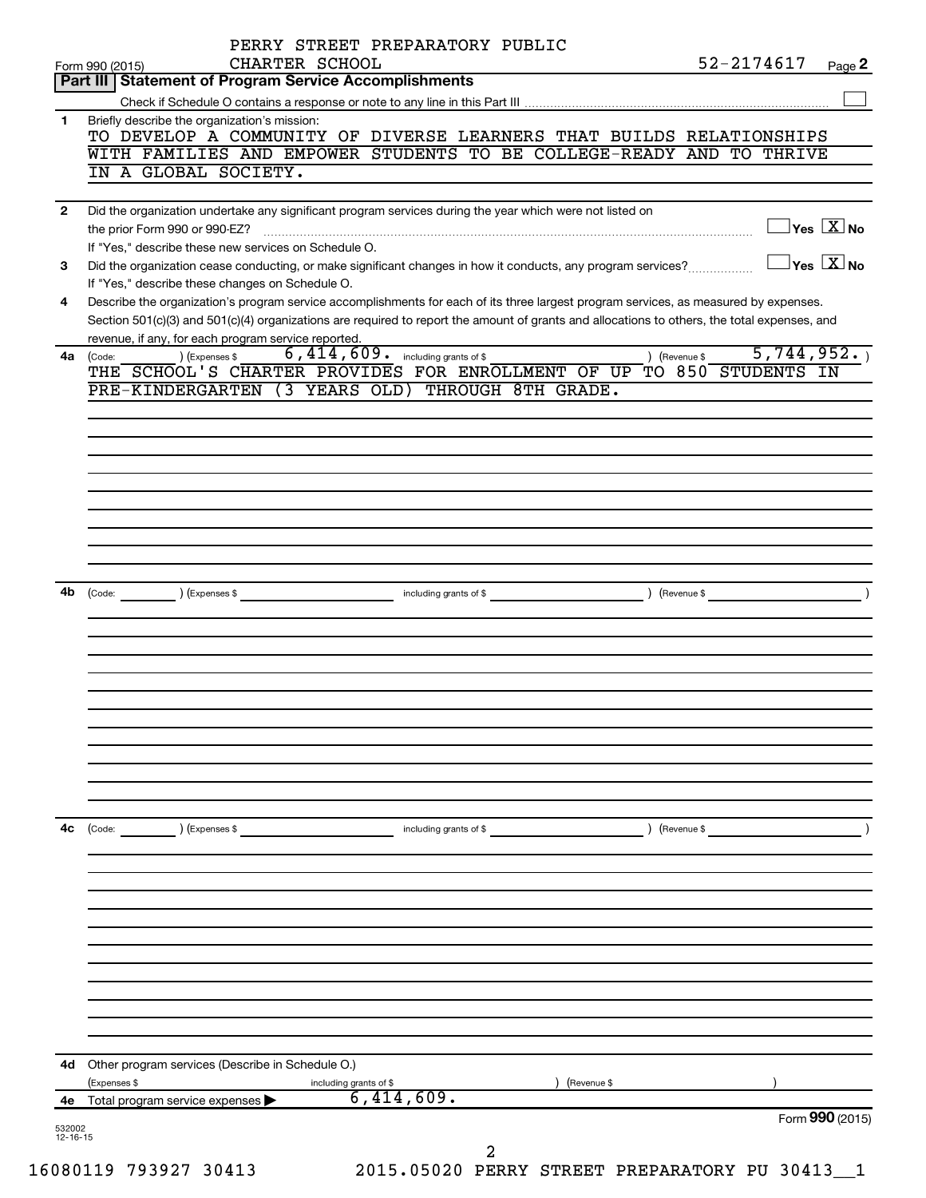PERRY STREET PREPARATORY PUBLIC CHARTER SCHOOL 52-2174617

Form 990 (2015) Page 2

## Part III Statement of Program Service Accomplishments

Check if Schedule O contains a response or note to any line in this Part III ☐

**1** Briefly describe the organization's mission:

TO DEVELOP A COMMUNITY OF DIVERSE LEARNERS THAT BUILDS RELATIONSHIPS WITH FAMILIES AND EMPOWER STUDENTS TO BE COLLEGE-READY AND TO THRIVE IN A GLOBAL SOCIETY.

**2** Did the organization undertake any significant program services during the year which were not listed on the prior Form 990 or 990-EZ? ☐ Yes ☒ No

If "Yes," describe these new services on Schedule O.

**3** Did the organization cease conducting, or make significant changes in how it conducts, any program services? ☐ Yes ☒ No

If "Yes," describe these changes on Schedule O.

**4** Describe the organization's program service accomplishments for each of its three largest program services, as measured by expenses. Section 501(c)(3) and 501(c)(4) organizations are required to report the amount of grants and allocations to others, the total expenses, and revenue, if any, for each program service reported.

**4a** (Code: ) (Expenses $ 6,414,609. including grants of $ ) (Revenue $ 5,744,952. )

THE SCHOOL'S CHARTER PROVIDES FOR ENROLLMENT OF UP TO 850 STUDENTS IN PRE-KINDERGARTEN (3 YEARS OLD) THROUGH 8TH GRADE.

**4b** (Code: ) (Expenses $ including grants of $ ) (Revenue $ )

**4c** (Code: ) (Expenses $ including grants of $ ) (Revenue $ )

**4d** Other program services (Describe in Schedule O.)

(Expenses $ including grants of $ ) (Revenue $ )

**4e** Total program service expenses ▶ 6,414,609.

Form **990** (2015)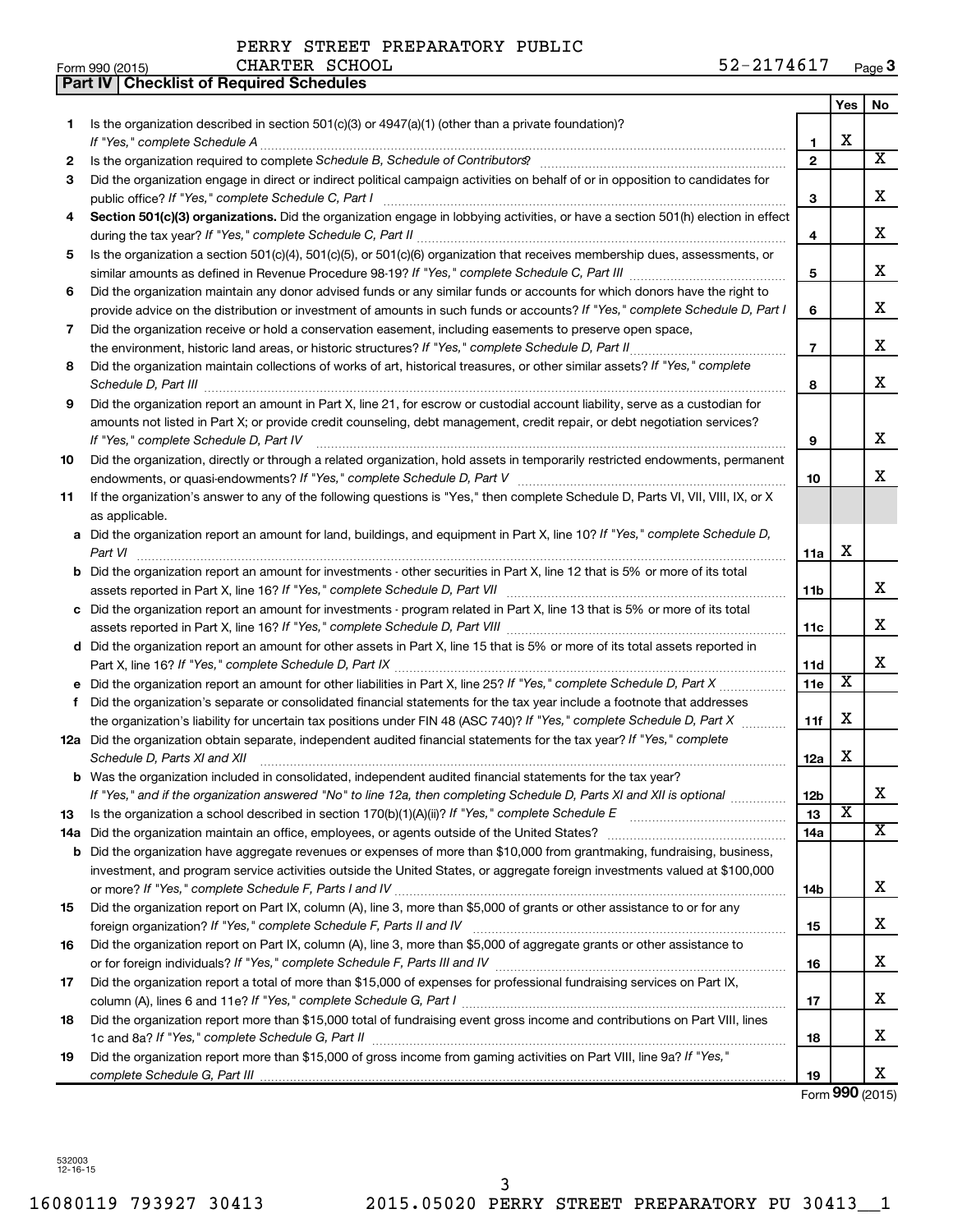PERRY STREET PREPARATORY PUBLIC CHARTER SCHOOL 52-2174617

Form 990 (2015) Page 3

**Part IV | Checklist of Required Schedules**

| | | | Yes | No |
|---|---|---|---|---|
| 1 | Is the organization described in section 501(c)(3) or 4947(a)(1) (other than a private foundation)? *If "Yes," complete Schedule A* | 1 | X | |
| 2 | Is the organization required to complete *Schedule B, Schedule of Contributors*? | 2 | | X |
| 3 | Did the organization engage in direct or indirect political campaign activities on behalf of or in opposition to candidates for public office? *If "Yes," complete Schedule C, Part I* | 3 | | X |
| 4 | **Section 501(c)(3) organizations.** Did the organization engage in lobbying activities, or have a section 501(h) election in effect during the tax year? *If "Yes," complete Schedule C, Part II* | 4 | | X |
| 5 | Is the organization a section 501(c)(4), 501(c)(5), or 501(c)(6) organization that receives membership dues, assessments, or similar amounts as defined in Revenue Procedure 98-19? *If "Yes," complete Schedule C, Part III* | 5 | | X |
| 6 | Did the organization maintain any donor advised funds or any similar funds or accounts for which donors have the right to provide advice on the distribution or investment of amounts in such funds or accounts? *If "Yes," complete Schedule D, Part I* | 6 | | X |
| 7 | Did the organization receive or hold a conservation easement, including easements to preserve open space, the environment, historic land areas, or historic structures? *If "Yes," complete Schedule D, Part II* | 7 | | X |
| 8 | Did the organization maintain collections of works of art, historical treasures, or other similar assets? *If "Yes," complete Schedule D, Part III* | 8 | | X |
| 9 | Did the organization report an amount in Part X, line 21, for escrow or custodial account liability, serve as a custodian for amounts not listed in Part X; or provide credit counseling, debt management, credit repair, or debt negotiation services? *If "Yes," complete Schedule D, Part IV* | 9 | | X |
| 10 | Did the organization, directly or through a related organization, hold assets in temporarily restricted endowments, permanent endowments, or quasi-endowments? *If "Yes," complete Schedule D, Part V* | 10 | | X |
| 11 | If the organization's answer to any of the following questions is "Yes," then complete Schedule D, Parts VI, VII, VIII, IX, or X as applicable. | | | |
| a | Did the organization report an amount for land, buildings, and equipment in Part X, line 10? *If "Yes," complete Schedule D, Part VI* | 11a | X | |
| b | Did the organization report an amount for investments - other securities in Part X, line 12 that is 5% or more of its total assets reported in Part X, line 16? *If "Yes," complete Schedule D, Part VII* | 11b | | X |
| c | Did the organization report an amount for investments - program related in Part X, line 13 that is 5% or more of its total assets reported in Part X, line 16? *If "Yes," complete Schedule D, Part VIII* | 11c | | X |
| d | Did the organization report an amount for other assets in Part X, line 15 that is 5% or more of its total assets reported in Part X, line 16? *If "Yes," complete Schedule D, Part IX* | 11d | | X |
| e | Did the organization report an amount for other liabilities in Part X, line 25? *If "Yes," complete Schedule D, Part X* | 11e | X | |
| f | Did the organization's separate or consolidated financial statements for the tax year include a footnote that addresses the organization's liability for uncertain tax positions under FIN 48 (ASC 740)? *If "Yes," complete Schedule D, Part X* | 11f | X | |
| 12a | Did the organization obtain separate, independent audited financial statements for the tax year? *If "Yes," complete Schedule D, Parts XI and XII* | 12a | X | |
| b | Was the organization included in consolidated, independent audited financial statements for the tax year? *If "Yes," and if the organization answered "No" to line 12a, then completing Schedule D, Parts XI and XII is optional* | 12b | | X |
| 13 | Is the organization a school described in section 170(b)(1)(A)(ii)? *If "Yes," complete Schedule E* | 13 | X | |
| 14a | Did the organization maintain an office, employees, or agents outside of the United States? | 14a | | X |
| b | Did the organization have aggregate revenues or expenses of more than $10,000 from grantmaking, fundraising, business, investment, and program service activities outside the United States, or aggregate foreign investments valued at $100,000 or more? *If "Yes," complete Schedule F, Parts I and IV* | 14b | | X |
| 15 | Did the organization report on Part IX, column (A), line 3, more than $5,000 of grants or other assistance to or for any foreign organization? *If "Yes," complete Schedule F, Parts II and IV* | 15 | | X |
| 16 | Did the organization report on Part IX, column (A), line 3, more than $5,000 of aggregate grants or other assistance to or for foreign individuals? *If "Yes," complete Schedule F, Parts III and IV* | 16 | | X |
| 17 | Did the organization report a total of more than $15,000 of expenses for professional fundraising services on Part IX, column (A), lines 6 and 11e? *If "Yes," complete Schedule G, Part I* | 17 | | X |
| 18 | Did the organization report more than $15,000 total of fundraising event gross income and contributions on Part VIII, lines 1c and 8a? *If "Yes," complete Schedule G, Part II* | 18 | | X |
| 19 | Did the organization report more than $15,000 of gross income from gaming activities on Part VIII, line 9a? *If "Yes," complete Schedule G, Part III* | 19 | | X |

Form **990** (2015)

532003 12-16-15

16080119 793927 30413 2015.05020 PERRY STREET PREPARATORY PU 30413__1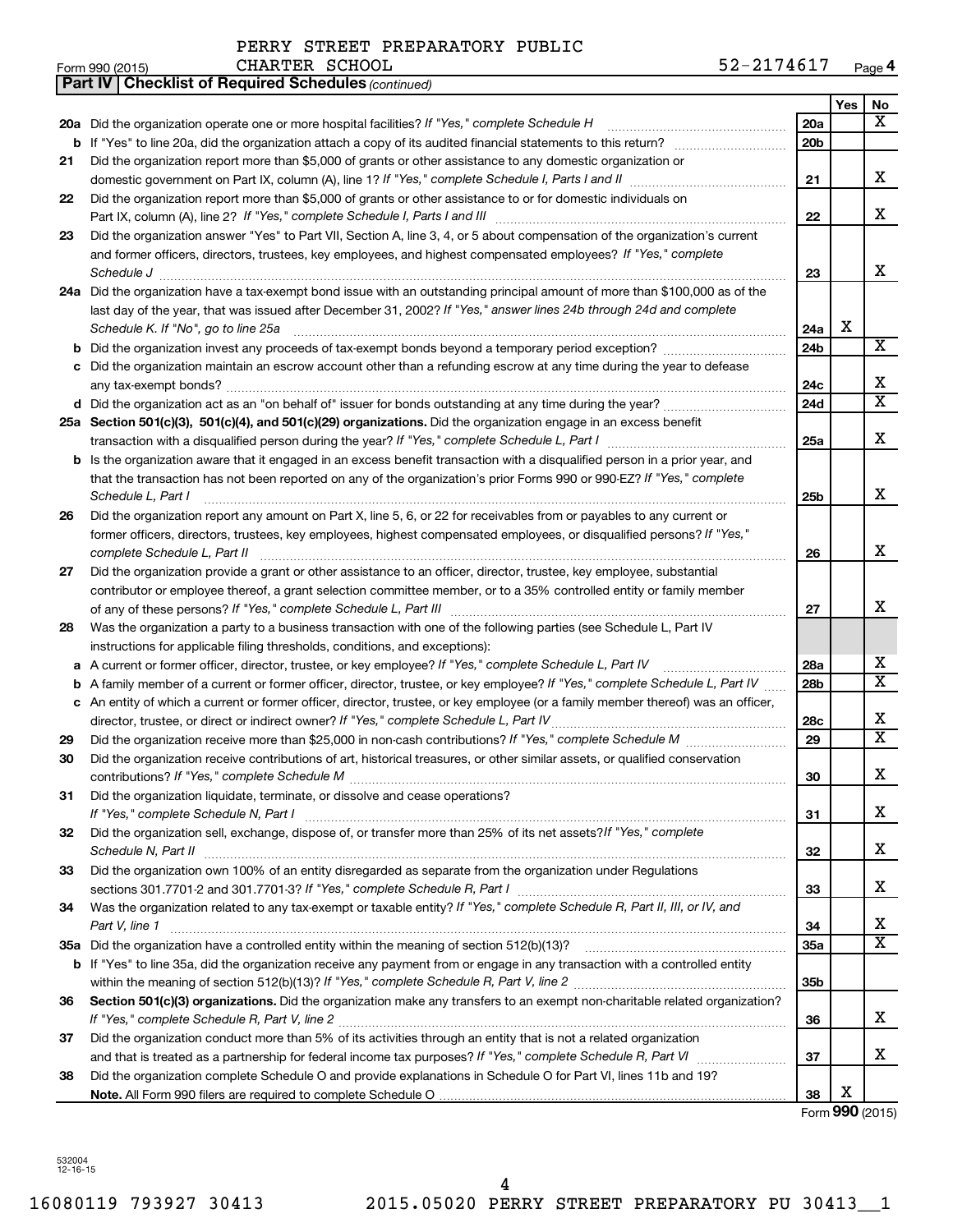PERRY STREET PREPARATORY PUBLIC CHARTER SCHOOL 52-2174617

Form 990 (2015) Page 4

**Part IV | Checklist of Required Schedules** *(continued)*

| | | | Yes | No |
|---|---|---|---|---|
| 20a | Did the organization operate one or more hospital facilities? *If "Yes," complete Schedule H* | 20a | | X |
| b | If "Yes" to line 20a, did the organization attach a copy of its audited financial statements to this return? | 20b | | |
| 21 | Did the organization report more than $5,000 of grants or other assistance to any domestic organization or domestic government on Part IX, column (A), line 1? *If "Yes," complete Schedule I, Parts I and II* | 21 | | X |
| 22 | Did the organization report more than $5,000 of grants or other assistance to or for domestic individuals on Part IX, column (A), line 2? *If "Yes," complete Schedule I, Parts I and III* | 22 | | X |
| 23 | Did the organization answer "Yes" to Part VII, Section A, line 3, 4, or 5 about compensation of the organization's current and former officers, directors, trustees, key employees, and highest compensated employees? *If "Yes," complete Schedule J* | 23 | | X |
| 24a | Did the organization have a tax-exempt bond issue with an outstanding principal amount of more than $100,000 as of the last day of the year, that was issued after December 31, 2002? *If "Yes," answer lines 24b through 24d and complete Schedule K. If "No", go to line 25a* | 24a | X | |
| b | Did the organization invest any proceeds of tax-exempt bonds beyond a temporary period exception? | 24b | | X |
| c | Did the organization maintain an escrow account other than a refunding escrow at any time during the year to defease any tax-exempt bonds? | 24c | | X |
| d | Did the organization act as an "on behalf of" issuer for bonds outstanding at any time during the year? | 24d | | X |
| 25a | **Section 501(c)(3), 501(c)(4), and 501(c)(29) organizations.** Did the organization engage in an excess benefit transaction with a disqualified person during the year? *If "Yes," complete Schedule L, Part I* | 25a | | X |
| b | Is the organization aware that it engaged in an excess benefit transaction with a disqualified person in a prior year, and that the transaction has not been reported on any of the organization's prior Forms 990 or 990-EZ? *If "Yes," complete Schedule L, Part I* | 25b | | X |
| 26 | Did the organization report any amount on Part X, line 5, 6, or 22 for receivables from or payables to any current or former officers, directors, trustees, key employees, highest compensated employees, or disqualified persons? *If "Yes," complete Schedule L, Part II* | 26 | | X |
| 27 | Did the organization provide a grant or other assistance to an officer, director, trustee, key employee, substantial contributor or employee thereof, a grant selection committee member, or to a 35% controlled entity or family member of any of these persons? *If "Yes," complete Schedule L, Part III* | 27 | | X |
| 28 | Was the organization a party to a business transaction with one of the following parties (see Schedule L, Part IV instructions for applicable filing thresholds, conditions, and exceptions): | | | |
| a | A current or former officer, director, trustee, or key employee? *If "Yes," complete Schedule L, Part IV* | 28a | | X |
| b | A family member of a current or former officer, director, trustee, or key employee? *If "Yes," complete Schedule L, Part IV* | 28b | | X |
| c | An entity of which a current or former officer, director, trustee, or key employee (or a family member thereof) was an officer, director, trustee, or direct or indirect owner? *If "Yes," complete Schedule L, Part IV* | 28c | | X |
| 29 | Did the organization receive more than $25,000 in non-cash contributions? *If "Yes," complete Schedule M* | 29 | | X |
| 30 | Did the organization receive contributions of art, historical treasures, or other similar assets, or qualified conservation contributions? *If "Yes," complete Schedule M* | 30 | | X |
| 31 | Did the organization liquidate, terminate, or dissolve and cease operations? *If "Yes," complete Schedule N, Part I* | 31 | | X |
| 32 | Did the organization sell, exchange, dispose of, or transfer more than 25% of its net assets? *If "Yes," complete Schedule N, Part II* | 32 | | X |
| 33 | Did the organization own 100% of an entity disregarded as separate from the organization under Regulations sections 301.7701-2 and 301.7701-3? *If "Yes," complete Schedule R, Part I* | 33 | | X |
| 34 | Was the organization related to any tax-exempt or taxable entity? *If "Yes," complete Schedule R, Part II, III, or IV, and Part V, line 1* | 34 | | X |
| 35a | Did the organization have a controlled entity within the meaning of section 512(b)(13)? | 35a | | X |
| b | If "Yes" to line 35a, did the organization receive any payment from or engage in any transaction with a controlled entity within the meaning of section 512(b)(13)? *If "Yes," complete Schedule R, Part V, line 2* | 35b | | |
| 36 | **Section 501(c)(3) organizations.** Did the organization make any transfers to an exempt non-charitable related organization? *If "Yes," complete Schedule R, Part V, line 2* | 36 | | X |
| 37 | Did the organization conduct more than 5% of its activities through an entity that is not a related organization and that is treated as a partnership for federal income tax purposes? *If "Yes," complete Schedule R, Part VI* | 37 | | X |
| 38 | Did the organization complete Schedule O and provide explanations in Schedule O for Part VI, lines 11b and 19? **Note.** All Form 990 filers are required to complete Schedule O | 38 | X | |

Form **990** (2015)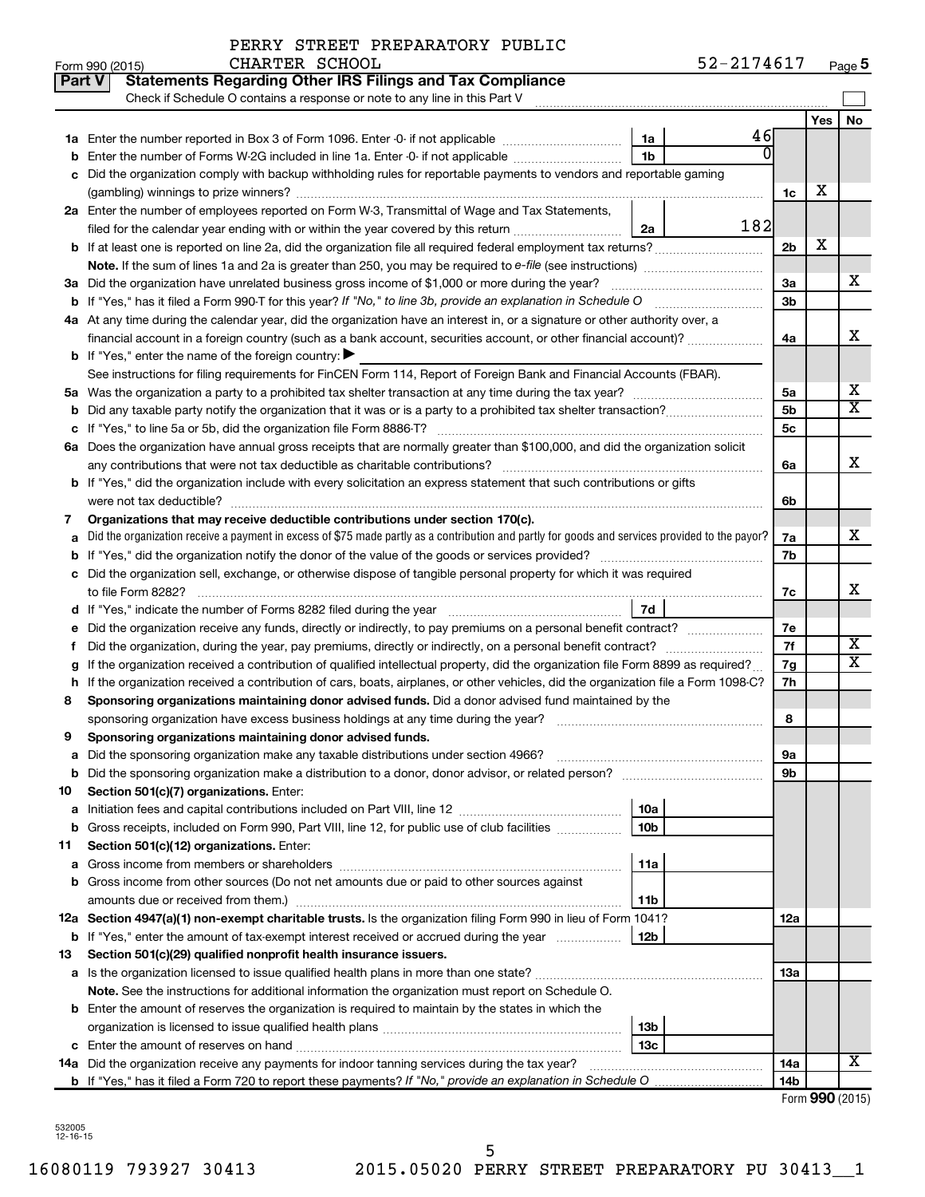PERRY STREET PREPARATORY PUBLIC CHARTER SCHOOL 52-2174617

Form 990 (2015)

## Part V Statements Regarding Other IRS Filings and Tax Compliance

Check if Schedule O contains a response or note to any line in this Part V

| | | | | | Yes | No |
|---|---|---|---|---|---|---|
| **1a** | Enter the number reported in Box 3 of Form 1096. Enter -0- if not applicable | 1a | 46 | | | |
| **b** | Enter the number of Forms W-2G included in line 1a. Enter -0- if not applicable | 1b | 0 | | | |
| **c** | Did the organization comply with backup withholding rules for reportable payments to vendors and reportable gaming (gambling) winnings to prize winners? | | | 1c | X | |
| **2a** | Enter the number of employees reported on Form W-3, Transmittal of Wage and Tax Statements, filed for the calendar year ending with or within the year covered by this return | 2a | 182 | | | |
| **b** | If at least one is reported on line 2a, did the organization file all required federal employment tax returns? | | | 2b | X | |
| | **Note.** If the sum of lines 1a and 2a is greater than 250, you may be required to *e-file* (see instructions) | | | | | |
| **3a** | Did the organization have unrelated business gross income of $1,000 or more during the year? | | | 3a | | X |
| **b** | If "Yes," has it filed a Form 990-T for this year? *If "No," to line 3b, provide an explanation in Schedule O* | | | 3b | | |
| **4a** | At any time during the calendar year, did the organization have an interest in, or a signature or other authority over, a financial account in a foreign country (such as a bank account, securities account, or other financial account)? | | | 4a | | X |
| **b** | If "Yes," enter the name of the foreign country: ▶ | | | | | |
| | See instructions for filing requirements for FinCEN Form 114, Report of Foreign Bank and Financial Accounts (FBAR). | | | | | |
| **5a** | Was the organization a party to a prohibited tax shelter transaction at any time during the tax year? | | | 5a | | X |
| **b** | Did any taxable party notify the organization that it was or is a party to a prohibited tax shelter transaction? | | | 5b | | X |
| **c** | If "Yes," to line 5a or 5b, did the organization file Form 8886-T? | | | 5c | | |
| **6a** | Does the organization have annual gross receipts that are normally greater than $100,000, and did the organization solicit any contributions that were not tax deductible as charitable contributions? | | | 6a | | X |
| **b** | If "Yes," did the organization include with every solicitation an express statement that such contributions or gifts were not tax deductible? | | | 6b | | |
| **7** | **Organizations that may receive deductible contributions under section 170(c).** | | | | | |
| **a** | Did the organization receive a payment in excess of $75 made partly as a contribution and partly for goods and services provided to the payor? | | | 7a | | X |
| **b** | If "Yes," did the organization notify the donor of the value of the goods or services provided? | | | 7b | | |
| **c** | Did the organization sell, exchange, or otherwise dispose of tangible personal property for which it was required to file Form 8282? | | | 7c | | X |
| **d** | If "Yes," indicate the number of Forms 8282 filed during the year | 7d | | | | |
| **e** | Did the organization receive any funds, directly or indirectly, to pay premiums on a personal benefit contract? | | | 7e | | |
| **f** | Did the organization, during the year, pay premiums, directly or indirectly, on a personal benefit contract? | | | 7f | | X |
| **g** | If the organization received a contribution of qualified intellectual property, did the organization file Form 8899 as required? | | | 7g | | X |
| **h** | If the organization received a contribution of cars, boats, airplanes, or other vehicles, did the organization file a Form 1098-C? | | | 7h | | |
| **8** | **Sponsoring organizations maintaining donor advised funds.** Did a donor advised fund maintained by the sponsoring organization have excess business holdings at any time during the year? | | | 8 | | |
| **9** | **Sponsoring organizations maintaining donor advised funds.** | | | | | |
| **a** | Did the sponsoring organization make any taxable distributions under section 4966? | | | 9a | | |
| **b** | Did the sponsoring organization make a distribution to a donor, donor advisor, or related person? | | | 9b | | |
| **10** | **Section 501(c)(7) organizations.** Enter: | | | | | |
| **a** | Initiation fees and capital contributions included on Part VIII, line 12 | 10a | | | | |
| **b** | Gross receipts, included on Form 990, Part VIII, line 12, for public use of club facilities | 10b | | | | |
| **11** | **Section 501(c)(12) organizations.** Enter: | | | | | |
| **a** | Gross income from members or shareholders | 11a | | | | |
| **b** | Gross income from other sources (Do not net amounts due or paid to other sources against amounts due or received from them.) | 11b | | | | |
| **12a** | **Section 4947(a)(1) non-exempt charitable trusts.** Is the organization filing Form 990 in lieu of Form 1041? | | | 12a | | |
| **b** | If "Yes," enter the amount of tax-exempt interest received or accrued during the year | 12b | | | | |
| **13** | **Section 501(c)(29) qualified nonprofit health insurance issuers.** | | | | | |
| **a** | Is the organization licensed to issue qualified health plans in more than one state? | | | 13a | | |
| | **Note.** See the instructions for additional information the organization must report on Schedule O. | | | | | |
| **b** | Enter the amount of reserves the organization is required to maintain by the states in which the organization is licensed to issue qualified health plans | 13b | | | | |
| **c** | Enter the amount of reserves on hand | 13c | | | | |
| **14a** | Did the organization receive any payments for indoor tanning services during the tax year? | | | 14a | | X |
| **b** | If "Yes," has it filed a Form 720 to report these payments? *If "No," provide an explanation in Schedule O* | | | 14b | | |

Form **990** (2015)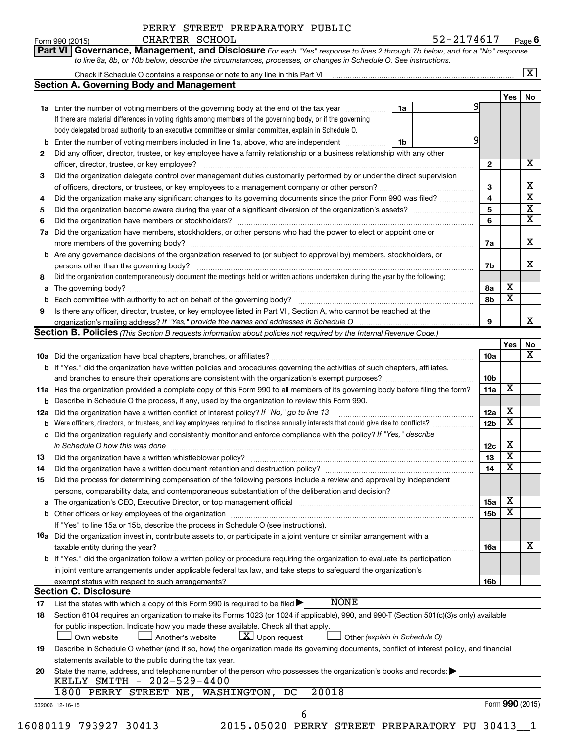PERRY STREET PREPARATORY PUBLIC CHARTER SCHOOL 52-2174617

Form 990 (2015) Page 6

**Part VI Governance, Management, and Disclosure** *For each "Yes" response to lines 2 through 7b below, and for a "No" response to line 8a, 8b, or 10b below, describe the circumstances, processes, or changes in Schedule O. See instructions.*

Check if Schedule O contains a response or note to any line in this Part VI [X]

## Section A. Governing Body and Management

| | | | | Yes | No |
|---|---|---|---|---|---|
| 1a | Enter the number of voting members of the governing body at the end of the tax year. If there are material differences in voting rights among members of the governing body, or if the governing body delegated broad authority to an executive committee or similar committee, explain in Schedule O. | 1a: 9 | | | |
| b | Enter the number of voting members included in line 1a, above, who are independent | 1b: 9 | | | |
| 2 | Did any officer, director, trustee, or key employee have a family relationship or a business relationship with any other officer, director, trustee, or key employee? | | 2 | | X |
| 3 | Did the organization delegate control over management duties customarily performed by or under the direct supervision of officers, directors, or trustees, or key employees to a management company or other person? | | 3 | | X |
| 4 | Did the organization make any significant changes to its governing documents since the prior Form 990 was filed? | | 4 | | X |
| 5 | Did the organization become aware during the year of a significant diversion of the organization's assets? | | 5 | | X |
| 6 | Did the organization have members or stockholders? | | 6 | | X |
| 7a | Did the organization have members, stockholders, or other persons who had the power to elect or appoint one or more members of the governing body? | | 7a | | X |
| b | Are any governance decisions of the organization reserved to (or subject to approval by) members, stockholders, or persons other than the governing body? | | 7b | | X |
| 8 | Did the organization contemporaneously document the meetings held or written actions undertaken during the year by the following: | | | | |
| a | The governing body? | | 8a | X | |
| b | Each committee with authority to act on behalf of the governing body? | | 8b | X | |
| 9 | Is there any officer, director, trustee, or key employee listed in Part VII, Section A, who cannot be reached at the organization's mailing address? *If "Yes," provide the names and addresses in Schedule O* | | 9 | | X |

## Section B. Policies *(This Section B requests information about policies not required by the Internal Revenue Code.)*

| | | | Yes | No |
|---|---|---|---|---|
| 10a | Did the organization have local chapters, branches, or affiliates? | 10a | | X |
| b | If "Yes," did the organization have written policies and procedures governing the activities of such chapters, affiliates, and branches to ensure their operations are consistent with the organization's exempt purposes? | 10b | | |
| 11a | Has the organization provided a complete copy of this Form 990 to all members of its governing body before filing the form? | 11a | X | |
| b | Describe in Schedule O the process, if any, used by the organization to review this Form 990. | | | |
| 12a | Did the organization have a written conflict of interest policy? *If "No," go to line 13* | 12a | X | |
| b | Were officers, directors, or trustees, and key employees required to disclose annually interests that could give rise to conflicts? | 12b | X | |
| c | Did the organization regularly and consistently monitor and enforce compliance with the policy? *If "Yes," describe in Schedule O how this was done* | 12c | X | |
| 13 | Did the organization have a written whistleblower policy? | 13 | X | |
| 14 | Did the organization have a written document retention and destruction policy? | 14 | X | |
| 15 | Did the process for determining compensation of the following persons include a review and approval by independent persons, comparability data, and contemporaneous substantiation of the deliberation and decision? | | | |
| a | The organization's CEO, Executive Director, or top management official | 15a | X | |
| b | Other officers or key employees of the organization | 15b | X | |
| | If "Yes" to line 15a or 15b, describe the process in Schedule O (see instructions). | | | |
| 16a | Did the organization invest in, contribute assets to, or participate in a joint venture or similar arrangement with a taxable entity during the year? | 16a | | X |
| b | If "Yes," did the organization follow a written policy or procedure requiring the organization to evaluate its participation in joint venture arrangements under applicable federal tax law, and take steps to safeguard the organization's exempt status with respect to such arrangements? | 16b | | |

## Section C. Disclosure

17 List the states with which a copy of this Form 990 is required to be filed ▶ NONE

18 Section 6104 requires an organization to make its Forms 1023 (or 1024 if applicable), 990, and 990-T (Section 501(c)(3)s only) available for public inspection. Indicate how you made these available. Check all that apply.

[ ] Own website [ ] Another's website [X] Upon request [ ] Other *(explain in Schedule O)*

19 Describe in Schedule O whether (and if so, how) the organization made its governing documents, conflict of interest policy, and financial statements available to the public during the tax year.

20 State the name, address, and telephone number of the person who possesses the organization's books and records: ▶

KELLY SMITH - 202-529-4400

1800 PERRY STREET NE, WASHINGTON, DC 20018

532006 12-16-15 Form 990 (2015)

16080119 793927 30413 2015.05020 PERRY STREET PREPARATORY PU 30413__1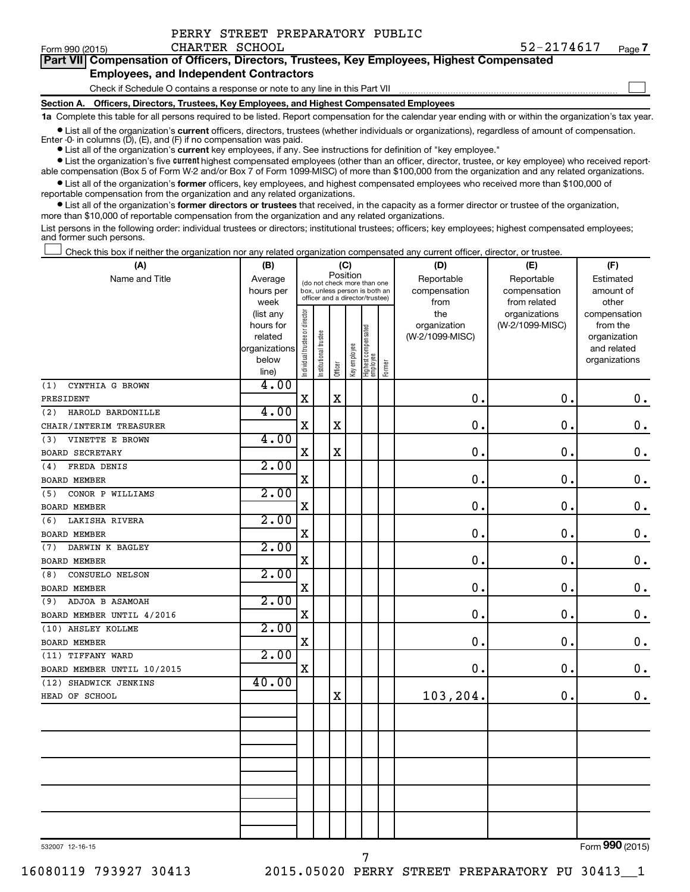PERRY STREET PREPARATORY PUBLIC CHARTER SCHOOL 52-2174617

Form 990 (2015) Page 7

## Part VII Compensation of Officers, Directors, Trustees, Key Employees, Highest Compensated Employees, and Independent Contractors

Check if Schedule O contains a response or note to any line in this Part VII

### Section A. Officers, Directors, Trustees, Key Employees, and Highest Compensated Employees

**1a** Complete this table for all persons required to be listed. Report compensation for the calendar year ending with or within the organization's tax year.

- List all of the organization's **current** officers, directors, trustees (whether individuals or organizations), regardless of amount of compensation. Enter -0- in columns (D), (E), and (F) if no compensation was paid.
- List all of the organization's **current** key employees, if any. See instructions for definition of "key employee."
- List the organization's five **current** highest compensated employees (other than an officer, director, trustee, or key employee) who received reportable compensation (Box 5 of Form W-2 and/or Box 7 of Form 1099-MISC) of more than $100,000 from the organization and any related organizations.
- List all of the organization's **former** officers, key employees, and highest compensated employees who received more than $100,000 of reportable compensation from the organization and any related organizations.
- List all of the organization's **former directors or trustees** that received, in the capacity as a former director or trustee of the organization, more than $10,000 of reportable compensation from the organization and any related organizations.

List persons in the following order: individual trustees or directors; institutional trustees; officers; key employees; highest compensated employees; and former such persons.

Check this box if neither the organization nor any related organization compensated any current officer, director, or trustee.

| (A) Name and Title | (B) Average hours per week (list any hours for related organizations below line) | (C) Position (do not check more than one box, unless person is both an officer and a director/trustee) | | | | | | (D) Reportable compensation from the organization (W-2/1099-MISC) | (E) Reportable compensation from related organizations (W-2/1099-MISC) | (F) Estimated amount of other compensation from the organization and related organizations |
|---|---|---|---|---|---|---|---|---|---|---|
| | | Individual trustee or director | Institutional trustee | Officer | Key employee | Highest compensated employee | Former | | | |
| (1) CYNTHIA G BROWN<br>PRESIDENT | 4.00 | X | | X | | | | 0. | 0. | 0. |
| (2) HAROLD BARDONILLE<br>CHAIR/INTERIM TREASURER | 4.00 | X | | X | | | | 0. | 0. | 0. |
| (3) VINETTE E BROWN<br>BOARD SECRETARY | 4.00 | X | | X | | | | 0. | 0. | 0. |
| (4) FREDA DENIS<br>BOARD MEMBER | 2.00 | X | | | | | | 0. | 0. | 0. |
| (5) CONOR P WILLIAMS<br>BOARD MEMBER | 2.00 | X | | | | | | 0. | 0. | 0. |
| (6) LAKISHA RIVERA<br>BOARD MEMBER | 2.00 | X | | | | | | 0. | 0. | 0. |
| (7) DARWIN K BAGLEY<br>BOARD MEMBER | 2.00 | X | | | | | | 0. | 0. | 0. |
| (8) CONSUELO NELSON<br>BOARD MEMBER | 2.00 | X | | | | | | 0. | 0. | 0. |
| (9) ADJOA B ASAMOAH<br>BOARD MEMBER UNTIL 4/2016 | 2.00 | X | | | | | | 0. | 0. | 0. |
| (10) AHSLEY KOLLME<br>BOARD MEMBER | 2.00 | X | | | | | | 0. | 0. | 0. |
| (11) TIFFANY WARD<br>BOARD MEMBER UNTIL 10/2015 | 2.00 | X | | | | | | 0. | 0. | 0. |
| (12) SHADWICK JENKINS<br>HEAD OF SCHOOL | 40.00 | | | X | | | | 103,204. | 0. | 0. |
| | | | | | | | | | | |
| | | | | | | | | | | |
| | | | | | | | | | | |
| | | | | | | | | | | |
| | | | | | | | | | | |

532007 12-16-15

Form **990** (2015)

16080119 793927 30413 2015.05020 PERRY STREET PREPARATORY PU 30413__1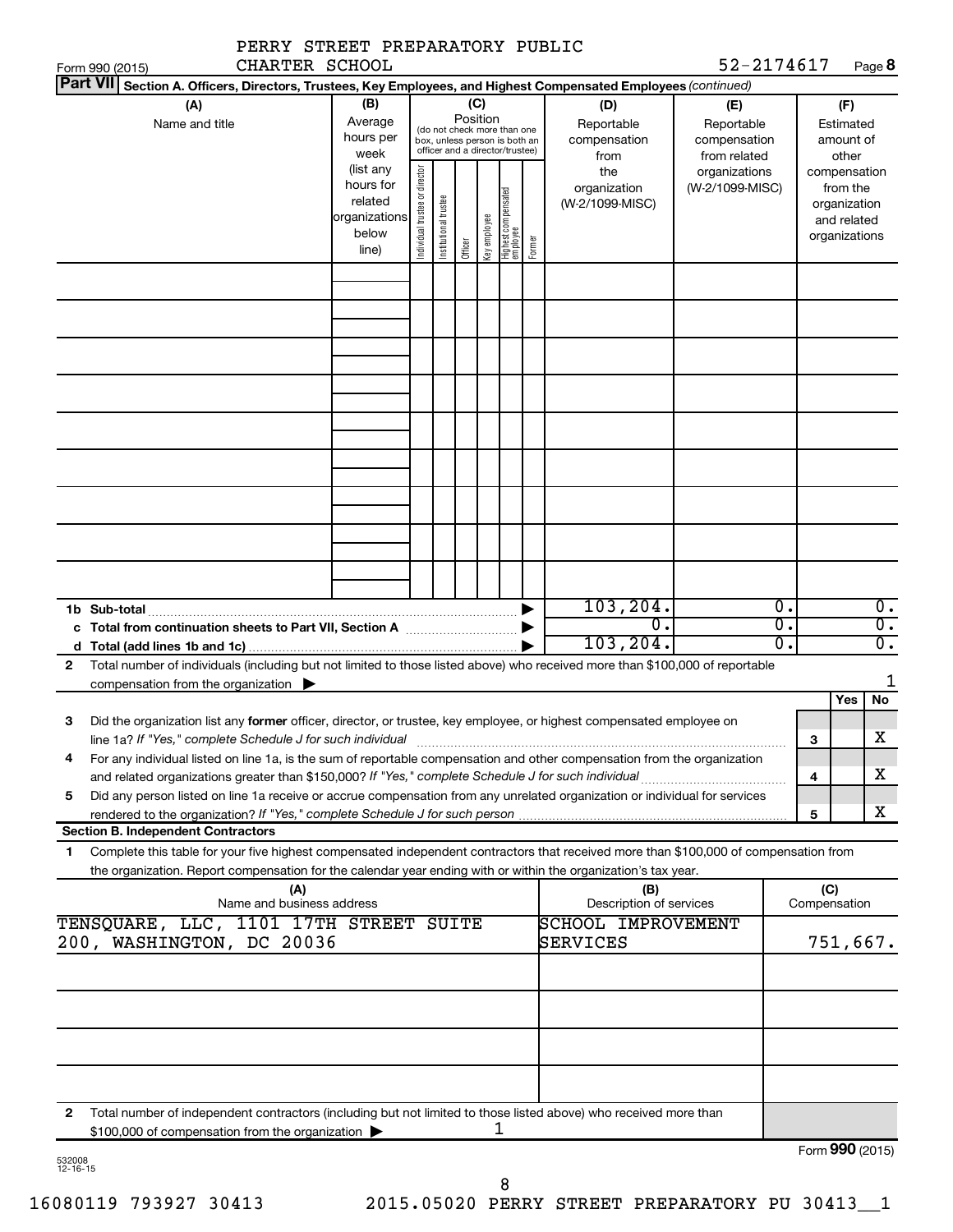PERRY STREET PREPARATORY PUBLIC CHARTER SCHOOL

52-2174617

Form 990 (2015)

**Part VII** **Section A. Officers, Directors, Trustees, Key Employees, and Highest Compensated Employees** *(continued)*

| (A) Name and title | (B) Average hours per week (list any hours for related organizations below line) | (C) Position: Individual trustee or director | Institutional trustee | Officer | Key employee | Highest compensated employee | Former | (D) Reportable compensation from the organization (W-2/1099-MISC) | (E) Reportable compensation from related organizations (W-2/1099-MISC) | (F) Estimated amount of other compensation from the organization and related organizations |
|---|---|---|---|---|---|---|---|---|---|---|
| | | | | | | | | | | |
| | | | | | | | | | | |
| | | | | | | | | | | |
| | | | | | | | | | | |
| | | | | | | | | | | |
| | | | | | | | | | | |
| | | | | | | | | | | |
| | | | | | | | | | | |
| | | | | | | | | | | |

| | | (D) | (E) | (F) |
|---|---|---|---|---|
| 1b | Sub-total | 103,204. | 0. | 0. |
| c | Total from continuation sheets to Part VII, Section A | 0. | 0. | 0. |
| d | Total (add lines 1b and 1c) | 103,204. | 0. | 0. |

2 Total number of individuals (including but not limited to those listed above) who received more than $100,000 of reportable compensation from the organization ▶ 1

| | | | Yes | No |
|---|---|---|---|---|
| 3 | Did the organization list any **former** officer, director, or trustee, key employee, or highest compensated employee on line 1a? *If "Yes," complete Schedule J for such individual* | 3 | | X |
| 4 | For any individual listed on line 1a, is the sum of reportable compensation and other compensation from the organization and related organizations greater than $150,000? *If "Yes," complete Schedule J for such individual* | 4 | | X |
| 5 | Did any person listed on line 1a receive or accrue compensation from any unrelated organization or individual for services rendered to the organization? *If "Yes," complete Schedule J for such person* | 5 | | X |

**Section B. Independent Contractors**

1 Complete this table for your five highest compensated independent contractors that received more than $100,000 of compensation from the organization. Report compensation for the calendar year ending with or within the organization's tax year.

| (A) Name and business address | (B) Description of services | (C) Compensation |
|---|---|---|
| TENSQUARE, LLC, 1101 17TH STREET SUITE 200, WASHINGTON, DC 20036 | SCHOOL IMPROVEMENT SERVICES | 751,667. |
| | | |
| | | |
| | | |
| | | |

2 Total number of independent contractors (including but not limited to those listed above) who received more than $100,000 of compensation from the organization ▶ 1

Form **990** (2015)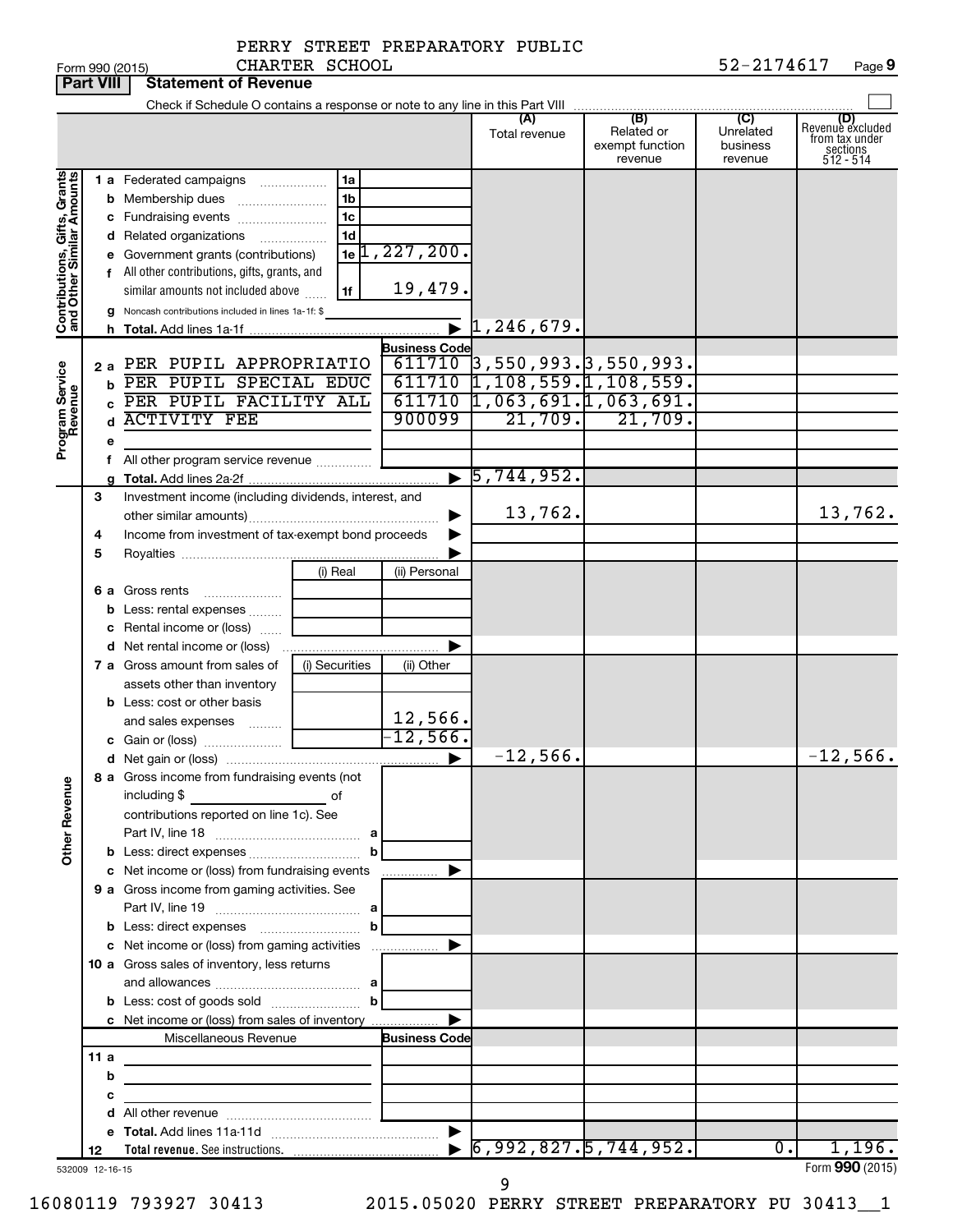PERRY STREET PREPARATORY PUBLIC CHARTER SCHOOL 52-2174617

Form 990 (2015) Page 9

## Part VIII Statement of Revenue

Check if Schedule O contains a response or note to any line in this Part VIII

| | | | | (A) Total revenue | (B) Related or exempt function revenue | (C) Unrelated business revenue | (D) Revenue excluded from tax under sections 512 - 514 |
|---|---|---|---|---|---|---|---|
| **Contributions, Gifts, Grants and Other Similar Amounts** | 1 a Federated campaigns | 1a | | | | | |
| | b Membership dues | 1b | | | | | |
| | c Fundraising events | 1c | | | | | |
| | d Related organizations | 1d | | | | | |
| | e Government grants (contributions) | 1e | 1,227,200. | | | | |
| | f All other contributions, gifts, grants, and similar amounts not included above | 1f | 19,479. | | | | |
| | g Noncash contributions included in lines 1a-1f: $ | | | | | | |
| | h **Total.** Add lines 1a-1f | | | 1,246,679. | | | |
| **Program Service Revenue** | | | **Business Code** | | | | |
| | 2 a PER PUPIL APPROPRIATIO | | 611710 | 3,550,993. | 3,550,993. | | |
| | b PER PUPIL SPECIAL EDUC | | 611710 | 1,108,559. | 1,108,559. | | |
| | c PER PUPIL FACILITY ALL | | 611710 | 1,063,691. | 1,063,691. | | |
| | d ACTIVITY FEE | | 900099 | 21,709. | 21,709. | | |
| | e | | | | | | |
| | f All other program service revenue | | | | | | |
| | g **Total.** Add lines 2a-2f | | | 5,744,952. | | | |
| **Other Revenue** | 3 Investment income (including dividends, interest, and other similar amounts) | | | 13,762. | | | 13,762. |
| | 4 Income from investment of tax-exempt bond proceeds | | | | | | |
| | 5 Royalties | | | | | | |
| | | (i) Real | (ii) Personal | | | | |
| | 6 a Gross rents | | | | | | |
| | b Less: rental expenses | | | | | | |
| | c Rental income or (loss) | | | | | | |
| | d Net rental income or (loss) | | | | | | |
| | 7 a Gross amount from sales of assets other than inventory | (i) Securities | (ii) Other | | | | |
| | b Less: cost or other basis and sales expenses | | 12,566. | | | | |
| | c Gain or (loss) | | -12,566. | | | | |
| | d Net gain or (loss) | | | -12,566. | | | -12,566. |
| | 8 a Gross income from fundraising events (not including $ of contributions reported on line 1c). See Part IV, line 18 | a | | | | | |
| | b Less: direct expenses | b | | | | | |
| | c Net income or (loss) from fundraising events | | | | | | |
| | 9 a Gross income from gaming activities. See Part IV, line 19 | a | | | | | |
| | b Less: direct expenses | b | | | | | |
| | c Net income or (loss) from gaming activities | | | | | | |
| | 10 a Gross sales of inventory, less returns and allowances | a | | | | | |
| | b Less: cost of goods sold | b | | | | | |
| | c Net income or (loss) from sales of inventory | | | | | | |
| | Miscellaneous Revenue | | **Business Code** | | | | |
| | 11 a | | | | | | |
| | b | | | | | | |
| | c | | | | | | |
| | d All other revenue | | | | | | |
| | e **Total.** Add lines 11a-11d | | | | | | |
| | 12 **Total revenue.** See instructions. | | | 6,992,827. | 5,744,952. | 0. | 1,196. |

532009 12-16-15

Form **990** (2015)

16080119 793927 30413 2015.05020 PERRY STREET PREPARATORY PU 30413__1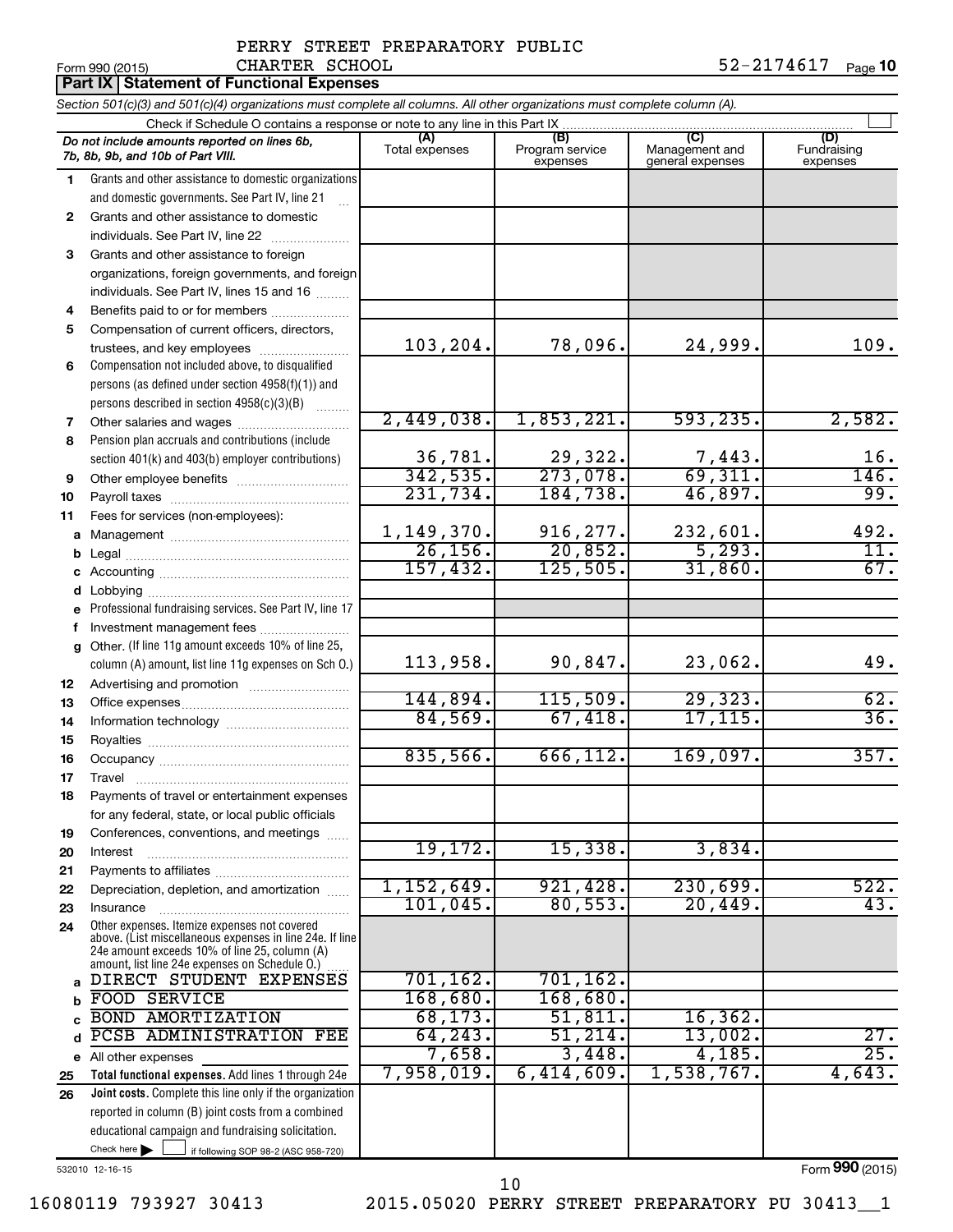PERRY STREET PREPARATORY PUBLIC CHARTER SCHOOL

Form 990 (2015) 52-2174617 Page 10

## Part IX Statement of Functional Expenses

*Section 501(c)(3) and 501(c)(4) organizations must complete all columns. All other organizations must complete column (A).*

Check if Schedule O contains a response or note to any line in this Part IX

| | Do not include amounts reported on lines 6b, 7b, 8b, 9b, and 10b of Part VIII. | (A) Total expenses | (B) Program service expenses | (C) Management and general expenses | (D) Fundraising expenses |
|---|---|---|---|---|---|
| 1 | Grants and other assistance to domestic organizations and domestic governments. See Part IV, line 21 | | | | |
| 2 | Grants and other assistance to domestic individuals. See Part IV, line 22 | | | | |
| 3 | Grants and other assistance to foreign organizations, foreign governments, and foreign individuals. See Part IV, lines 15 and 16 | | | | |
| 4 | Benefits paid to or for members | | | | |
| 5 | Compensation of current officers, directors, trustees, and key employees | 103,204. | 78,096. | 24,999. | 109. |
| 6 | Compensation not included above, to disqualified persons (as defined under section 4958(f)(1)) and persons described in section 4958(c)(3)(B) | | | | |
| 7 | Other salaries and wages | 2,449,038. | 1,853,221. | 593,235. | 2,582. |
| 8 | Pension plan accruals and contributions (include section 401(k) and 403(b) employer contributions) | 36,781. | 29,322. | 7,443. | 16. |
| 9 | Other employee benefits | 342,535. | 273,078. | 69,311. | 146. |
| 10 | Payroll taxes | 231,734. | 184,738. | 46,897. | 99. |
| 11 | Fees for services (non-employees): | | | | |
| a | Management | 1,149,370. | 916,277. | 232,601. | 492. |
| b | Legal | 26,156. | 20,852. | 5,293. | 11. |
| c | Accounting | 157,432. | 125,505. | 31,860. | 67. |
| d | Lobbying | | | | |
| e | Professional fundraising services. See Part IV, line 17 | | | | |
| f | Investment management fees | | | | |
| g | Other. (If line 11g amount exceeds 10% of line 25, column (A) amount, list line 11g expenses on Sch O.) | 113,958. | 90,847. | 23,062. | 49. |
| 12 | Advertising and promotion | | | | |
| 13 | Office expenses | 144,894. | 115,509. | 29,323. | 62. |
| 14 | Information technology | 84,569. | 67,418. | 17,115. | 36. |
| 15 | Royalties | | | | |
| 16 | Occupancy | 835,566. | 666,112. | 169,097. | 357. |
| 17 | Travel | | | | |
| 18 | Payments of travel or entertainment expenses for any federal, state, or local public officials | | | | |
| 19 | Conferences, conventions, and meetings | | | | |
| 20 | Interest | 19,172. | 15,338. | 3,834. | |
| 21 | Payments to affiliates | | | | |
| 22 | Depreciation, depletion, and amortization | 1,152,649. | 921,428. | 230,699. | 522. |
| 23 | Insurance | 101,045. | 80,553. | 20,449. | 43. |
| 24 | Other expenses. Itemize expenses not covered above. (List miscellaneous expenses in line 24e. If line 24e amount exceeds 10% of line 25, column (A) amount, list line 24e expenses on Schedule O.) | | | | |
| a | DIRECT STUDENT EXPENSES | 701,162. | 701,162. | | |
| b | FOOD SERVICE | 168,680. | 168,680. | | |
| c | BOND AMORTIZATION | 68,173. | 51,811. | 16,362. | |
| d | PCSB ADMINISTRATION FEE | 64,243. | 51,214. | 13,002. | 27. |
| e | All other expenses | 7,658. | 3,448. | 4,185. | 25. |
| 25 | **Total functional expenses.** Add lines 1 through 24e | 7,958,019. | 6,414,609. | 1,538,767. | 4,643. |
| 26 | **Joint costs.** Complete this line only if the organization reported in column (B) joint costs from a combined educational campaign and fundraising solicitation. Check here ☐ if following SOP 98-2 (ASC 958-720) | | | | |

532010 12-16-15

Form 990 (2015)

16080119 793927 30413 2015.05020 PERRY STREET PREPARATORY PU 30413__1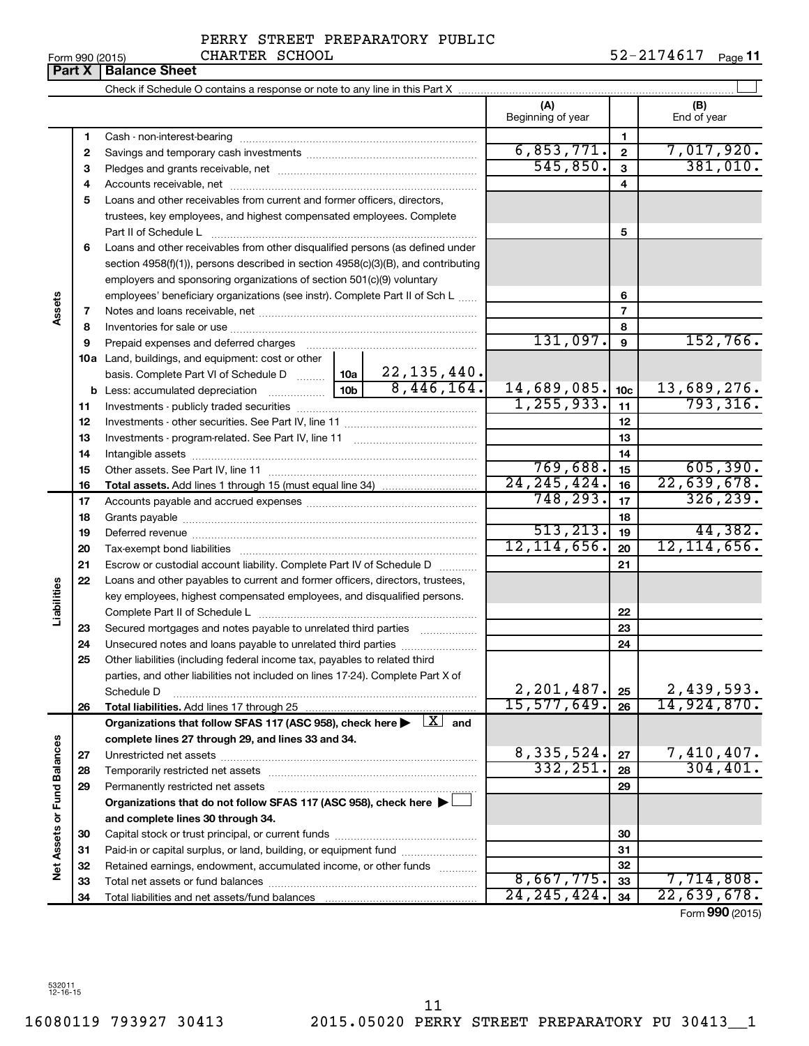PERRY STREET PREPARATORY PUBLIC CHARTER SCHOOL

Form 990 (2015) 52-2174617 Page 11

## Part X Balance Sheet

Check if Schedule O contains a response or note to any line in this Part X

| | | | | (A) Beginning of year | | (B) End of year |
|---|---|---|---|---|---|---|
| **Assets** | 1 | Cash - non-interest-bearing | | | 1 | |
| | 2 | Savings and temporary cash investments | | 6,853,771. | 2 | 7,017,920. |
| | 3 | Pledges and grants receivable, net | | 545,850. | 3 | 381,010. |
| | 4 | Accounts receivable, net | | | 4 | |
| | 5 | Loans and other receivables from current and former officers, directors, trustees, key employees, and highest compensated employees. Complete Part II of Schedule L | | | 5 | |
| | 6 | Loans and other receivables from other disqualified persons (as defined under section 4958(f)(1)), persons described in section 4958(c)(3)(B), and contributing employers and sponsoring organizations of section 501(c)(9) voluntary employees' beneficiary organizations (see instr). Complete Part II of Sch L | | | 6 | |
| | 7 | Notes and loans receivable, net | | | 7 | |
| | 8 | Inventories for sale or use | | | 8 | |
| | 9 | Prepaid expenses and deferred charges | | 131,097. | 9 | 152,766. |
| | 10a | Land, buildings, and equipment: cost or other basis. Complete Part VI of Schedule D | 10a 22,135,440. | | | |
| | b | Less: accumulated depreciation | 10b 8,446,164. | 14,689,085. | 10c | 13,689,276. |
| | 11 | Investments - publicly traded securities | | 1,255,933. | 11 | 793,316. |
| | 12 | Investments - other securities. See Part IV, line 11 | | | 12 | |
| | 13 | Investments - program-related. See Part IV, line 11 | | | 13 | |
| | 14 | Intangible assets | | | 14 | |
| | 15 | Other assets. See Part IV, line 11 | | 769,688. | 15 | 605,390. |
| | 16 | **Total assets.** Add lines 1 through 15 (must equal line 34) | | 24,245,424. | 16 | 22,639,678. |
| **Liabilities** | 17 | Accounts payable and accrued expenses | | 748,293. | 17 | 326,239. |
| | 18 | Grants payable | | | 18 | |
| | 19 | Deferred revenue | | 513,213. | 19 | 44,382. |
| | 20 | Tax-exempt bond liabilities | | 12,114,656. | 20 | 12,114,656. |
| | 21 | Escrow or custodial account liability. Complete Part IV of Schedule D | | | 21 | |
| | 22 | Loans and other payables to current and former officers, directors, trustees, key employees, highest compensated employees, and disqualified persons. Complete Part II of Schedule L | | | 22 | |
| | 23 | Secured mortgages and notes payable to unrelated third parties | | | 23 | |
| | 24 | Unsecured notes and loans payable to unrelated third parties | | | 24 | |
| | 25 | Other liabilities (including federal income tax, payables to related third parties, and other liabilities not included on lines 17-24). Complete Part X of Schedule D | | 2,201,487. | 25 | 2,439,593. |
| | 26 | **Total liabilities.** Add lines 17 through 25 | | 15,577,649. | 26 | 14,924,870. |
| **Net Assets or Fund Balances** | | **Organizations that follow SFAS 117 (ASC 958), check here ▶ [X] and complete lines 27 through 29, and lines 33 and 34.** | | | | |
| | 27 | Unrestricted net assets | | 8,335,524. | 27 | 7,410,407. |
| | 28 | Temporarily restricted net assets | | 332,251. | 28 | 304,401. |
| | 29 | Permanently restricted net assets | | | 29 | |
| | | **Organizations that do not follow SFAS 117 (ASC 958), check here ▶ [ ] and complete lines 30 through 34.** | | | | |
| | 30 | Capital stock or trust principal, or current funds | | | 30 | |
| | 31 | Paid-in or capital surplus, or land, building, or equipment fund | | | 31 | |
| | 32 | Retained earnings, endowment, accumulated income, or other funds | | | 32 | |
| | 33 | Total net assets or fund balances | | 8,667,775. | 33 | 7,714,808. |
| | 34 | Total liabilities and net assets/fund balances | | 24,245,424. | 34 | 22,639,678. |

Form **990** (2015)

532011 12-16-15

16080119 793927 30413 2015.05020 PERRY STREET PREPARATORY PU 30413__1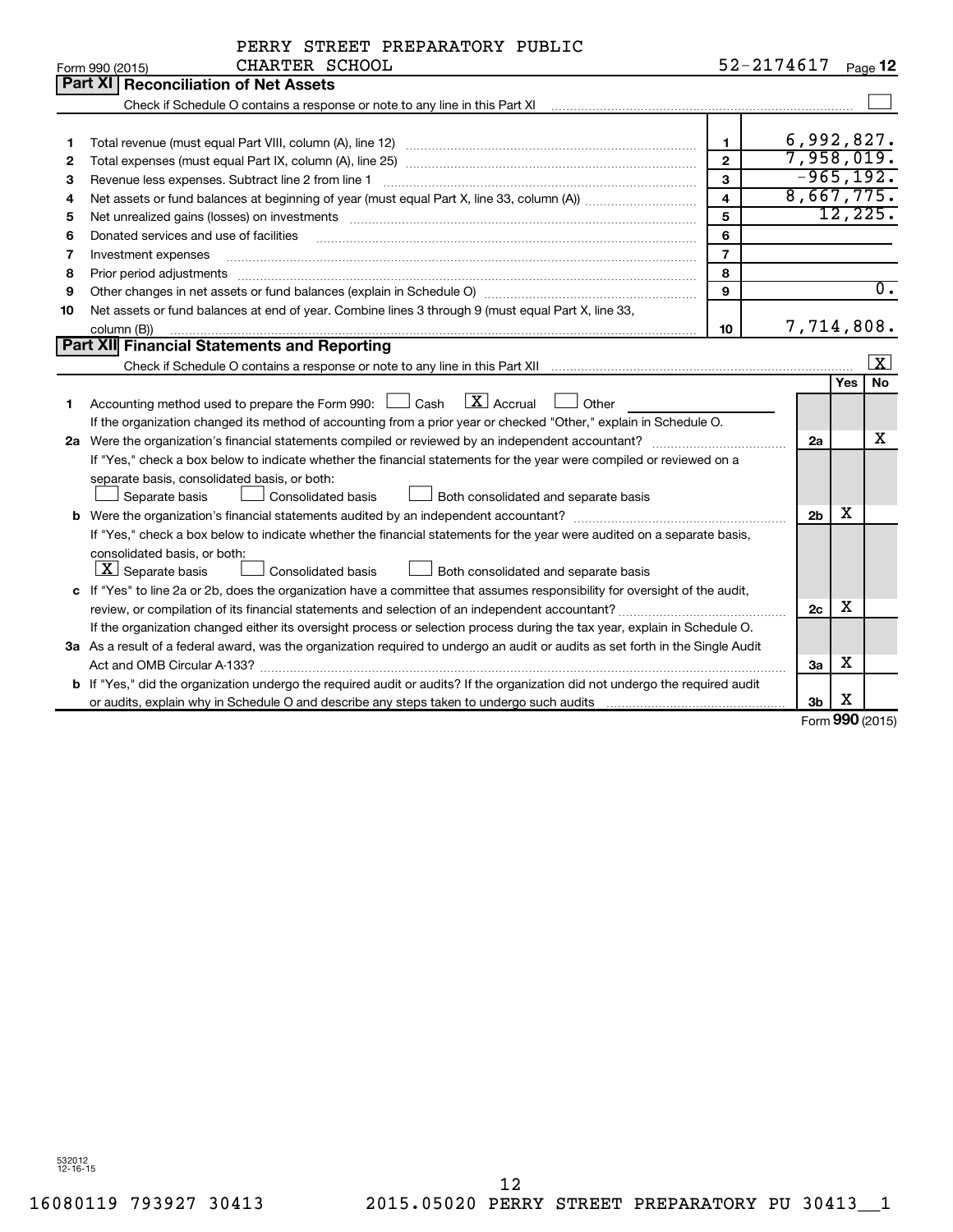Form 990 (2015) PERRY STREET PREPARATORY PUBLIC CHARTER SCHOOL 52-2174617 Page 12

## Part XI Reconciliation of Net Assets

Check if Schedule O contains a response or note to any line in this Part XI ☐

| | | | |
|---|---|---|---|
| 1 | Total revenue (must equal Part VIII, column (A), line 12) | 1 | 6,992,827. |
| 2 | Total expenses (must equal Part IX, column (A), line 25) | 2 | 7,958,019. |
| 3 | Revenue less expenses. Subtract line 2 from line 1 | 3 | -965,192. |
| 4 | Net assets or fund balances at beginning of year (must equal Part X, line 33, column (A)) | 4 | 8,667,775. |
| 5 | Net unrealized gains (losses) on investments | 5 | 12,225. |
| 6 | Donated services and use of facilities | 6 | |
| 7 | Investment expenses | 7 | |
| 8 | Prior period adjustments | 8 | |
| 9 | Other changes in net assets or fund balances (explain in Schedule O) | 9 | 0. |
| 10 | Net assets or fund balances at end of year. Combine lines 3 through 9 (must equal Part X, line 33, column (B)) | 10 | 7,714,808. |

## Part XII Financial Statements and Reporting

Check if Schedule O contains a response or note to any line in this Part XII ☒

| | | | Yes | No |
|---|---|---|---|---|
| 1 | Accounting method used to prepare the Form 990: ☐ Cash ☒ Accrual ☐ Other<br>If the organization changed its method of accounting from a prior year or checked "Other," explain in Schedule O. | | | |
| 2a | Were the organization's financial statements compiled or reviewed by an independent accountant?<br>If "Yes," check a box below to indicate whether the financial statements for the year were compiled or reviewed on a separate basis, consolidated basis, or both:<br>☐ Separate basis ☐ Consolidated basis ☐ Both consolidated and separate basis | 2a | | X |
| b | Were the organization's financial statements audited by an independent accountant?<br>If "Yes," check a box below to indicate whether the financial statements for the year were audited on a separate basis, consolidated basis, or both:<br>☒ Separate basis ☐ Consolidated basis ☐ Both consolidated and separate basis | 2b | X | |
| c | If "Yes" to line 2a or 2b, does the organization have a committee that assumes responsibility for oversight of the audit, review, or compilation of its financial statements and selection of an independent accountant?<br>If the organization changed either its oversight process or selection process during the tax year, explain in Schedule O. | 2c | X | |
| 3a | As a result of a federal award, was the organization required to undergo an audit or audits as set forth in the Single Audit Act and OMB Circular A-133? | 3a | X | |
| b | If "Yes," did the organization undergo the required audit or audits? If the organization did not undergo the required audit or audits, explain why in Schedule O and describe any steps taken to undergo such audits | 3b | X | |

Form 990 (2015)

532012 12-16-15

16080119 793927 30413 2015.05020 PERRY STREET PREPARATORY PU 30413__1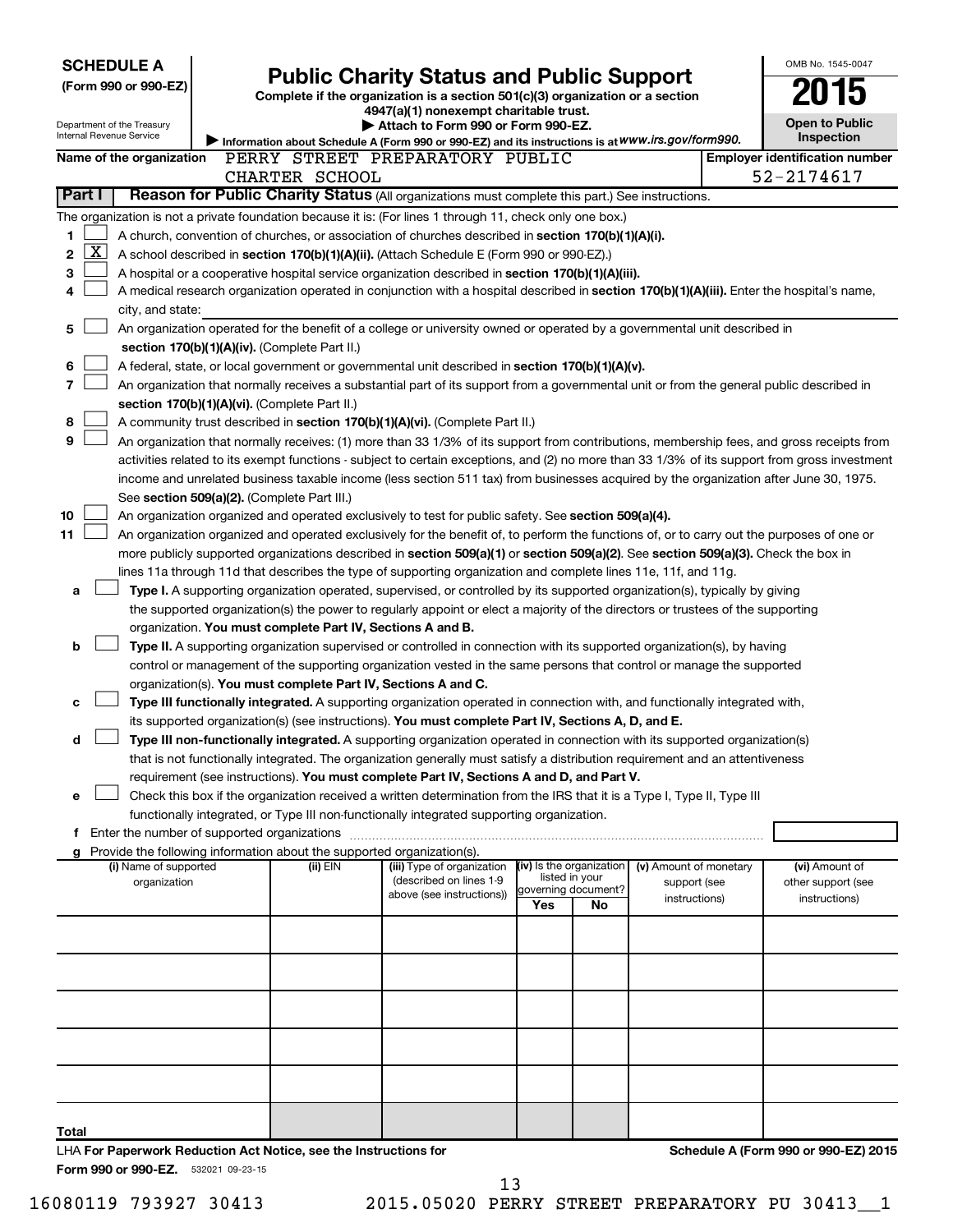**SCHEDULE A**
**(Form 990 or 990-EZ)**

Department of the Treasury
Internal Revenue Service

# Public Charity Status and Public Support

**Complete if the organization is a section 501(c)(3) organization or a section 4947(a)(1) nonexempt charitable trust.**
**▶ Attach to Form 990 or Form 990-EZ.**
**▶ Information about Schedule A (Form 990 or 990-EZ) and its instructions is at www.irs.gov/form990.**

OMB No. 1545-0047

**2015**

**Open to Public Inspection**

**Name of the organization** PERRY STREET PREPARATORY PUBLIC CHARTER SCHOOL

**Employer identification number** 52-2174617

## Part I Reason for Public Charity Status (All organizations must complete this part.) See instructions.

The organization is not a private foundation because it is: (For lines 1 through 11, check only one box.)

1 ☐ A church, convention of churches, or association of churches described in **section 170(b)(1)(A)(i).**

2 ☒ A school described in **section 170(b)(1)(A)(ii).** (Attach Schedule E (Form 990 or 990-EZ).)

3 ☐ A hospital or a cooperative hospital service organization described in **section 170(b)(1)(A)(iii).**

4 ☐ A medical research organization operated in conjunction with a hospital described in **section 170(b)(1)(A)(iii).** Enter the hospital's name, city, and state:

5 ☐ An organization operated for the benefit of a college or university owned or operated by a governmental unit described in **section 170(b)(1)(A)(iv).** (Complete Part II.)

6 ☐ A federal, state, or local government or governmental unit described in **section 170(b)(1)(A)(v).**

7 ☐ An organization that normally receives a substantial part of its support from a governmental unit or from the general public described in **section 170(b)(1)(A)(vi).** (Complete Part II.)

8 ☐ A community trust described in **section 170(b)(1)(A)(vi).** (Complete Part II.)

9 ☐ An organization that normally receives: (1) more than 33 1/3% of its support from contributions, membership fees, and gross receipts from activities related to its exempt functions - subject to certain exceptions, and (2) no more than 33 1/3% of its support from gross investment income and unrelated business taxable income (less section 511 tax) from businesses acquired by the organization after June 30, 1975. See **section 509(a)(2).** (Complete Part III.)

10 ☐ An organization organized and operated exclusively to test for public safety. See **section 509(a)(4).**

11 ☐ An organization organized and operated exclusively for the benefit of, to perform the functions of, or to carry out the purposes of one or more publicly supported organizations described in **section 509(a)(1)** or **section 509(a)(2).** See **section 509(a)(3).** Check the box in lines 11a through 11d that describes the type of supporting organization and complete lines 11e, 11f, and 11g.

a ☐ **Type I.** A supporting organization operated, supervised, or controlled by its supported organization(s), typically by giving the supported organization(s) the power to regularly appoint or elect a majority of the directors or trustees of the supporting organization. **You must complete Part IV, Sections A and B.**

b ☐ **Type II.** A supporting organization supervised or controlled in connection with its supported organization(s), by having control or management of the supporting organization vested in the same persons that control or manage the supported organization(s). **You must complete Part IV, Sections A and C.**

c ☐ **Type III functionally integrated.** A supporting organization operated in connection with, and functionally integrated with, its supported organization(s) (see instructions). **You must complete Part IV, Sections A, D, and E.**

d ☐ **Type III non-functionally integrated.** A supporting organization operated in connection with its supported organization(s) that is not functionally integrated. The organization generally must satisfy a distribution requirement and an attentiveness requirement (see instructions). **You must complete Part IV, Sections A and D, and Part V.**

e ☐ Check this box if the organization received a written determination from the IRS that it is a Type I, Type II, Type III functionally integrated, or Type III non-functionally integrated supporting organization.

f Enter the number of supported organizations

g Provide the following information about the supported organization(s).

| (i) Name of supported organization | (ii) EIN | (iii) Type of organization (described on lines 1-9 above (see instructions)) | (iv) Is the organization listed in your governing document? Yes | No | (v) Amount of monetary support (see instructions) | (vi) Amount of other support (see instructions) |
|---|---|---|---|---|---|---|
| | | | | | | |
| | | | | | | |
| | | | | | | |
| | | | | | | |
| | | | | | | |
| Total | | | | | | |

LHA **For Paperwork Reduction Act Notice, see the Instructions for Form 990 or 990-EZ.** 532021 09-23-15

**Schedule A (Form 990 or 990-EZ) 2015**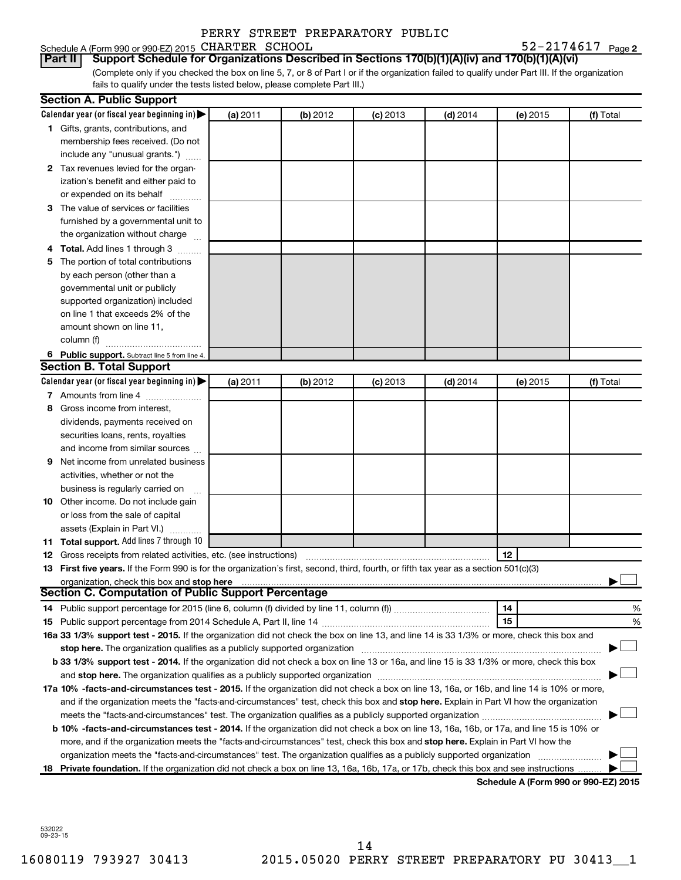PERRY STREET PREPARATORY PUBLIC

Schedule A (Form 990 or 990-EZ) 2015 CHARTER SCHOOL 52-2174617 Page 2

**Part II Support Schedule for Organizations Described in Sections 170(b)(1)(A)(iv) and 170(b)(1)(A)(vi)**

(Complete only if you checked the box on line 5, 7, or 8 of Part I or if the organization failed to qualify under Part III. If the organization fails to qualify under the tests listed below, please complete Part III.)

## Section A. Public Support

| Calendar year (or fiscal year beginning in) ▶ | (a) 2011 | (b) 2012 | (c) 2013 | (d) 2014 | (e) 2015 | (f) Total |
|---|---|---|---|---|---|---|
| **1** Gifts, grants, contributions, and membership fees received. (Do not include any "unusual grants.") | | | | | | |
| **2** Tax revenues levied for the organization's benefit and either paid to or expended on its behalf | | | | | | |
| **3** The value of services or facilities furnished by a governmental unit to the organization without charge | | | | | | |
| **4 Total.** Add lines 1 through 3 | | | | | | |
| **5** The portion of total contributions by each person (other than a governmental unit or publicly supported organization) included on line 1 that exceeds 2% of the amount shown on line 11, column (f) | | | | | | |
| **6 Public support.** Subtract line 5 from line 4. | | | | | | |

## Section B. Total Support

| Calendar year (or fiscal year beginning in) ▶ | (a) 2011 | (b) 2012 | (c) 2013 | (d) 2014 | (e) 2015 | (f) Total |
|---|---|---|---|---|---|---|
| **7** Amounts from line 4 | | | | | | |
| **8** Gross income from interest, dividends, payments received on securities loans, rents, royalties and income from similar sources | | | | | | |
| **9** Net income from unrelated business activities, whether or not the business is regularly carried on | | | | | | |
| **10** Other income. Do not include gain or loss from the sale of capital assets (Explain in Part VI.) | | | | | | |
| **11 Total support.** Add lines 7 through 10 | | | | | | |

**12** Gross receipts from related activities, etc. (see instructions) | **12** |

**13 First five years.** If the Form 990 is for the organization's first, second, third, fourth, or fifth tax year as a section 501(c)(3) organization, check this box and **stop here** ▶ ☐

## Section C. Computation of Public Support Percentage

**14** Public support percentage for 2015 (line 6, column (f) divided by line 11, column (f)) | **14** | %

**15** Public support percentage from 2014 Schedule A, Part II, line 14 | **15** | %

**16a 33 1/3% support test - 2015.** If the organization did not check the box on line 13, and line 14 is 33 1/3% or more, check this box and **stop here.** The organization qualifies as a publicly supported organization ▶ ☐

**b 33 1/3% support test - 2014.** If the organization did not check a box on line 13 or 16a, and line 15 is 33 1/3% or more, check this box and **stop here.** The organization qualifies as a publicly supported organization ▶ ☐

**17a 10% -facts-and-circumstances test - 2015.** If the organization did not check a box on line 13, 16a, or 16b, and line 14 is 10% or more, and if the organization meets the "facts-and-circumstances" test, check this box and **stop here.** Explain in Part VI how the organization meets the "facts-and-circumstances" test. The organization qualifies as a publicly supported organization ▶ ☐

**b 10% -facts-and-circumstances test - 2014.** If the organization did not check a box on line 13, 16a, 16b, or 17a, and line 15 is 10% or more, and if the organization meets the "facts-and-circumstances" test, check this box and **stop here.** Explain in Part VI how the organization meets the "facts-and-circumstances" test. The organization qualifies as a publicly supported organization ▶ ☐

**18 Private foundation.** If the organization did not check a box on line 13, 16a, 16b, 17a, or 17b, check this box and see instructions ▶ ☐

**Schedule A (Form 990 or 990-EZ) 2015**

532022
09-23-15

16080119 793927 30413 2015.05020 PERRY STREET PREPARATORY PU 30413__1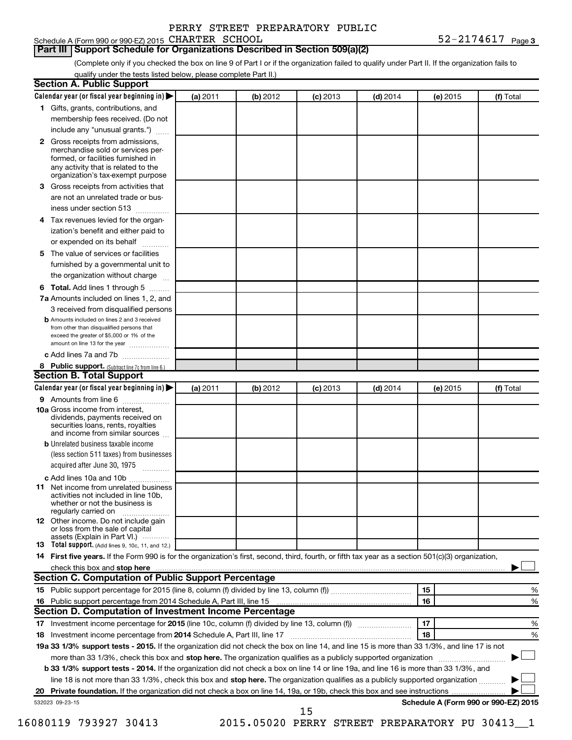PERRY STREET PREPARATORY PUBLIC

Schedule A (Form 990 or 990-EZ) 2015 CHARTER SCHOOL 52-2174617 Page 3

## Part III | Support Schedule for Organizations Described in Section 509(a)(2)

(Complete only if you checked the box on line 9 of Part I or if the organization failed to qualify under Part II. If the organization fails to qualify under the tests listed below, please complete Part II.)

### Section A. Public Support

| Calendar year (or fiscal year beginning in) ▶ | (a) 2011 | (b) 2012 | (c) 2013 | (d) 2014 | (e) 2015 | (f) Total |
|---|---|---|---|---|---|---|
| **1** Gifts, grants, contributions, and membership fees received. (Do not include any "unusual grants.") | | | | | | |
| **2** Gross receipts from admissions, merchandise sold or services performed, or facilities furnished in any activity that is related to the organization's tax-exempt purpose | | | | | | |
| **3** Gross receipts from activities that are not an unrelated trade or business under section 513 | | | | | | |
| **4** Tax revenues levied for the organization's benefit and either paid to or expended on its behalf | | | | | | |
| **5** The value of services or facilities furnished by a governmental unit to the organization without charge | | | | | | |
| **6 Total.** Add lines 1 through 5 | | | | | | |
| **7a** Amounts included on lines 1, 2, and 3 received from disqualified persons | | | | | | |
| **b** Amounts included on lines 2 and 3 received from other than disqualified persons that exceed the greater of $5,000 or 1% of the amount on line 13 for the year | | | | | | |
| **c** Add lines 7a and 7b | | | | | | |
| **8 Public support.** (Subtract line 7c from line 6.) | | | | | | |

### Section B. Total Support

| Calendar year (or fiscal year beginning in) ▶ | (a) 2011 | (b) 2012 | (c) 2013 | (d) 2014 | (e) 2015 | (f) Total |
|---|---|---|---|---|---|---|
| **9** Amounts from line 6 | | | | | | |
| **10a** Gross income from interest, dividends, payments received on securities loans, rents, royalties and income from similar sources | | | | | | |
| **b** Unrelated business taxable income (less section 511 taxes) from businesses acquired after June 30, 1975 | | | | | | |
| **c** Add lines 10a and 10b | | | | | | |
| **11** Net income from unrelated business activities not included in line 10b, whether or not the business is regularly carried on | | | | | | |
| **12** Other income. Do not include gain or loss from the sale of capital assets (Explain in Part VI.) | | | | | | |
| **13 Total support.** (Add lines 9, 10c, 11, and 12.) | | | | | | |

**14 First five years.** If the Form 990 is for the organization's first, second, third, fourth, or fifth tax year as a section 501(c)(3) organization, check this box and **stop here** ▶ ☐

### Section C. Computation of Public Support Percentage

| | | | |
|---|---|---|---|
| **15** Public support percentage for 2015 (line 8, column (f) divided by line 13, column (f)) | 15 | | % |
| **16** Public support percentage from 2014 Schedule A, Part III, line 15 | 16 | | % |

### Section D. Computation of Investment Income Percentage

| | | | |
|---|---|---|---|
| **17** Investment income percentage for **2015** (line 10c, column (f) divided by line 13, column (f)) | 17 | | % |
| **18** Investment income percentage from **2014** Schedule A, Part III, line 17 | 18 | | % |

**19a 33 1/3% support tests - 2015.** If the organization did not check the box on line 14, and line 15 is more than 33 1/3%, and line 17 is not more than 33 1/3%, check this box and **stop here.** The organization qualifies as a publicly supported organization ▶ ☐

**b 33 1/3% support tests - 2014.** If the organization did not check a box on line 14 or line 19a, and line 16 is more than 33 1/3%, and line 18 is not more than 33 1/3%, check this box and **stop here.** The organization qualifies as a publicly supported organization ▶ ☐

**20 Private foundation.** If the organization did not check a box on line 14, 19a, or 19b, check this box and see instructions ▶ ☐

532023 09-23-15 **Schedule A (Form 990 or 990-EZ) 2015**

16080119 793927 30413 2015.05020 PERRY STREET PREPARATORY PU 30413__1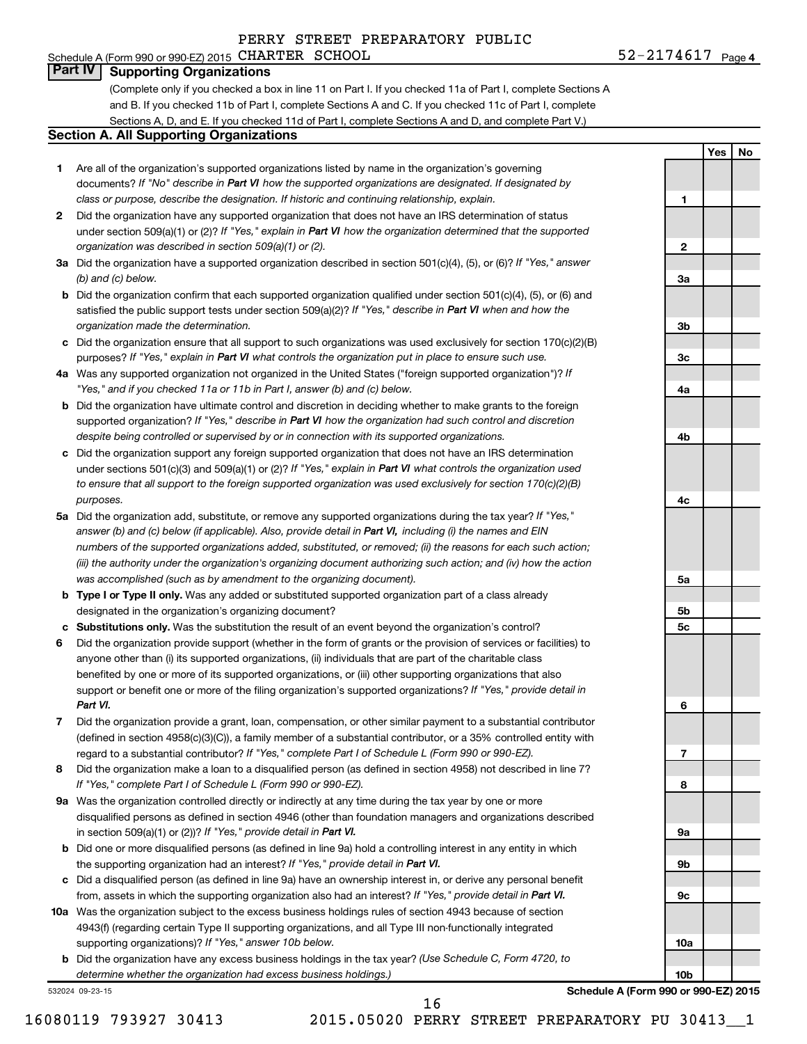PERRY STREET PREPARATORY PUBLIC

Schedule A (Form 990 or 990-EZ) 2015 CHARTER SCHOOL 52-2174617 Page 4

## Part IV Supporting Organizations

(Complete only if you checked a box in line 11 on Part I. If you checked 11a of Part I, complete Sections A and B. If you checked 11b of Part I, complete Sections A and C. If you checked 11c of Part I, complete Sections A, D, and E. If you checked 11d of Part I, complete Sections A and D, and complete Part V.)

### Section A. All Supporting Organizations

| | | | Yes | No |
|---|---|---|---|---|
| **1** | Are all of the organization's supported organizations listed by name in the organization's governing documents? *If "No" describe in **Part VI** how the supported organizations are designated. If designated by class or purpose, describe the designation. If historic and continuing relationship, explain.* | 1 | | |
| **2** | Did the organization have any supported organization that does not have an IRS determination of status under section 509(a)(1) or (2)? *If "Yes," explain in **Part VI** how the organization determined that the supported organization was described in section 509(a)(1) or (2).* | 2 | | |
| **3a** | Did the organization have a supported organization described in section 501(c)(4), (5), or (6)? *If "Yes," answer (b) and (c) below.* | 3a | | |
| **b** | Did the organization confirm that each supported organization qualified under section 501(c)(4), (5), or (6) and satisfied the public support tests under section 509(a)(2)? *If "Yes," describe in **Part VI** when and how the organization made the determination.* | 3b | | |
| **c** | Did the organization ensure that all support to such organizations was used exclusively for section 170(c)(2)(B) purposes? *If "Yes," explain in **Part VI** what controls the organization put in place to ensure such use.* | 3c | | |
| **4a** | Was any supported organization not organized in the United States ("foreign supported organization")? *If "Yes," and if you checked 11a or 11b in Part I, answer (b) and (c) below.* | 4a | | |
| **b** | Did the organization have ultimate control and discretion in deciding whether to make grants to the foreign supported organization? *If "Yes," describe in **Part VI** how the organization had such control and discretion despite being controlled or supervised by or in connection with its supported organizations.* | 4b | | |
| **c** | Did the organization support any foreign supported organization that does not have an IRS determination under sections 501(c)(3) and 509(a)(1) or (2)? *If "Yes," explain in **Part VI** what controls the organization used to ensure that all support to the foreign supported organization was used exclusively for section 170(c)(2)(B) purposes.* | 4c | | |
| **5a** | Did the organization add, substitute, or remove any supported organizations during the tax year? *If "Yes," answer (b) and (c) below (if applicable). Also, provide detail in **Part VI**, including (i) the names and EIN numbers of the supported organizations added, substituted, or removed; (ii) the reasons for each such action; (iii) the authority under the organization's organizing document authorizing such action; and (iv) how the action was accomplished (such as by amendment to the organizing document).* | 5a | | |
| **b** | **Type I or Type II only.** Was any added or substituted supported organization part of a class already designated in the organization's organizing document? | 5b | | |
| **c** | **Substitutions only.** Was the substitution the result of an event beyond the organization's control? | 5c | | |
| **6** | Did the organization provide support (whether in the form of grants or the provision of services or facilities) to anyone other than (i) its supported organizations, (ii) individuals that are part of the charitable class benefited by one or more of its supported organizations, or (iii) other supporting organizations that also support or benefit one or more of the filing organization's supported organizations? *If "Yes," provide detail in **Part VI.*** | 6 | | |
| **7** | Did the organization provide a grant, loan, compensation, or other similar payment to a substantial contributor (defined in section 4958(c)(3)(C)), a family member of a substantial contributor, or a 35% controlled entity with regard to a substantial contributor? *If "Yes," complete Part I of Schedule L (Form 990 or 990-EZ).* | 7 | | |
| **8** | Did the organization make a loan to a disqualified person (as defined in section 4958) not described in line 7? *If "Yes," complete Part I of Schedule L (Form 990 or 990-EZ).* | 8 | | |
| **9a** | Was the organization controlled directly or indirectly at any time during the tax year by one or more disqualified persons as defined in section 4946 (other than foundation managers and organizations described in section 509(a)(1) or (2))? *If "Yes," provide detail in **Part VI.*** | 9a | | |
| **b** | Did one or more disqualified persons (as defined in line 9a) hold a controlling interest in any entity in which the supporting organization had an interest? *If "Yes," provide detail in **Part VI.*** | 9b | | |
| **c** | Did a disqualified person (as defined in line 9a) have an ownership interest in, or derive any personal benefit from, assets in which the supporting organization also had an interest? *If "Yes," provide detail in **Part VI.*** | 9c | | |
| **10a** | Was the organization subject to the excess business holdings rules of section 4943 because of section 4943(f) (regarding certain Type II supporting organizations, and all Type III non-functionally integrated supporting organizations)? *If "Yes," answer 10b below.* | 10a | | |
| **b** | Did the organization have any excess business holdings in the tax year? *(Use Schedule C, Form 4720, to determine whether the organization had excess business holdings.)* | 10b | | |

532024 09-23-15

**Schedule A (Form 990 or 990-EZ) 2015**

16080119 793927 30413 2015.05020 PERRY STREET PREPARATORY PU 30413__1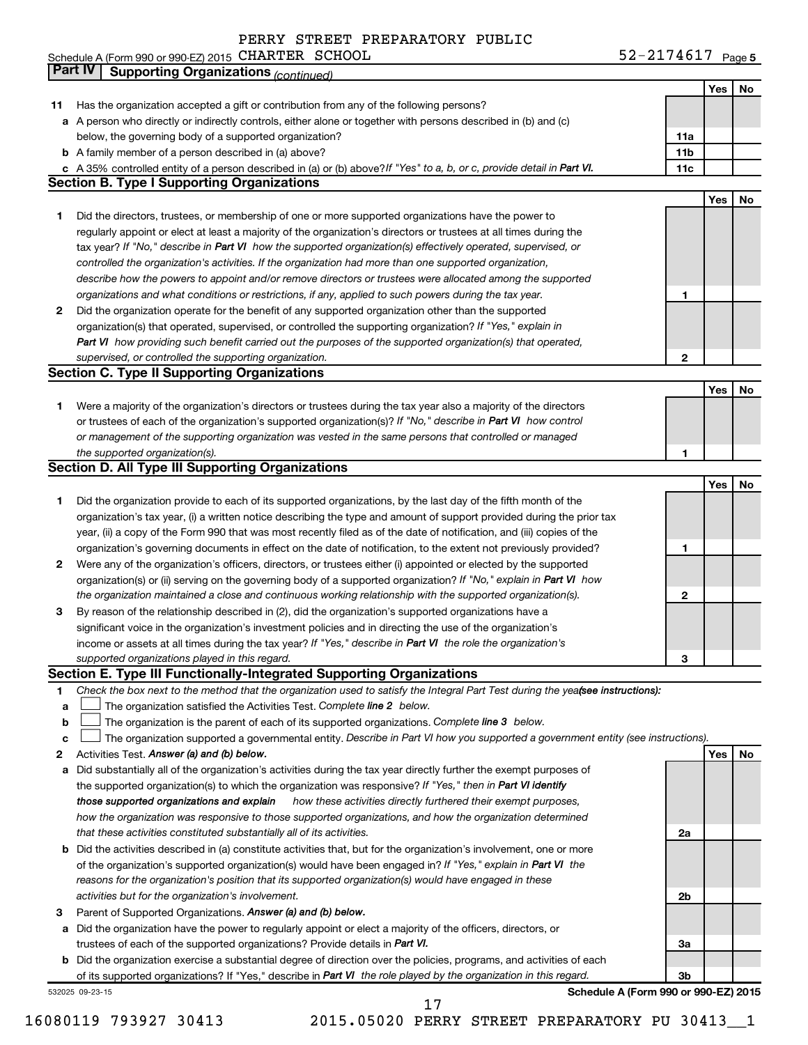PERRY STREET PREPARATORY PUBLIC

Schedule A (Form 990 or 990-EZ) 2015 CHARTER SCHOOL 52-2174617 Page 5

## Part IV Supporting Organizations *(continued)*

| | | | Yes | No |
|---|---|---|---|---|
| **11** | Has the organization accepted a gift or contribution from any of the following persons? | | | |
| **a** | A person who directly or indirectly controls, either alone or together with persons described in (b) and (c) below, the governing body of a supported organization? | **11a** | | |
| **b** | A family member of a person described in (a) above? | **11b** | | |
| **c** | A 35% controlled entity of a person described in (a) or (b) above? *If "Yes" to a, b, or c, provide detail in* ***Part VI.*** | **11c** | | |

### Section B. Type I Supporting Organizations

| | | | Yes | No |
|---|---|---|---|---|
| **1** | Did the directors, trustees, or membership of one or more supported organizations have the power to regularly appoint or elect at least a majority of the organization's directors or trustees at all times during the tax year? *If "No," describe in* ***Part VI*** *how the supported organization(s) effectively operated, supervised, or controlled the organization's activities. If the organization had more than one supported organization, describe how the powers to appoint and/or remove directors or trustees were allocated among the supported organizations and what conditions or restrictions, if any, applied to such powers during the tax year.* | **1** | | |
| **2** | Did the organization operate for the benefit of any supported organization other than the supported organization(s) that operated, supervised, or controlled the supporting organization? *If "Yes," explain in* ***Part VI*** *how providing such benefit carried out the purposes of the supported organization(s) that operated, supervised, or controlled the supporting organization.* | **2** | | |

### Section C. Type II Supporting Organizations

| | | | Yes | No |
|---|---|---|---|---|
| **1** | Were a majority of the organization's directors or trustees during the tax year also a majority of the directors or trustees of each of the organization's supported organization(s)? *If "No," describe in* ***Part VI*** *how control or management of the supporting organization was vested in the same persons that controlled or managed the supported organization(s).* | **1** | | |

### Section D. All Type III Supporting Organizations

| | | | Yes | No |
|---|---|---|---|---|
| **1** | Did the organization provide to each of its supported organizations, by the last day of the fifth month of the organization's tax year, (i) a written notice describing the type and amount of support provided during the prior tax year, (ii) a copy of the Form 990 that was most recently filed as of the date of notification, and (iii) copies of the organization's governing documents in effect on the date of notification, to the extent not previously provided? | **1** | | |
| **2** | Were any of the organization's officers, directors, or trustees either (i) appointed or elected by the supported organization(s) or (ii) serving on the governing body of a supported organization? *If "No," explain in* ***Part VI*** *how the organization maintained a close and continuous working relationship with the supported organization(s).* | **2** | | |
| **3** | By reason of the relationship described in (2), did the organization's supported organizations have a significant voice in the organization's investment policies and in directing the use of the organization's income or assets at all times during the tax year? *If "Yes," describe in* ***Part VI*** *the role the organization's supported organizations played in this regard.* | **3** | | |

### Section E. Type III Functionally-Integrated Supporting Organizations

**1** *Check the box next to the method that the organization used to satisfy the Integral Part Test during the year* ***(see instructions):***

- **a** ☐ The organization satisfied the Activities Test. *Complete* ***line 2*** *below.*
- **b** ☐ The organization is the parent of each of its supported organizations. *Complete* ***line 3*** *below.*
- **c** ☐ The organization supported a governmental entity. *Describe in Part VI how you supported a government entity (see instructions).*

| | | | Yes | No |
|---|---|---|---|---|
| **2** | Activities Test. ***Answer (a) and (b) below.*** | | | |
| **a** | Did substantially all of the organization's activities during the tax year directly further the exempt purposes of the supported organization(s) to which the organization was responsive? *If "Yes," then in* ***Part VI identify those supported organizations and explain*** *how these activities directly furthered their exempt purposes, how the organization was responsive to those supported organizations, and how the organization determined that these activities constituted substantially all of its activities.* | **2a** | | |
| **b** | Did the activities described in (a) constitute activities that, but for the organization's involvement, one or more of the organization's supported organization(s) would have been engaged in? *If "Yes," explain in* ***Part VI*** *the reasons for the organization's position that its supported organization(s) would have engaged in these activities but for the organization's involvement.* | **2b** | | |
| **3** | Parent of Supported Organizations. ***Answer (a) and (b) below.*** | | | |
| **a** | Did the organization have the power to regularly appoint or elect a majority of the officers, directors, or trustees of each of the supported organizations? Provide details in ***Part VI.*** | **3a** | | |
| **b** | Did the organization exercise a substantial degree of direction over the policies, programs, and activities of each of its supported organizations? If "Yes," describe in ***Part VI*** *the role played by the organization in this regard.* | **3b** | | |

532025 09-23-15 **Schedule A (Form 990 or 990-EZ) 2015**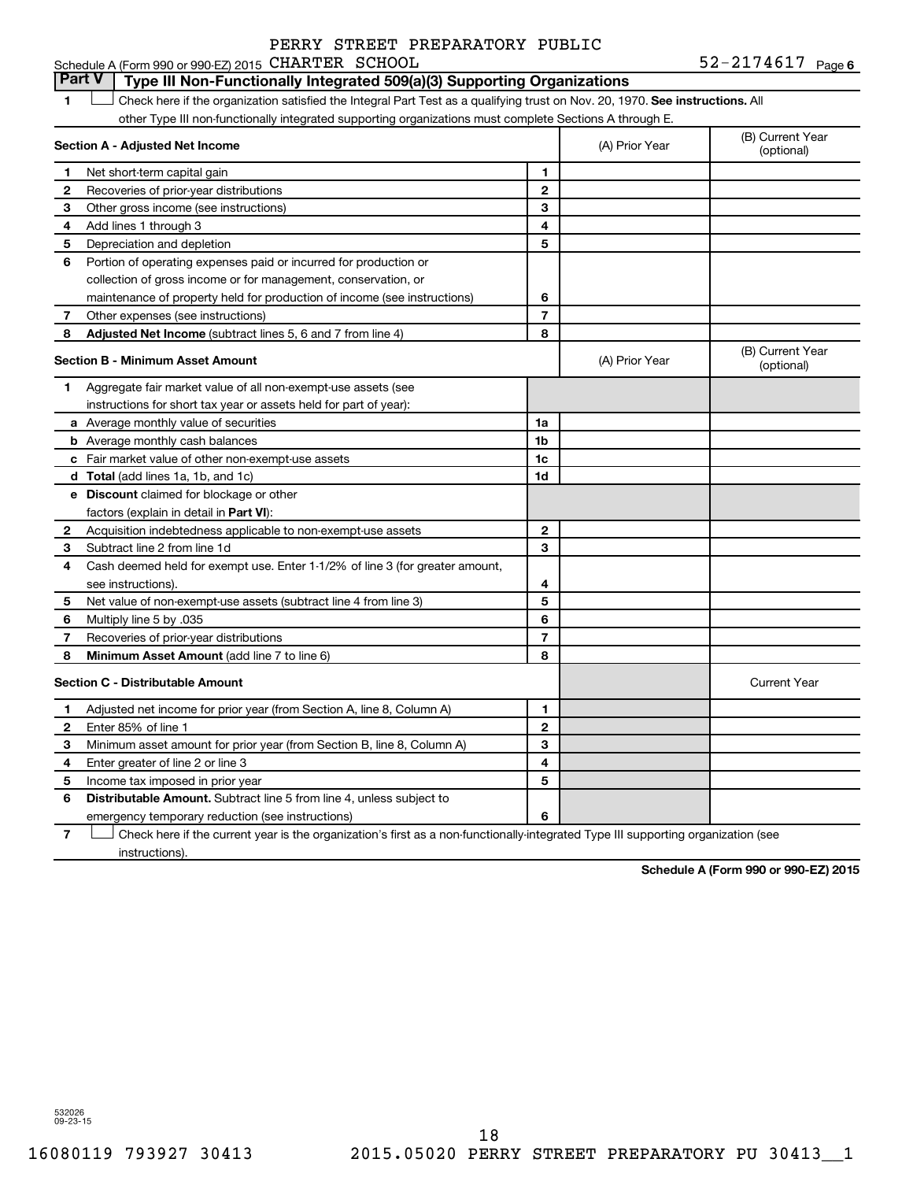PERRY STREET PREPARATORY PUBLIC

Schedule A (Form 990 or 990-EZ) 2015 CHARTER SCHOOL 52-2174617 Page 6

## Part V  Type III Non-Functionally Integrated 509(a)(3) Supporting Organizations

1 ☐ Check here if the organization satisfied the Integral Part Test as a qualifying trust on Nov. 20, 1970. **See instructions.** All other Type III non-functionally integrated supporting organizations must complete Sections A through E.

| **Section A - Adjusted Net Income** | | (A) Prior Year | (B) Current Year (optional) |
|---|---|---|---|
| **1** Net short-term capital gain | 1 | | |
| **2** Recoveries of prior-year distributions | 2 | | |
| **3** Other gross income (see instructions) | 3 | | |
| **4** Add lines 1 through 3 | 4 | | |
| **5** Depreciation and depletion | 5 | | |
| **6** Portion of operating expenses paid or incurred for production or collection of gross income or for management, conservation, or maintenance of property held for production of income (see instructions) | 6 | | |
| **7** Other expenses (see instructions) | 7 | | |
| **8** **Adjusted Net Income** (subtract lines 5, 6 and 7 from line 4) | 8 | | |

| **Section B - Minimum Asset Amount** | | (A) Prior Year | (B) Current Year (optional) |
|---|---|---|---|
| **1** Aggregate fair market value of all non-exempt-use assets (see instructions for short tax year or assets held for part of year): | | | |
| **a** Average monthly value of securities | 1a | | |
| **b** Average monthly cash balances | 1b | | |
| **c** Fair market value of other non-exempt-use assets | 1c | | |
| **d** **Total** (add lines 1a, 1b, and 1c) | 1d | | |
| **e** **Discount** claimed for blockage or other factors (explain in detail in **Part VI**): | | | |
| **2** Acquisition indebtedness applicable to non-exempt-use assets | 2 | | |
| **3** Subtract line 2 from line 1d | 3 | | |
| **4** Cash deemed held for exempt use. Enter 1-1/2% of line 3 (for greater amount, see instructions). | 4 | | |
| **5** Net value of non-exempt-use assets (subtract line 4 from line 3) | 5 | | |
| **6** Multiply line 5 by .035 | 6 | | |
| **7** Recoveries of prior-year distributions | 7 | | |
| **8** **Minimum Asset Amount** (add line 7 to line 6) | 8 | | |

| **Section C - Distributable Amount** | | | Current Year |
|---|---|---|---|
| **1** Adjusted net income for prior year (from Section A, line 8, Column A) | 1 | | |
| **2** Enter 85% of line 1 | 2 | | |
| **3** Minimum asset amount for prior year (from Section B, line 8, Column A) | 3 | | |
| **4** Enter greater of line 2 or line 3 | 4 | | |
| **5** Income tax imposed in prior year | 5 | | |
| **6** **Distributable Amount.** Subtract line 5 from line 4, unless subject to emergency temporary reduction (see instructions) | 6 | | |

7 ☐ Check here if the current year is the organization's first as a non-functionally-integrated Type III supporting organization (see instructions).

**Schedule A (Form 990 or 990-EZ) 2015**

532026 09-23-15

16080119 793927 30413    2015.05020 PERRY STREET PREPARATORY PU 30413__1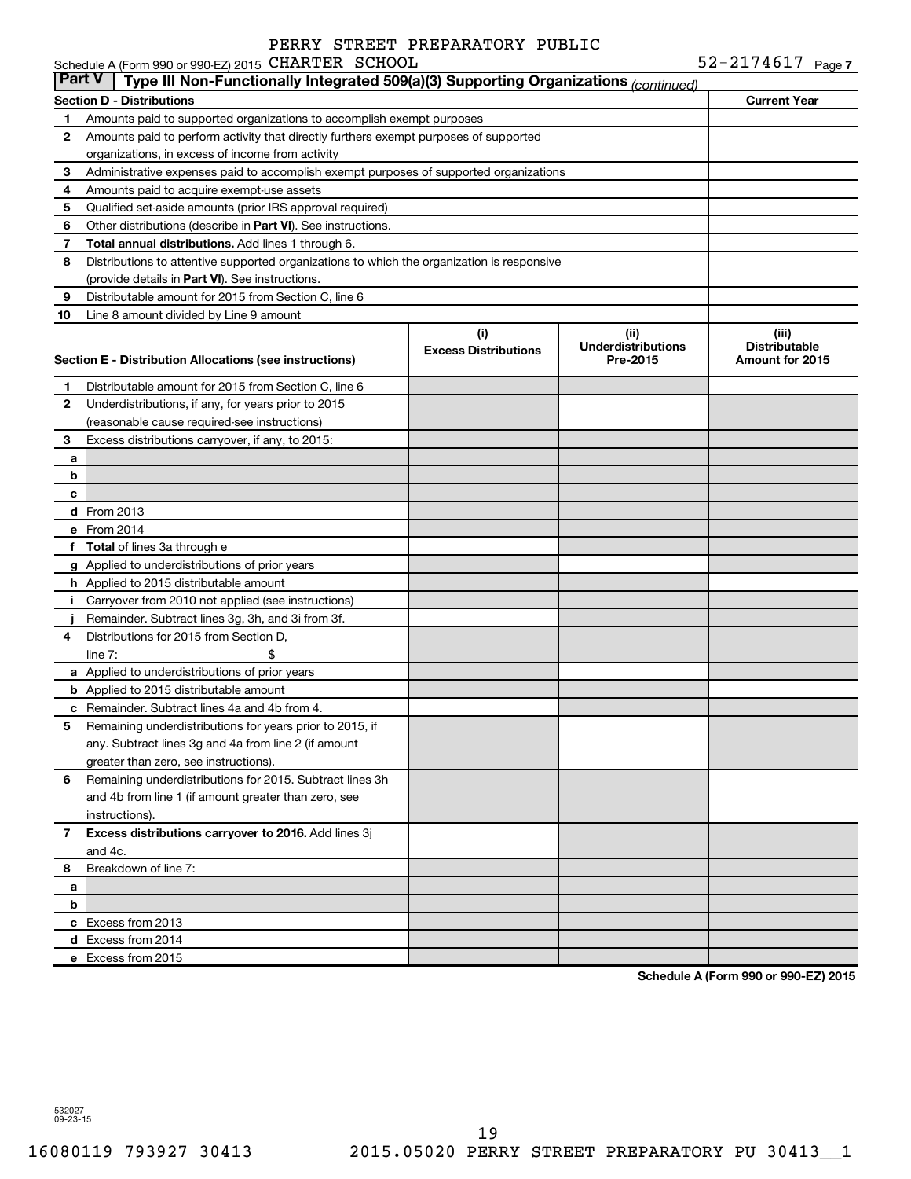Schedule A (Form 990 or 990-EZ) 2015 PERRY STREET PREPARATORY PUBLIC CHARTER SCHOOL 52-2174617 Page 7

**Part V | Type III Non-Functionally Integrated 509(a)(3) Supporting Organizations** *(continued)*

| Section D - Distributions | | Current Year |
|---|---|---|
| 1 | Amounts paid to supported organizations to accomplish exempt purposes | |
| 2 | Amounts paid to perform activity that directly furthers exempt purposes of supported organizations, in excess of income from activity | |
| 3 | Administrative expenses paid to accomplish exempt purposes of supported organizations | |
| 4 | Amounts paid to acquire exempt-use assets | |
| 5 | Qualified set-aside amounts (prior IRS approval required) | |
| 6 | Other distributions (describe in **Part VI**). See instructions. | |
| 7 | **Total annual distributions.** Add lines 1 through 6. | |
| 8 | Distributions to attentive supported organizations to which the organization is responsive (provide details in **Part VI**). See instructions. | |
| 9 | Distributable amount for 2015 from Section C, line 6 | |
| 10 | Line 8 amount divided by Line 9 amount | |

| | Section E - Distribution Allocations (see instructions) | (i) Excess Distributions | (ii) Underdistributions Pre-2015 | (iii) Distributable Amount for 2015 |
|---|---|---|---|---|
| 1 | Distributable amount for 2015 from Section C, line 6 | | | |
| 2 | Underdistributions, if any, for years prior to 2015 (reasonable cause required-see instructions) | | | |
| 3 | Excess distributions carryover, if any, to 2015: | | | |
| a | | | | |
| b | | | | |
| c | | | | |
| d | From 2013 | | | |
| e | From 2014 | | | |
| f | **Total** of lines 3a through e | | | |
| g | Applied to underdistributions of prior years | | | |
| h | Applied to 2015 distributable amount | | | |
| i | Carryover from 2010 not applied (see instructions) | | | |
| j | Remainder. Subtract lines 3g, 3h, and 3i from 3f. | | | |
| 4 | Distributions for 2015 from Section D, line 7: $ | | | |
| a | Applied to underdistributions of prior years | | | |
| b | Applied to 2015 distributable amount | | | |
| c | Remainder. Subtract lines 4a and 4b from 4. | | | |
| 5 | Remaining underdistributions for years prior to 2015, if any. Subtract lines 3g and 4a from line 2 (if amount greater than zero, see instructions). | | | |
| 6 | Remaining underdistributions for 2015. Subtract lines 3h and 4b from line 1 (if amount greater than zero, see instructions). | | | |
| 7 | **Excess distributions carryover to 2016.** Add lines 3j and 4c. | | | |
| 8 | Breakdown of line 7: | | | |
| a | | | | |
| b | | | | |
| c | Excess from 2013 | | | |
| d | Excess from 2014 | | | |
| e | Excess from 2015 | | | |

**Schedule A (Form 990 or 990-EZ) 2015**

532027 09-23-15

16080119 793927 30413 2015.05020 PERRY STREET PREPARATORY PU 30413__1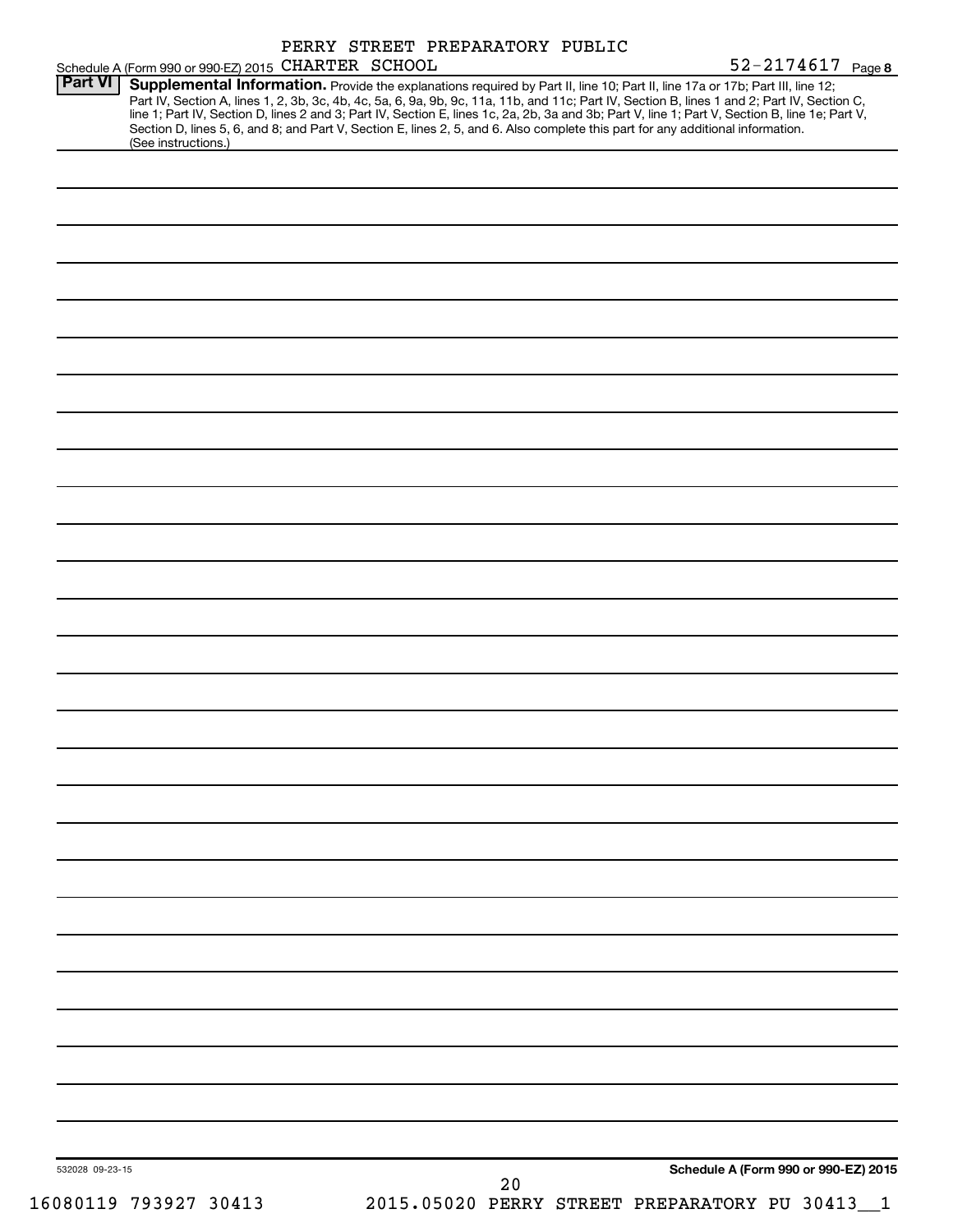PERRY STREET PREPARATORY PUBLIC

Schedule A (Form 990 or 990-EZ) 2015 CHARTER SCHOOL 52-2174617 Page 8

**Part VI** **Supplemental Information.** Provide the explanations required by Part II, line 10; Part II, line 17a or 17b; Part III, line 12; Part IV, Section A, lines 1, 2, 3b, 3c, 4b, 4c, 5a, 6, 9a, 9b, 9c, 11a, 11b, and 11c; Part IV, Section B, lines 1 and 2; Part IV, Section C, line 1; Part IV, Section D, lines 2 and 3; Part IV, Section E, lines 1c, 2a, 2b, 3a and 3b; Part V, line 1; Part V, Section B, line 1e; Part V, Section D, lines 5, 6, and 8; and Part V, Section E, lines 2, 5, and 6. Also complete this part for any additional information. (See instructions.)

532028 09-23-15 **Schedule A (Form 990 or 990-EZ) 2015**

16080119 793927 30413 2015.05020 PERRY STREET PREPARATORY PU 30413__1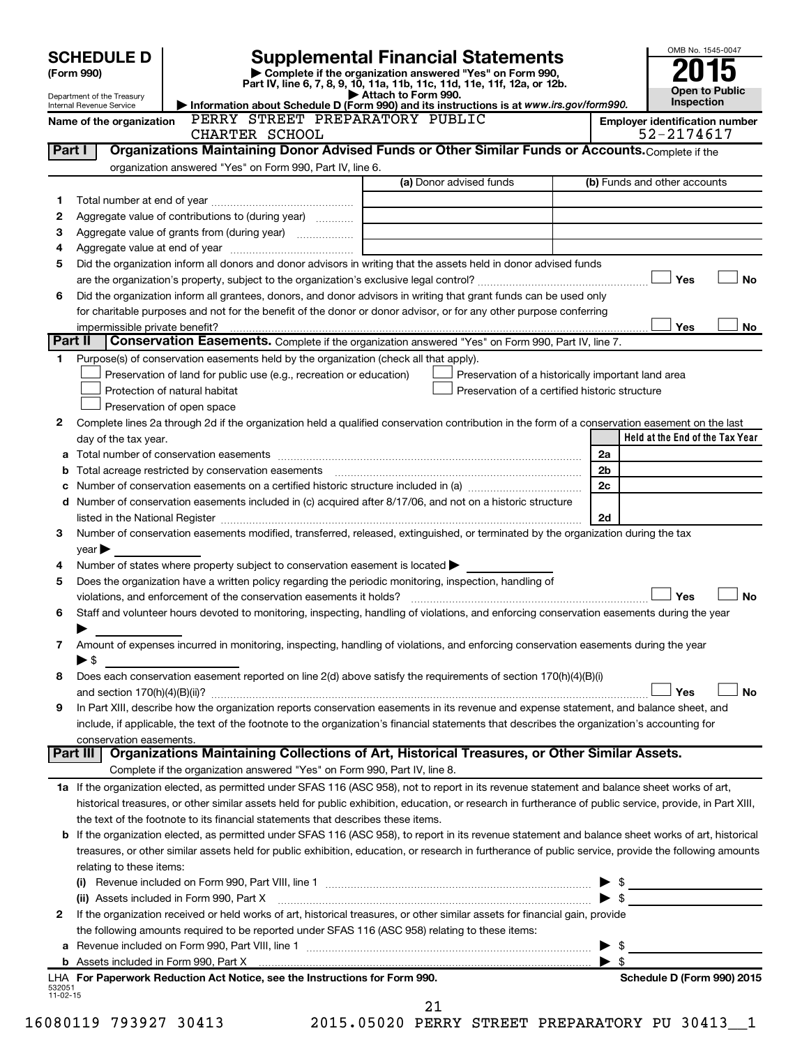# SCHEDULE D (Form 990)

Department of the Treasury
Internal Revenue Service

## Supplemental Financial Statements

▶ Complete if the organization answered "Yes" on Form 990, Part IV, line 6, 7, 8, 9, 10, 11a, 11b, 11c, 11d, 11e, 11f, 12a, or 12b.
▶ Attach to Form 990.
▶ Information about Schedule D (Form 990) and its instructions is at *www.irs.gov/form990.*

OMB No. 1545-0047
**2015**
**Open to Public Inspection**

**Name of the organization:** PERRY STREET PREPARATORY PUBLIC CHARTER SCHOOL

**Employer identification number:** 52-2174617

### Part I — Organizations Maintaining Donor Advised Funds or Other Similar Funds or Accounts.
Complete if the organization answered "Yes" on Form 990, Part IV, line 6.

| | | (a) Donor advised funds | (b) Funds and other accounts |
|---|---|---|---|
| 1 | Total number at end of year | | |
| 2 | Aggregate value of contributions to (during year) | | |
| 3 | Aggregate value of grants from (during year) | | |
| 4 | Aggregate value at end of year | | |

5 Did the organization inform all donors and donor advisors in writing that the assets held in donor advised funds are the organization's property, subject to the organization's exclusive legal control? ☐ Yes ☐ No

6 Did the organization inform all grantees, donors, and donor advisors in writing that grant funds can be used only for charitable purposes and not for the benefit of the donor or donor advisor, or for any other purpose conferring impermissible private benefit? ☐ Yes ☐ No

### Part II — Conservation Easements.
Complete if the organization answered "Yes" on Form 990, Part IV, line 7.

1 Purpose(s) of conservation easements held by the organization (check all that apply).

- ☐ Preservation of land for public use (e.g., recreation or education)
- ☐ Preservation of a historically important land area
- ☐ Protection of natural habitat
- ☐ Preservation of a certified historic structure
- ☐ Preservation of open space

2 Complete lines 2a through 2d if the organization held a qualified conservation contribution in the form of a conservation easement on the last day of the tax year.

| | | | Held at the End of the Tax Year |
|---|---|---|---|
| a | Total number of conservation easements | 2a | |
| b | Total acreage restricted by conservation easements | 2b | |
| c | Number of conservation easements on a certified historic structure included in (a) | 2c | |
| d | Number of conservation easements included in (c) acquired after 8/17/06, and not on a historic structure listed in the National Register | 2d | |

3 Number of conservation easements modified, transferred, released, extinguished, or terminated by the organization during the tax year ▶

4 Number of states where property subject to conservation easement is located ▶

5 Does the organization have a written policy regarding the periodic monitoring, inspection, handling of violations, and enforcement of the conservation easements it holds? ☐ Yes ☐ No

6 Staff and volunteer hours devoted to monitoring, inspecting, handling of violations, and enforcing conservation easements during the year ▶

7 Amount of expenses incurred in monitoring, inspecting, handling of violations, and enforcing conservation easements during the year ▶ $

8 Does each conservation easement reported on line 2(d) above satisfy the requirements of section 170(h)(4)(B)(i) and section 170(h)(4)(B)(ii)? ☐ Yes ☐ No

9 In Part XIII, describe how the organization reports conservation easements in its revenue and expense statement, and balance sheet, and include, if applicable, the text of the footnote to the organization's financial statements that describes the organization's accounting for conservation easements.

### Part III — Organizations Maintaining Collections of Art, Historical Treasures, or Other Similar Assets.
Complete if the organization answered "Yes" on Form 990, Part IV, line 8.

1a If the organization elected, as permitted under SFAS 116 (ASC 958), not to report in its revenue statement and balance sheet works of art, historical treasures, or other similar assets held for public exhibition, education, or research in furtherance of public service, provide, in Part XIII, the text of the footnote to its financial statements that describes these items.

b If the organization elected, as permitted under SFAS 116 (ASC 958), to report in its revenue statement and balance sheet works of art, historical treasures, or other similar assets held for public exhibition, education, or research in furtherance of public service, provide the following amounts relating to these items:

(i) Revenue included on Form 990, Part VIII, line 1 ▶ $

(ii) Assets included in Form 990, Part X ▶ $

2 If the organization received or held works of art, historical treasures, or other similar assets for financial gain, provide the following amounts required to be reported under SFAS 116 (ASC 958) relating to these items:

a Revenue included on Form 990, Part VIII, line 1 ▶ $

b Assets included in Form 990, Part X ▶ $

LHA For Paperwork Reduction Act Notice, see the Instructions for Form 990. Schedule D (Form 990) 2015

532051 11-02-15

16080119 793927 30413 2015.05020 PERRY STREET PREPARATORY PU 30413__1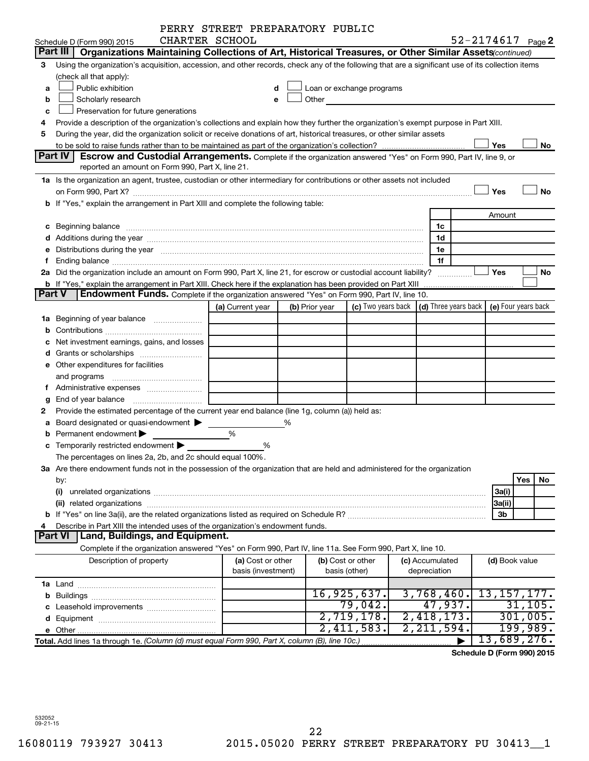Schedule D (Form 990) 2015 PERRY STREET PREPARATORY PUBLIC CHARTER SCHOOL 52-2174617 Page 2

## Part III Organizations Maintaining Collections of Art, Historical Treasures, or Other Similar Assets *(continued)*

3 Using the organization's acquisition, accession, and other records, check any of the following that are a significant use of its collection items (check all that apply):

- a ☐ Public exhibition
- b ☐ Scholarly research
- c ☐ Preservation for future generations
- d ☐ Loan or exchange programs
- e ☐ Other

4 Provide a description of the organization's collections and explain how they further the organization's exempt purpose in Part XIII.

5 During the year, did the organization solicit or receive donations of art, historical treasures, or other similar assets to be sold to raise funds rather than to be maintained as part of the organization's collection? ☐ Yes ☐ No

## Part IV Escrow and Custodial Arrangements.

Complete if the organization answered "Yes" on Form 990, Part IV, line 9, or reported an amount on Form 990, Part X, line 21.

1a Is the organization an agent, trustee, custodian or other intermediary for contributions or other assets not included on Form 990, Part X? ☐ Yes ☐ No

b If "Yes," explain the arrangement in Part XIII and complete the following table:

| | | Amount |
|---|---|---|
| c Beginning balance | 1c | |
| d Additions during the year | 1d | |
| e Distributions during the year | 1e | |
| f Ending balance | 1f | |

2a Did the organization include an amount on Form 990, Part X, line 21, for escrow or custodial account liability? ☐ Yes ☐ No

b If "Yes," explain the arrangement in Part XIII. Check here if the explanation has been provided on Part XIII ☐

## Part V Endowment Funds.

Complete if the organization answered "Yes" on Form 990, Part IV, line 10.

| | (a) Current year | (b) Prior year | (c) Two years back | (d) Three years back | (e) Four years back |
|---|---|---|---|---|---|
| 1a Beginning of year balance | | | | | |
| b Contributions | | | | | |
| c Net investment earnings, gains, and losses | | | | | |
| d Grants or scholarships | | | | | |
| e Other expenditures for facilities and programs | | | | | |
| f Administrative expenses | | | | | |
| g End of year balance | | | | | |

2 Provide the estimated percentage of the current year end balance (line 1g, column (a)) held as:

- a Board designated or quasi-endowment ▶ ______ %
- b Permanent endowment ▶ ______ %
- c Temporarily restricted endowment ▶ ______ %

The percentages on lines 2a, 2b, and 2c should equal 100%.

3a Are there endowment funds not in the possession of the organization that are held and administered for the organization by:

| | | Yes | No |
|---|---|---|---|
| (i) unrelated organizations | 3a(i) | | |
| (ii) related organizations | 3a(ii) | | |
| b If "Yes" on line 3a(ii), are the related organizations listed as required on Schedule R? | 3b | | |

4 Describe in Part XIII the intended uses of the organization's endowment funds.

## Part VI Land, Buildings, and Equipment.

Complete if the organization answered "Yes" on Form 990, Part IV, line 11a. See Form 990, Part X, line 10.

| Description of property | (a) Cost or other basis (investment) | (b) Cost or other basis (other) | (c) Accumulated depreciation | (d) Book value |
|---|---|---|---|---|
| 1a Land | | | | |
| b Buildings | | 16,925,637. | 3,768,460. | 13,157,177. |
| c Leasehold improvements | | 79,042. | 47,937. | 31,105. |
| d Equipment | | 2,719,178. | 2,418,173. | 301,005. |
| e Other | | 2,411,583. | 2,211,594. | 199,989. |
| **Total.** Add lines 1a through 1e. *(Column (d) must equal Form 990, Part X, column (B), line 10c.)* | | | ▶ | 13,689,276. |

**Schedule D (Form 990) 2015**

532052 09-21-15

16080119 793927 30413 2015.05020 PERRY STREET PREPARATORY PU 30413__1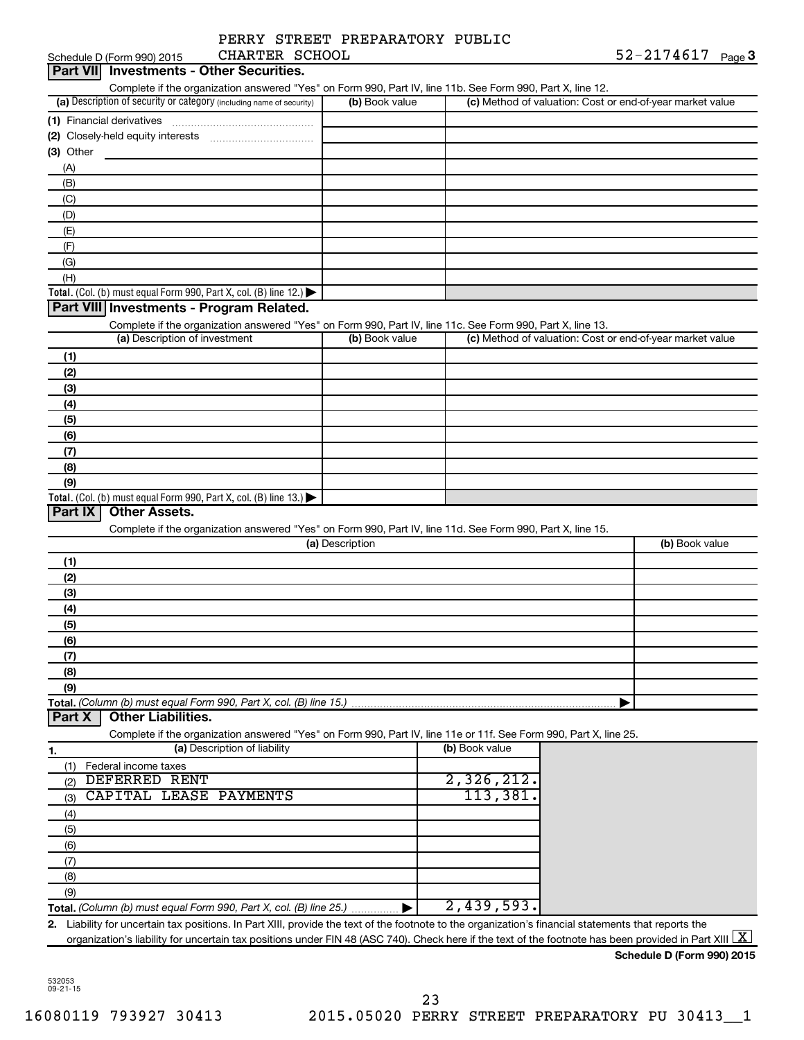Schedule D (Form 990) 2015 PERRY STREET PREPARATORY PUBLIC CHARTER SCHOOL 52-2174617 Page 3

## Part VII Investments - Other Securities.

Complete if the organization answered "Yes" on Form 990, Part IV, line 11b. See Form 990, Part X, line 12.

| (a) Description of security or category (including name of security) | (b) Book value | (c) Method of valuation: Cost or end-of-year market value |
|---|---|---|
| (1) Financial derivatives | | |
| (2) Closely-held equity interests | | |
| (3) Other | | |
| (A) | | |
| (B) | | |
| (C) | | |
| (D) | | |
| (E) | | |
| (F) | | |
| (G) | | |
| (H) | | |
| **Total.** (Col. (b) must equal Form 990, Part X, col. (B) line 12.) ▶ | | |

## Part VIII Investments - Program Related.

Complete if the organization answered "Yes" on Form 990, Part IV, line 11c. See Form 990, Part X, line 13.

| (a) Description of investment | (b) Book value | (c) Method of valuation: Cost or end-of-year market value |
|---|---|---|
| (1) | | |
| (2) | | |
| (3) | | |
| (4) | | |
| (5) | | |
| (6) | | |
| (7) | | |
| (8) | | |
| (9) | | |
| **Total.** (Col. (b) must equal Form 990, Part X, col. (B) line 13.) ▶ | | |

## Part IX Other Assets.

Complete if the organization answered "Yes" on Form 990, Part IV, line 11d. See Form 990, Part X, line 15.

| (a) Description | (b) Book value |
|---|---|
| (1) | |
| (2) | |
| (3) | |
| (4) | |
| (5) | |
| (6) | |
| (7) | |
| (8) | |
| (9) | |
| **Total.** *(Column (b) must equal Form 990, Part X, col. (B) line 15.)* ▶ | |

## Part X Other Liabilities.

Complete if the organization answered "Yes" on Form 990, Part IV, line 11e or 11f. See Form 990, Part X, line 25.

| 1. (a) Description of liability | (b) Book value |
|---|---|
| (1) Federal income taxes | |
| (2) DEFERRED RENT | 2,326,212. |
| (3) CAPITAL LEASE PAYMENTS | 113,381. |
| (4) | |
| (5) | |
| (6) | |
| (7) | |
| (8) | |
| (9) | |
| **Total.** *(Column (b) must equal Form 990, Part X, col. (B) line 25.)* ▶ | 2,439,593. |

**2.** Liability for uncertain tax positions. In Part XIII, provide the text of the footnote to the organization's financial statements that reports the organization's liability for uncertain tax positions under FIN 48 (ASC 740). Check here if the text of the footnote has been provided in Part XIII [X]

**Schedule D (Form 990) 2015**

532053 09-21-15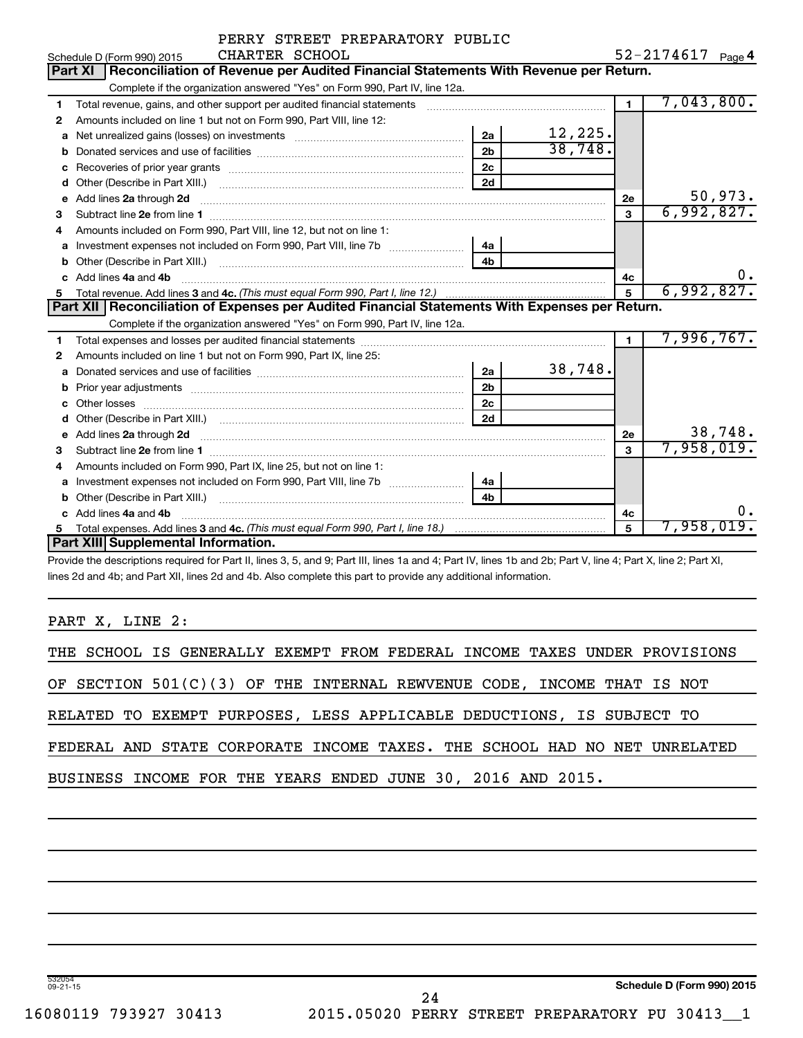PERRY STREET PREPARATORY PUBLIC CHARTER SCHOOL

Schedule D (Form 990) 2015 — 52-2174617 Page 4

## Part XI Reconciliation of Revenue per Audited Financial Statements With Revenue per Return.

Complete if the organization answered "Yes" on Form 990, Part IV, line 12a.

| | | | | | |
|---|---|---|---|---|---|
| 1 | Total revenue, gains, and other support per audited financial statements | | | 1 | 7,043,800. |
| 2 | Amounts included on line 1 but not on Form 990, Part VIII, line 12: | | | | |
| a | Net unrealized gains (losses) on investments | 2a | 12,225. | | |
| b | Donated services and use of facilities | 2b | 38,748. | | |
| c | Recoveries of prior year grants | 2c | | | |
| d | Other (Describe in Part XIII.) | 2d | | | |
| e | Add lines 2a through 2d | | | 2e | 50,973. |
| 3 | Subtract line 2e from line 1 | | | 3 | 6,992,827. |
| 4 | Amounts included on Form 990, Part VIII, line 12, but not on line 1: | | | | |
| a | Investment expenses not included on Form 990, Part VIII, line 7b | 4a | | | |
| b | Other (Describe in Part XIII.) | 4b | | | |
| c | Add lines 4a and 4b | | | 4c | 0. |
| 5 | Total revenue. Add lines 3 and 4c. *(This must equal Form 990, Part I, line 12.)* | | | 5 | 6,992,827. |

## Part XII Reconciliation of Expenses per Audited Financial Statements With Expenses per Return.

Complete if the organization answered "Yes" on Form 990, Part IV, line 12a.

| | | | | | |
|---|---|---|---|---|---|
| 1 | Total expenses and losses per audited financial statements | | | 1 | 7,996,767. |
| 2 | Amounts included on line 1 but not on Form 990, Part IX, line 25: | | | | |
| a | Donated services and use of facilities | 2a | 38,748. | | |
| b | Prior year adjustments | 2b | | | |
| c | Other losses | 2c | | | |
| d | Other (Describe in Part XIII.) | 2d | | | |
| e | Add lines 2a through 2d | | | 2e | 38,748. |
| 3 | Subtract line 2e from line 1 | | | 3 | 7,958,019. |
| 4 | Amounts included on Form 990, Part IX, line 25, but not on line 1: | | | | |
| a | Investment expenses not included on Form 990, Part VIII, line 7b | 4a | | | |
| b | Other (Describe in Part XIII.) | 4b | | | |
| c | Add lines 4a and 4b | | | 4c | 0. |
| 5 | Total expenses. Add lines 3 and 4c. *(This must equal Form 990, Part I, line 18.)* | | | 5 | 7,958,019. |

## Part XIII Supplemental Information.

Provide the descriptions required for Part II, lines 3, 5, and 9; Part III, lines 1a and 4; Part IV, lines 1b and 2b; Part V, line 4; Part X, line 2; Part XI, lines 2d and 4b; and Part XII, lines 2d and 4b. Also complete this part to provide any additional information.

PART X, LINE 2:

THE SCHOOL IS GENERALLY EXEMPT FROM FEDERAL INCOME TAXES UNDER PROVISIONS OF SECTION 501(C)(3) OF THE INTERNAL REWVENUE CODE, INCOME THAT IS NOT RELATED TO EXEMPT PURPOSES, LESS APPLICABLE DEDUCTIONS, IS SUBJECT TO FEDERAL AND STATE CORPORATE INCOME TAXES. THE SCHOOL HAD NO NET UNRELATED BUSINESS INCOME FOR THE YEARS ENDED JUNE 30, 2016 AND 2015.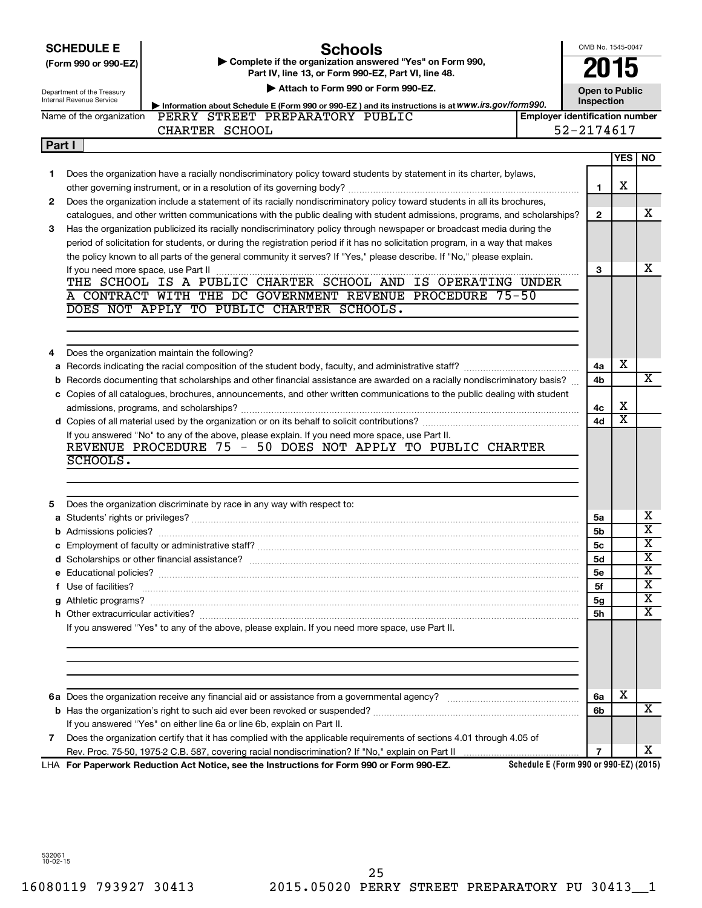**SCHEDULE E**
**(Form 990 or 990-EZ)**

Department of the Treasury
Internal Revenue Service

# Schools

▶ Complete if the organization answered "Yes" on Form 990, Part IV, line 13, or Form 990-EZ, Part VI, line 48.

▶ Attach to Form 990 or Form 990-EZ.

▶ Information about Schedule E (Form 990 or 990-EZ) and its instructions is at www.irs.gov/form990.

OMB No. 1545-0047

**2015**

**Open to Public Inspection**

Name of the organization: PERRY STREET PREPARATORY PUBLIC CHARTER SCHOOL

Employer identification number: 52-2174617

**Part I**

| | | Line | YES | NO |
|---|---|---|---|---|
| 1 | Does the organization have a racially nondiscriminatory policy toward students by statement in its charter, bylaws, other governing instrument, or in a resolution of its governing body? | 1 | X | |
| 2 | Does the organization include a statement of its racially nondiscriminatory policy toward students in all its brochures, catalogues, and other written communications with the public dealing with student admissions, programs, and scholarships? | 2 | | X |
| 3 | Has the organization publicized its racially nondiscriminatory policy through newspaper or broadcast media during the period of solicitation for students, or during the registration period if it has no solicitation program, in a way that makes the policy known to all parts of the general community it serves? If "Yes," please describe. If "No," please explain. If you need more space, use Part II | 3 | | X |

THE SCHOOL IS A PUBLIC CHARTER SCHOOL AND IS OPERATING UNDER A CONTRACT WITH THE DC GOVERNMENT REVENUE PROCEDURE 75-50 DOES NOT APPLY TO PUBLIC CHARTER SCHOOLS.

| | | Line | YES | NO |
|---|---|---|---|---|
| 4 | Does the organization maintain the following? | | | |
| a | Records indicating the racial composition of the student body, faculty, and administrative staff? | 4a | X | |
| b | Records documenting that scholarships and other financial assistance are awarded on a racially nondiscriminatory basis? | 4b | | X |
| c | Copies of all catalogues, brochures, announcements, and other written communications to the public dealing with student admissions, programs, and scholarships? | 4c | X | |
| d | Copies of all material used by the organization or on its behalf to solicit contributions? | 4d | X | |

If you answered "No" to any of the above, please explain. If you need more space, use Part II.

REVENUE PROCEDURE 75 - 50 DOES NOT APPLY TO PUBLIC CHARTER SCHOOLS.

| | | Line | YES | NO |
|---|---|---|---|---|
| 5 | Does the organization discriminate by race in any way with respect to: | | | |
| a | Students' rights or privileges? | 5a | | X |
| b | Admissions policies? | 5b | | X |
| c | Employment of faculty or administrative staff? | 5c | | X |
| d | Scholarships or other financial assistance? | 5d | | X |
| e | Educational policies? | 5e | | X |
| f | Use of facilities? | 5f | | X |
| g | Athletic programs? | 5g | | X |
| h | Other extracurricular activities? | 5h | | X |

If you answered "Yes" to any of the above, please explain. If you need more space, use Part II.

| | | Line | YES | NO |
|---|---|---|---|---|
| 6a | Does the organization receive any financial aid or assistance from a governmental agency? | 6a | X | |
| b | Has the organization's right to such aid ever been revoked or suspended? | 6b | | X |
| | If you answered "Yes" on either line 6a or line 6b, explain on Part II. | | | |
| 7 | Does the organization certify that it has complied with the applicable requirements of sections 4.01 through 4.05 of Rev. Proc. 75-50, 1975-2 C.B. 587, covering racial nondiscrimination? If "No," explain on Part II | 7 | | X |

LHA **For Paperwork Reduction Act Notice, see the Instructions for Form 990 or Form 990-EZ.** **Schedule E (Form 990 or 990-EZ) (2015)**

532061 10-02-15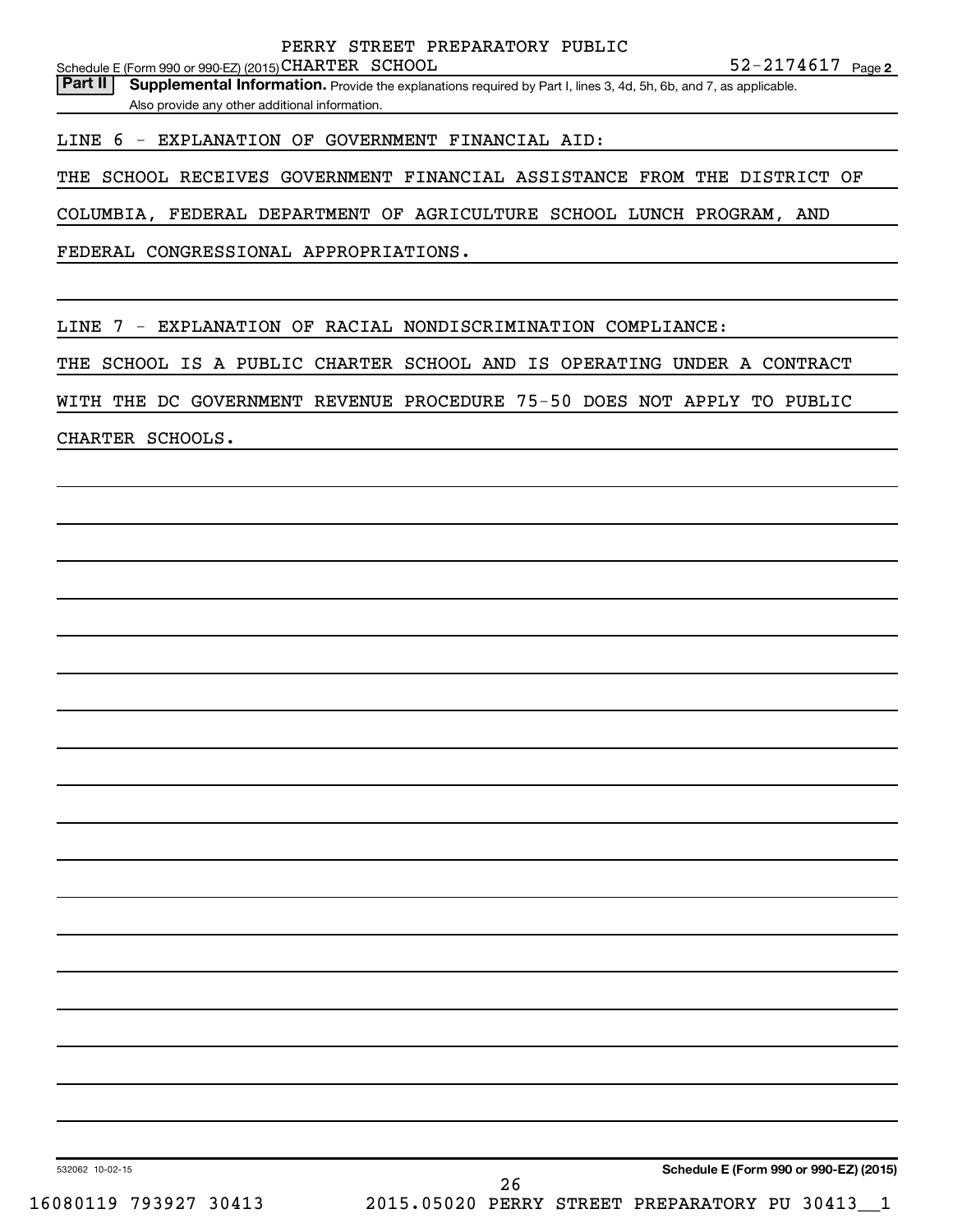Schedule E (Form 990 or 990-EZ) (2015) PERRY STREET PREPARATORY PUBLIC CHARTER SCHOOL 52-2174617 Page 2

**Part II** **Supplemental Information.** Provide the explanations required by Part I, lines 3, 4d, 5h, 6b, and 7, as applicable. Also provide any other additional information.

LINE 6 - EXPLANATION OF GOVERNMENT FINANCIAL AID:

THE SCHOOL RECEIVES GOVERNMENT FINANCIAL ASSISTANCE FROM THE DISTRICT OF COLUMBIA, FEDERAL DEPARTMENT OF AGRICULTURE SCHOOL LUNCH PROGRAM, AND FEDERAL CONGRESSIONAL APPROPRIATIONS.

LINE 7 - EXPLANATION OF RACIAL NONDISCRIMINATION COMPLIANCE:

THE SCHOOL IS A PUBLIC CHARTER SCHOOL AND IS OPERATING UNDER A CONTRACT WITH THE DC GOVERNMENT REVENUE PROCEDURE 75-50 DOES NOT APPLY TO PUBLIC CHARTER SCHOOLS.

532062 10-02-15

**Schedule E (Form 990 or 990-EZ) (2015)**

16080119 793927 30413 2015.05020 PERRY STREET PREPARATORY PU 30413__1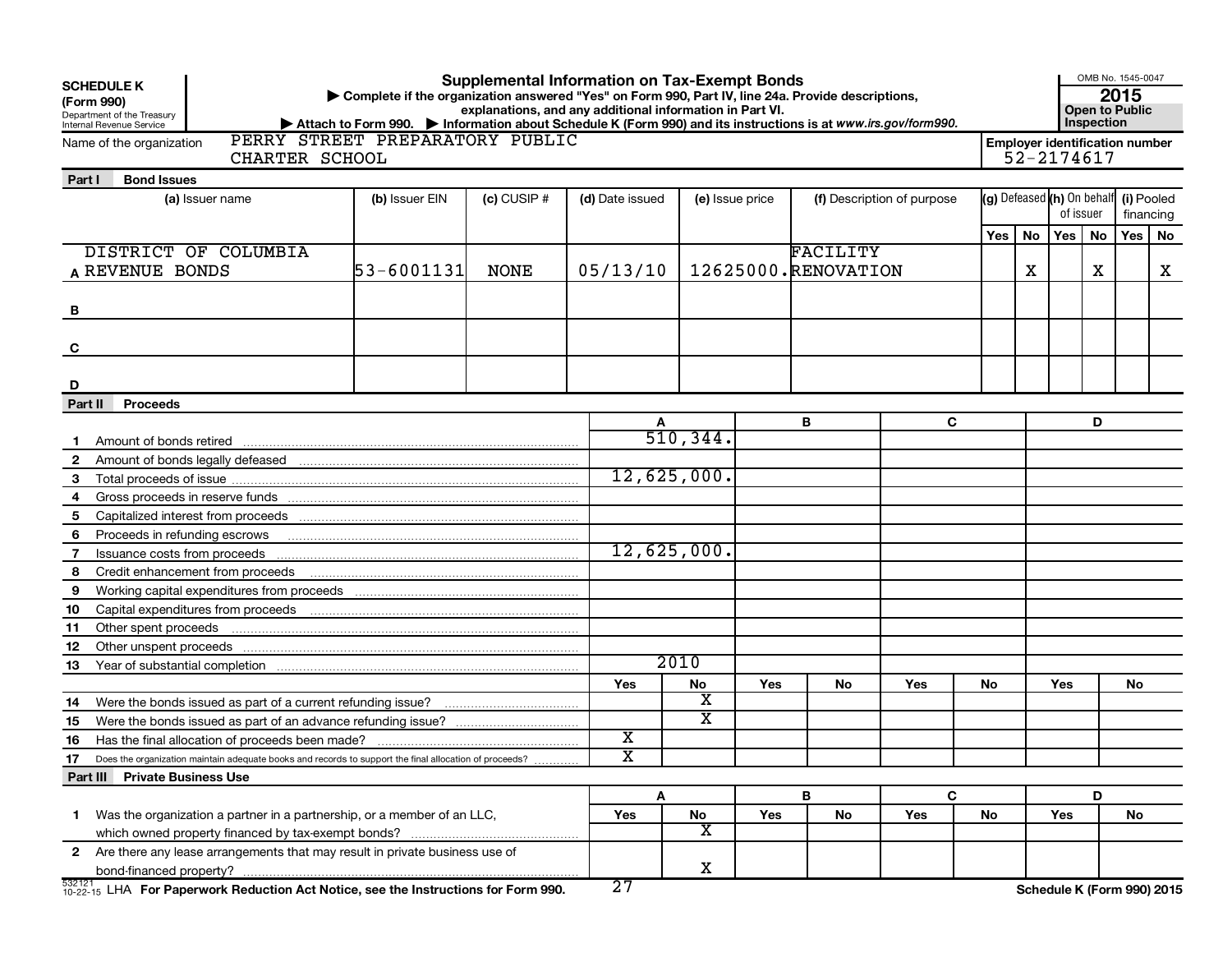**SCHEDULE K**
**(Form 990)**
Department of the Treasury
Internal Revenue Service

# Supplemental Information on Tax-Exempt Bonds

▶ Complete if the organization answered "Yes" on Form 990, Part IV, line 24a. Provide descriptions, explanations, and any additional information in Part VI.
▶ Attach to Form 990. ▶ Information about Schedule K (Form 990) and its instructions is at *www.irs.gov/form990.*

OMB No. 1545-0047
**2015**
**Open to Public Inspection**

Name of the organization: PERRY STREET PREPARATORY PUBLIC CHARTER SCHOOL

**Employer identification number:** 52-2174617

## Part I Bond Issues

| | (a) Issuer name | (b) Issuer EIN | (c) CUSIP # | (d) Date issued | (e) Issue price | (f) Description of purpose | (g) Defeased Yes | (g) Defeased No | (h) On behalf of issuer Yes | (h) On behalf of issuer No | (i) Pooled financing Yes | (i) Pooled financing No |
|---|---|---|---|---|---|---|---|---|---|---|---|---|
| A | DISTRICT OF COLUMBIA REVENUE BONDS | 53-6001131 | NONE | 05/13/10 | 12625000. | FACILITY RENOVATION | | X | | X | | X |
| B | | | | | | | | | | | | |
| C | | | | | | | | | | | | |
| D | | | | | | | | | | | | |

## Part II Proceeds

| | | A | B | C | D |
|---|---|---|---|---|---|
| 1 | Amount of bonds retired | 510,344. | | | |
| 2 | Amount of bonds legally defeased | | | | |
| 3 | Total proceeds of issue | 12,625,000. | | | |
| 4 | Gross proceeds in reserve funds | | | | |
| 5 | Capitalized interest from proceeds | | | | |
| 6 | Proceeds in refunding escrows | | | | |
| 7 | Issuance costs from proceeds | 12,625,000. | | | |
| 8 | Credit enhancement from proceeds | | | | |
| 9 | Working capital expenditures from proceeds | | | | |
| 10 | Capital expenditures from proceeds | | | | |
| 11 | Other spent proceeds | | | | |
| 12 | Other unspent proceeds | | | | |
| 13 | Year of substantial completion | 2010 | | | |

| | | A Yes | A No | B Yes | B No | C Yes | C No | D Yes | D No |
|---|---|---|---|---|---|---|---|---|---|
| 14 | Were the bonds issued as part of a current refunding issue? | | X | | | | | | |
| 15 | Were the bonds issued as part of an advance refunding issue? | | X | | | | | | |
| 16 | Has the final allocation of proceeds been made? | X | | | | | | | |
| 17 | Does the organization maintain adequate books and records to support the final allocation of proceeds? | X | | | | | | | |

## Part III Private Business Use

| | | A Yes | A No | B Yes | B No | C Yes | C No | D Yes | D No |
|---|---|---|---|---|---|---|---|---|---|
| 1 | Was the organization a partner in a partnership, or a member of an LLC, which owned property financed by tax-exempt bonds? | | X | | | | | | |
| 2 | Are there any lease arrangements that may result in private business use of bond-financed property? | | X | | | | | | |

532121 10-22-15 LHA **For Paperwork Reduction Act Notice, see the Instructions for Form 990.** **Schedule K (Form 990) 2015**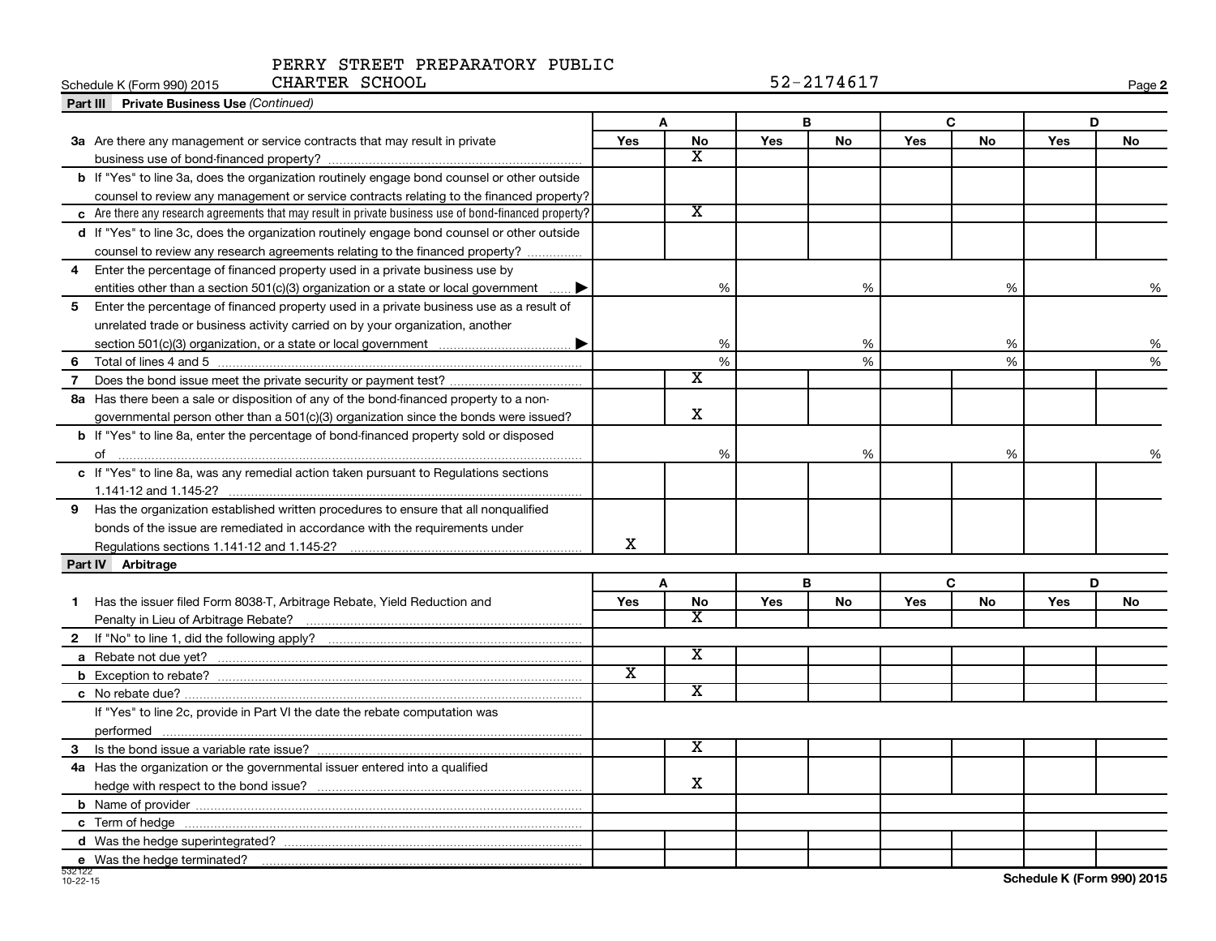PERRY STREET PREPARATORY PUBLIC CHARTER SCHOOL

Schedule K (Form 990) 2015 52-2174617

## Part III Private Business Use *(Continued)*

| | A | | B | | C | | D | |
|---|---|---|---|---|---|---|---|---|
| | Yes | No | Yes | No | Yes | No | Yes | No |
| **3a** Are there any management or service contracts that may result in private business use of bond-financed property? | | X | | | | | | |
| **b** If "Yes" to line 3a, does the organization routinely engage bond counsel or other outside counsel to review any management or service contracts relating to the financed property? | | | | | | | | |
| **c** Are there any research agreements that may result in private business use of bond-financed property? | | X | | | | | | |
| **d** If "Yes" to line 3c, does the organization routinely engage bond counsel or other outside counsel to review any research agreements relating to the financed property? | | | | | | | | |
| **4** Enter the percentage of financed property used in a private business use by entities other than a section 501(c)(3) organization or a state or local government ▶ | | % | | % | | % | | % |
| **5** Enter the percentage of financed property used in a private business use as a result of unrelated trade or business activity carried on by your organization, another section 501(c)(3) organization, or a state or local government ▶ | | % | | % | | % | | % |
| **6** Total of lines 4 and 5 | | % | | % | | % | | % |
| **7** Does the bond issue meet the private security or payment test? | | X | | | | | | |
| **8a** Has there been a sale or disposition of any of the bond-financed property to a nongovernmental person other than a 501(c)(3) organization since the bonds were issued? | | X | | | | | | |
| **b** If "Yes" to line 8a, enter the percentage of bond-financed property sold or disposed of | | % | | % | | % | | % |
| **c** If "Yes" to line 8a, was any remedial action taken pursuant to Regulations sections 1.141-12 and 1.145-2? | | | | | | | | |
| **9** Has the organization established written procedures to ensure that all nonqualified bonds of the issue are remediated in accordance with the requirements under Regulations sections 1.141-12 and 1.145-2? | X | | | | | | | |

## Part IV Arbitrage

| | A | | B | | C | | D | |
|---|---|---|---|---|---|---|---|---|
| | Yes | No | Yes | No | Yes | No | Yes | No |
| **1** Has the issuer filed Form 8038-T, Arbitrage Rebate, Yield Reduction and Penalty in Lieu of Arbitrage Rebate? | | X | | | | | | |
| **2** If "No" to line 1, did the following apply? | | | | | | | | |
| **a** Rebate not due yet? | | X | | | | | | |
| **b** Exception to rebate? | X | | | | | | | |
| **c** No rebate due? | | X | | | | | | |
| If "Yes" to line 2c, provide in Part VI the date the rebate computation was performed | | | | | | | | |
| **3** Is the bond issue a variable rate issue? | | X | | | | | | |
| **4a** Has the organization or the governmental issuer entered into a qualified hedge with respect to the bond issue? | | X | | | | | | |
| **b** Name of provider | | | | | | | | |
| **c** Term of hedge | | | | | | | | |
| **d** Was the hedge superintegrated? | | | | | | | | |
| **e** Was the hedge terminated? | | | | | | | | |

532122 10-22-15

Schedule K (Form 990) 2015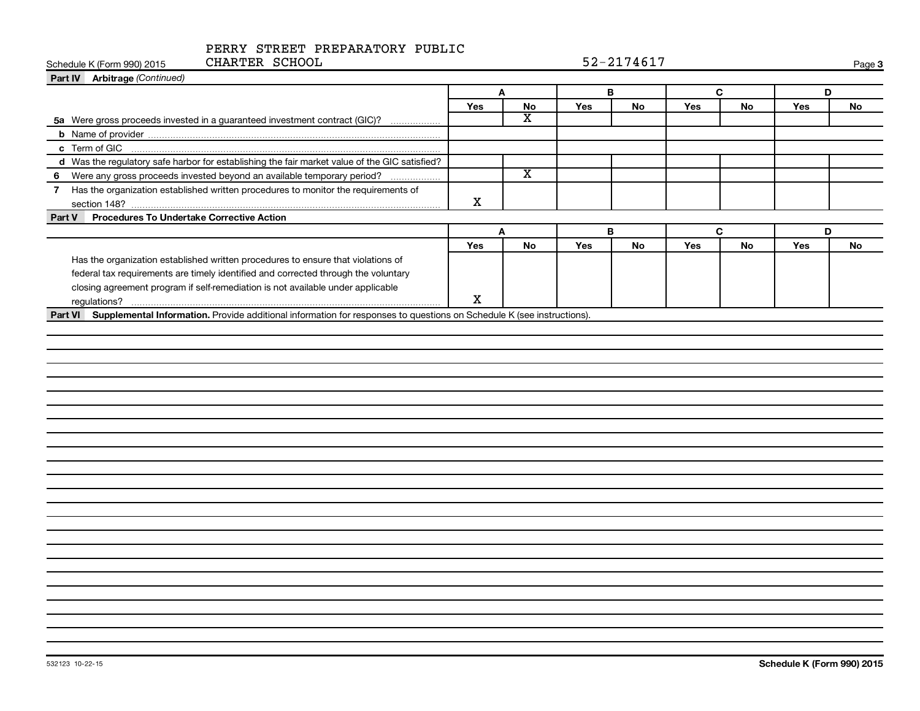PERRY STREET PREPARATORY PUBLIC CHARTER SCHOOL 52-2174617

Schedule K (Form 990) 2015 Page 3

**Part IV Arbitrage** *(Continued)*

| | A | | B | | C | | D | |
|---|---|---|---|---|---|---|---|---|
| | Yes | No | Yes | No | Yes | No | Yes | No |
| **5a** Were gross proceeds invested in a guaranteed investment contract (GIC)? | | X | | | | | | |
| **b** Name of provider | | | | | | | | |
| **c** Term of GIC | | | | | | | | |
| **d** Was the regulatory safe harbor for establishing the fair market value of the GIC satisfied? | | | | | | | | |
| **6** Were any gross proceeds invested beyond an available temporary period? | | X | | | | | | |
| **7** Has the organization established written procedures to monitor the requirements of section 148? | X | | | | | | | |

**Part V Procedures To Undertake Corrective Action**

| | A | | B | | C | | D | |
|---|---|---|---|---|---|---|---|---|
| | Yes | No | Yes | No | Yes | No | Yes | No |
| Has the organization established written procedures to ensure that violations of federal tax requirements are timely identified and corrected through the voluntary closing agreement program if self-remediation is not available under applicable regulations? | X | | | | | | | |

**Part VI Supplemental Information.** Provide additional information for responses to questions on Schedule K (see instructions).

532123 10-22-15 **Schedule K (Form 990) 2015**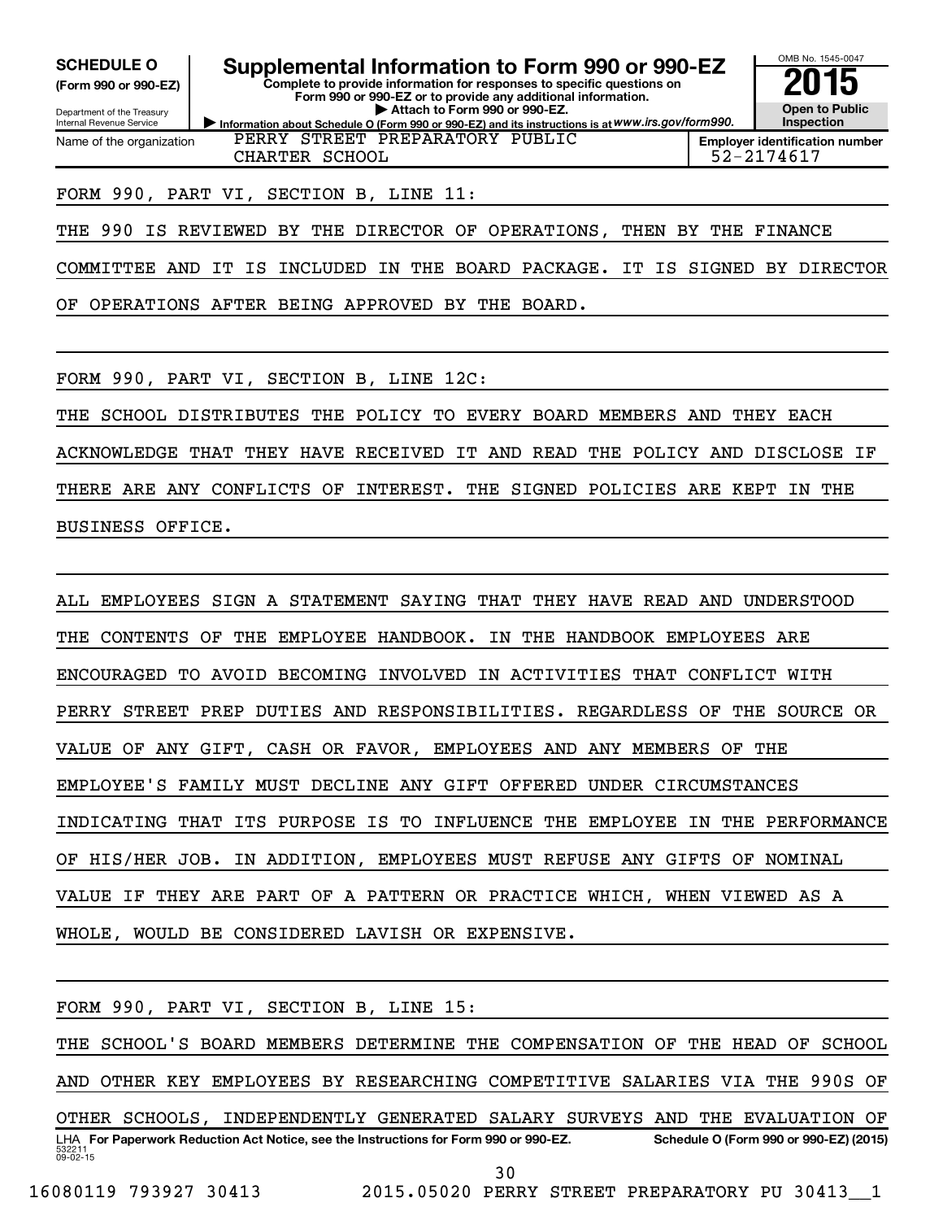**SCHEDULE O**
**(Form 990 or 990-EZ)**

Department of the Treasury
Internal Revenue Service

# Supplemental Information to Form 990 or 990-EZ

**Complete to provide information for responses to specific questions on Form 990 or 990-EZ or to provide any additional information.**
**▶ Attach to Form 990 or 990-EZ.**
**▶ Information about Schedule O (Form 990 or 990-EZ) and its instructions is at** *www.irs.gov/form990.*

OMB No. 1545-0047
**2015**
**Open to Public Inspection**

| Name of the organization | Employer identification number |
|---|---|
| PERRY STREET PREPARATORY PUBLIC CHARTER SCHOOL | 52-2174617 |

FORM 990, PART VI, SECTION B, LINE 11:

THE 990 IS REVIEWED BY THE DIRECTOR OF OPERATIONS, THEN BY THE FINANCE COMMITTEE AND IT IS INCLUDED IN THE BOARD PACKAGE. IT IS SIGNED BY DIRECTOR OF OPERATIONS AFTER BEING APPROVED BY THE BOARD.

FORM 990, PART VI, SECTION B, LINE 12C:

THE SCHOOL DISTRIBUTES THE POLICY TO EVERY BOARD MEMBERS AND THEY EACH ACKNOWLEDGE THAT THEY HAVE RECEIVED IT AND READ THE POLICY AND DISCLOSE IF THERE ARE ANY CONFLICTS OF INTEREST. THE SIGNED POLICIES ARE KEPT IN THE BUSINESS OFFICE.

ALL EMPLOYEES SIGN A STATEMENT SAYING THAT THEY HAVE READ AND UNDERSTOOD THE CONTENTS OF THE EMPLOYEE HANDBOOK. IN THE HANDBOOK EMPLOYEES ARE ENCOURAGED TO AVOID BECOMING INVOLVED IN ACTIVITIES THAT CONFLICT WITH PERRY STREET PREP DUTIES AND RESPONSIBILITIES. REGARDLESS OF THE SOURCE OR VALUE OF ANY GIFT, CASH OR FAVOR, EMPLOYEES AND ANY MEMBERS OF THE EMPLOYEE'S FAMILY MUST DECLINE ANY GIFT OFFERED UNDER CIRCUMSTANCES INDICATING THAT ITS PURPOSE IS TO INFLUENCE THE EMPLOYEE IN THE PERFORMANCE OF HIS/HER JOB. IN ADDITION, EMPLOYEES MUST REFUSE ANY GIFTS OF NOMINAL VALUE IF THEY ARE PART OF A PATTERN OR PRACTICE WHICH, WHEN VIEWED AS A WHOLE, WOULD BE CONSIDERED LAVISH OR EXPENSIVE.

FORM 990, PART VI, SECTION B, LINE 15:

THE SCHOOL'S BOARD MEMBERS DETERMINE THE COMPENSATION OF THE HEAD OF SCHOOL AND OTHER KEY EMPLOYEES BY RESEARCHING COMPETITIVE SALARIES VIA THE 990S OF OTHER SCHOOLS, INDEPENDENTLY GENERATED SALARY SURVEYS AND THE EVALUATION OF

LHA **For Paperwork Reduction Act Notice, see the Instructions for Form 990 or 990-EZ.** **Schedule O (Form 990 or 990-EZ) (2015)**
532211
09-02-15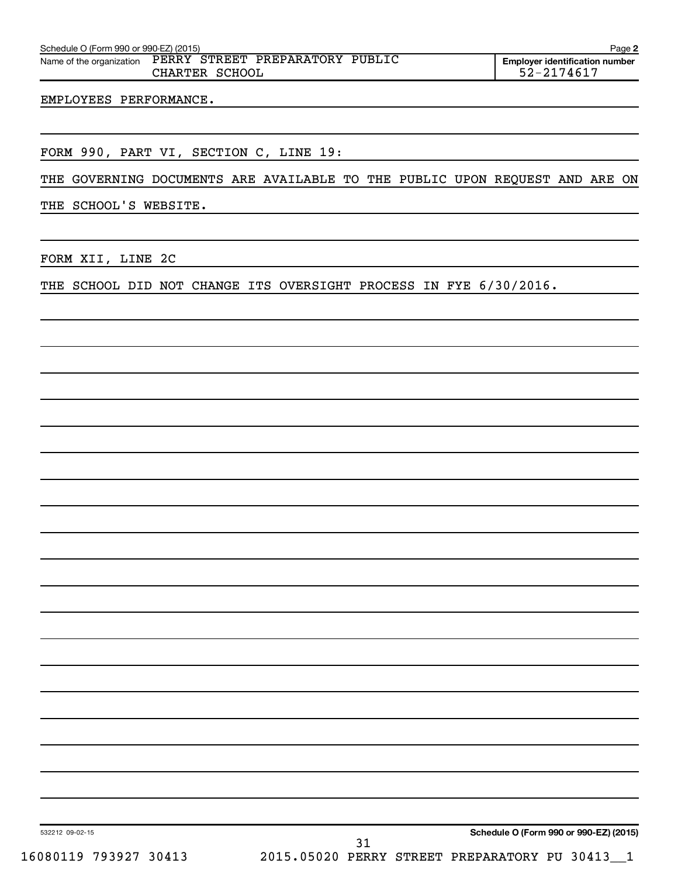Name of the organization PERRY STREET PREPARATORY PUBLIC CHARTER SCHOOL

Employer identification number 52-2174617

EMPLOYEES PERFORMANCE.

FORM 990, PART VI, SECTION C, LINE 19:

THE GOVERNING DOCUMENTS ARE AVAILABLE TO THE PUBLIC UPON REQUEST AND ARE ON THE SCHOOL'S WEBSITE.

FORM XII, LINE 2C

THE SCHOOL DID NOT CHANGE ITS OVERSIGHT PROCESS IN FYE 6/30/2016.